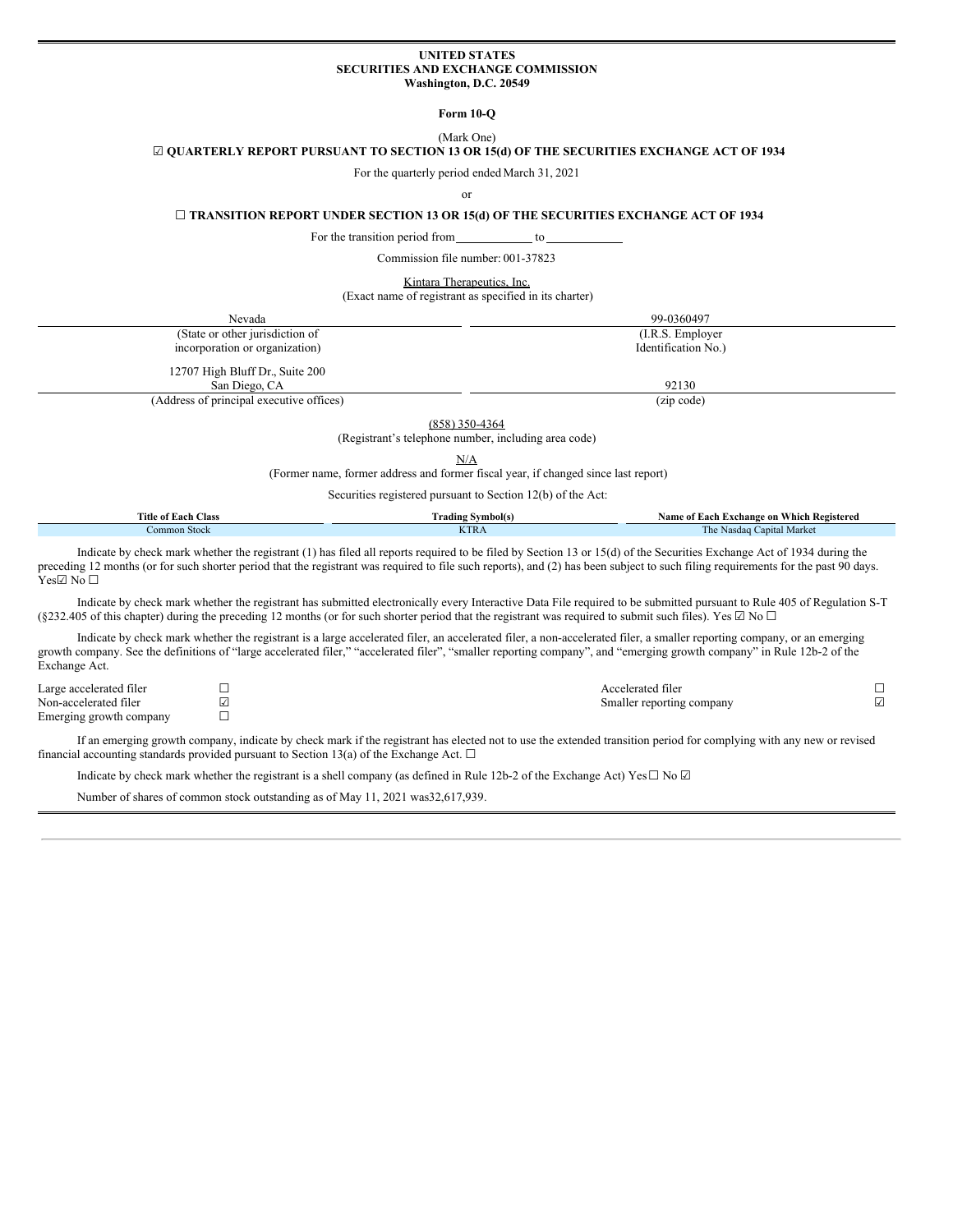**UNITED STATES**
**SECURITIES AND EXCHANGE COMMISSION**
**Washington, D.C. 20549**

**Form 10-Q**

(Mark One)

☑ **QUARTERLY REPORT PURSUANT TO SECTION 13 OR 15(d) OF THE SECURITIES EXCHANGE ACT OF 1934**

For the quarterly period ended March 31, 2021

or

☐ **TRANSITION REPORT UNDER SECTION 13 OR 15(d) OF THE SECURITIES EXCHANGE ACT OF 1934**

For the transition period from ____________ to ____________

Commission file number: 001-37823

Kintara Therapeutics, Inc.
(Exact name of registrant as specified in its charter)

| Nevada | 99-0360497 |
|---|---|
| (State or other jurisdiction of incorporation or organization) | (I.R.S. Employer Identification No.) |
| 12707 High Bluff Dr., Suite 200 San Diego, CA | 92130 |
| (Address of principal executive offices) | (zip code) |

(858) 350-4364
(Registrant's telephone number, including area code)

N/A
(Former name, former address and former fiscal year, if changed since last report)

Securities registered pursuant to Section 12(b) of the Act:

| Title of Each Class | Trading Symbol(s) | Name of Each Exchange on Which Registered |
|---|---|---|
| Common Stock | KTRA | The Nasdaq Capital Market |

Indicate by check mark whether the registrant (1) has filed all reports required to be filed by Section 13 or 15(d) of the Securities Exchange Act of 1934 during the preceding 12 months (or for such shorter period that the registrant was required to file such reports), and (2) has been subject to such filing requirements for the past 90 days. Yes☑ No ☐

Indicate by check mark whether the registrant has submitted electronically every Interactive Data File required to be submitted pursuant to Rule 405 of Regulation S-T (§232.405 of this chapter) during the preceding 12 months (or for such shorter period that the registrant was required to submit such files). Yes ☑ No ☐

Indicate by check mark whether the registrant is a large accelerated filer, an accelerated filer, a non-accelerated filer, a smaller reporting company, or an emerging growth company. See the definitions of "large accelerated filer," "accelerated filer", "smaller reporting company", and "emerging growth company" in Rule 12b-2 of the Exchange Act.

| | | | |
|---|---|---|---|
| Large accelerated filer | ☐ | Accelerated filer | ☐ |
| Non-accelerated filer | ☑ | Smaller reporting company | ☑ |
| Emerging growth company | ☐ | | |

If an emerging growth company, indicate by check mark if the registrant has elected not to use the extended transition period for complying with any new or revised financial accounting standards provided pursuant to Section 13(a) of the Exchange Act. ☐

Indicate by check mark whether the registrant is a shell company (as defined in Rule 12b-2 of the Exchange Act) Yes☐ No ☑

Number of shares of common stock outstanding as of May 11, 2021 was32,617,939.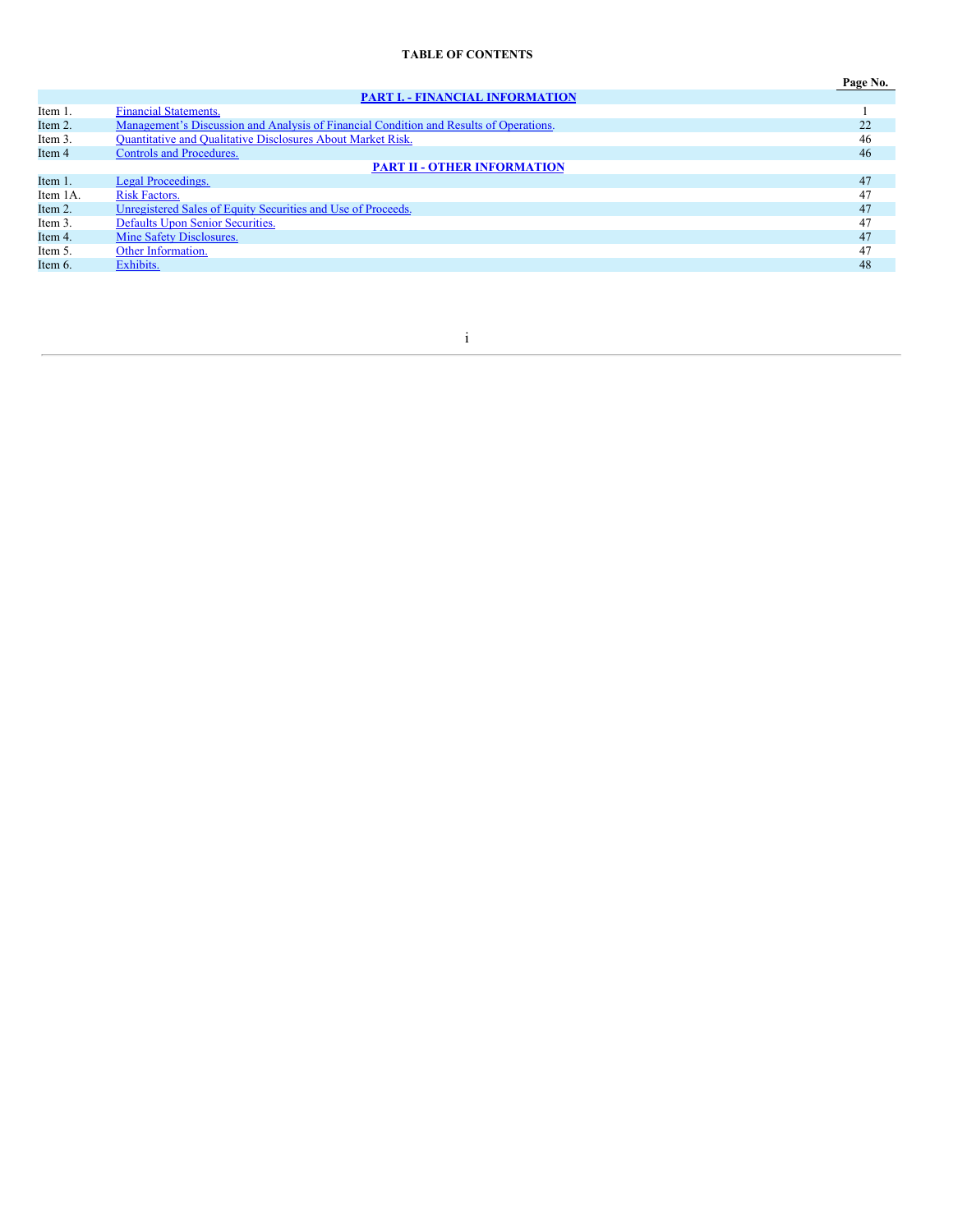**TABLE OF CONTENTS**

| | | Page No. |
|---|---|---|
| | **PART I. - FINANCIAL INFORMATION** | |
| Item 1. | Financial Statements. | 1 |
| Item 2. | Management's Discussion and Analysis of Financial Condition and Results of Operations. | 22 |
| Item 3. | Quantitative and Qualitative Disclosures About Market Risk. | 46 |
| Item 4 | Controls and Procedures. | 46 |
| | **PART II - OTHER INFORMATION** | |
| Item 1. | Legal Proceedings. | 47 |
| Item 1A. | Risk Factors. | 47 |
| Item 2. | Unregistered Sales of Equity Securities and Use of Proceeds. | 47 |
| Item 3. | Defaults Upon Senior Securities. | 47 |
| Item 4. | Mine Safety Disclosures. | 47 |
| Item 5. | Other Information. | 47 |
| Item 6. | Exhibits. | 48 |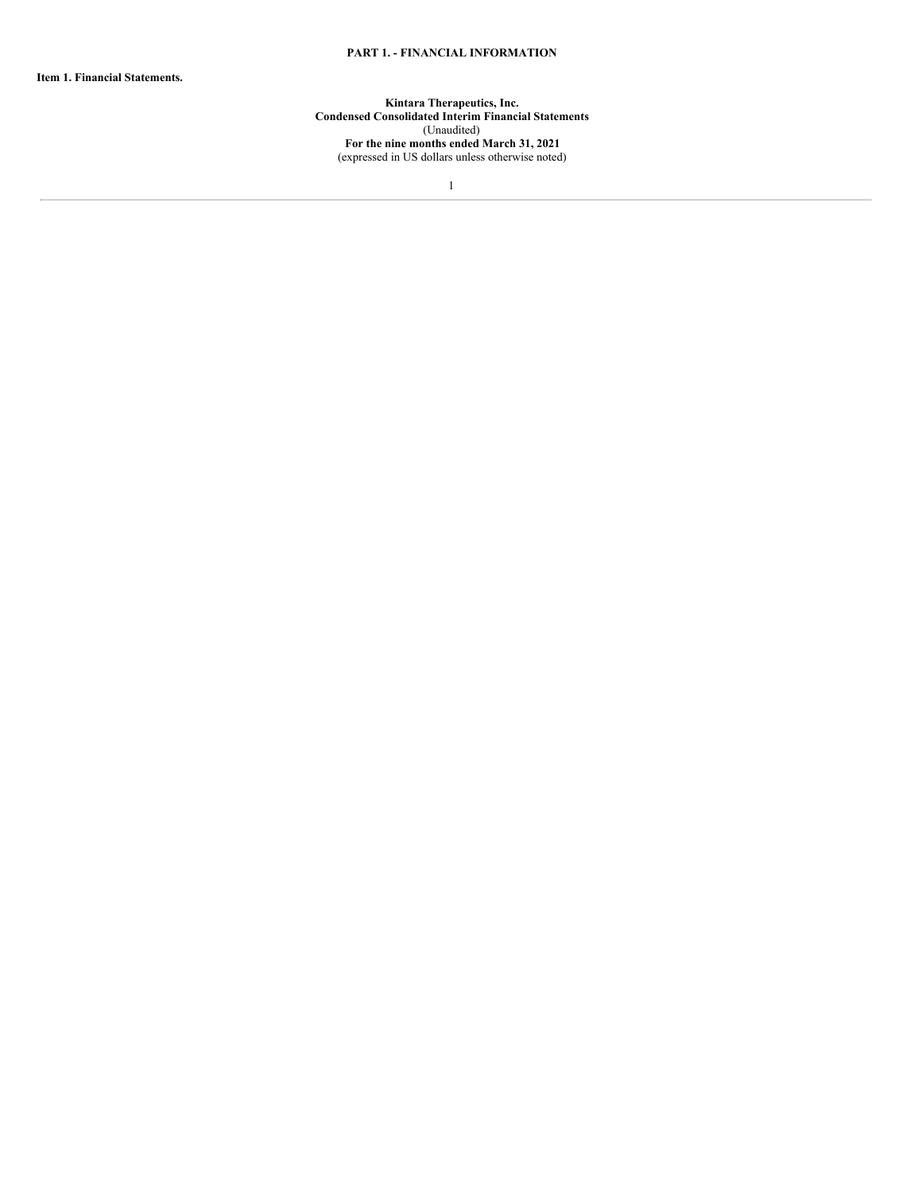# PART 1. - FINANCIAL INFORMATION

**Item 1. Financial Statements.**

**Kintara Therapeutics, Inc.**
**Condensed Consolidated Interim Financial Statements**
(Unaudited)
**For the nine months ended March 31, 2021**
(expressed in US dollars unless otherwise noted)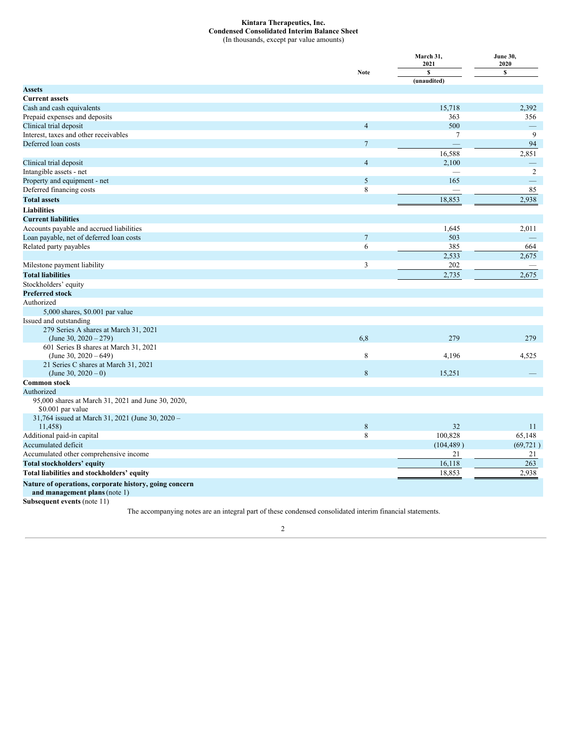**Kintara Therapeutics, Inc.**
**Condensed Consolidated Interim Balance Sheet**
(In thousands, except par value amounts)

| | Note | March 31, 2021 $ (unaudited) | June 30, 2020 $ |
|---|---|---|---|
| **Assets** | | | |
| **Current assets** | | | |
| Cash and cash equivalents | | 15,718 | 2,392 |
| Prepaid expenses and deposits | | 363 | 356 |
| Clinical trial deposit | 4 | 500 | — |
| Interest, taxes and other receivables | | 7 | 9 |
| Deferred loan costs | 7 | — | 94 |
| | | 16,588 | 2,851 |
| Clinical trial deposit | 4 | 2,100 | — |
| Intangible assets - net | | — | 2 |
| Property and equipment - net | 5 | 165 | — |
| Deferred financing costs | 8 | — | 85 |
| **Total assets** | | 18,853 | 2,938 |
| **Liabilities** | | | |
| **Current liabilities** | | | |
| Accounts payable and accrued liabilities | | 1,645 | 2,011 |
| Loan payable, net of deferred loan costs | 7 | 503 | — |
| Related party payables | 6 | 385 | 664 |
| | | 2,533 | 2,675 |
| Milestone payment liability | 3 | 202 | — |
| **Total liabilities** | | 2,735 | 2,675 |
| Stockholders' equity | | | |
| **Preferred stock** | | | |
| Authorized | | | |
| 5,000 shares, $0.001 par value | | | |
| Issued and outstanding | | | |
| 279 Series A shares at March 31, 2021 (June 30, 2020 – 279) | 6,8 | 279 | 279 |
| 601 Series B shares at March 31, 2021 (June 30, 2020 – 649) | 8 | 4,196 | 4,525 |
| 21 Series C shares at March 31, 2021 (June 30, 2020 – 0) | 8 | 15,251 | — |
| **Common stock** | | | |
| Authorized | | | |
| 95,000 shares at March 31, 2021 and June 30, 2020, $0.001 par value | | | |
| 31,764 issued at March 31, 2021 (June 30, 2020 – 11,458) | 8 | 32 | 11 |
| Additional paid-in capital | 8 | 100,828 | 65,148 |
| Accumulated deficit | | (104,489 ) | (69,721 ) |
| Accumulated other comprehensive income | | 21 | 21 |
| **Total stockholders' equity** | | 16,118 | 263 |
| **Total liabilities and stockholders' equity** | | 18,853 | 2,938 |

**Nature of operations, corporate history, going concern and management plans** (note 1)

**Subsequent events** (note 11)

The accompanying notes are an integral part of these condensed consolidated interim financial statements.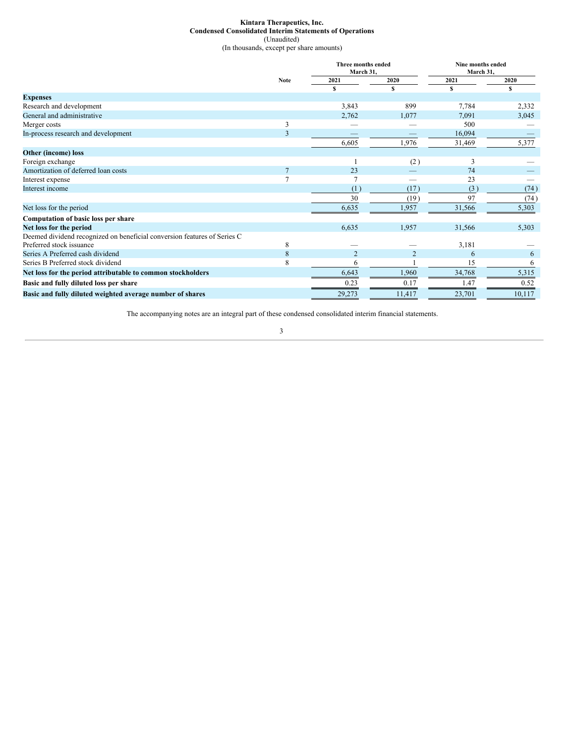**Kintara Therapeutics, Inc.**
**Condensed Consolidated Interim Statements of Operations**
(Unaudited)
(In thousands, except per share amounts)

| | Note | Three months ended March 31, | | Nine months ended March 31, | |
|---|---|---|---|---|---|
| | | 2021 | 2020 | 2021 | 2020 |
| | | $ | $ | $ | $ |
| **Expenses** | | | | | |
| Research and development | | 3,843 | 899 | 7,784 | 2,332 |
| General and administrative | | 2,762 | 1,077 | 7,091 | 3,045 |
| Merger costs | 3 | — | — | 500 | — |
| In-process research and development | 3 | — | — | 16,094 | — |
| | | 6,605 | 1,976 | 31,469 | 5,377 |
| **Other (income) loss** | | | | | |
| Foreign exchange | | 1 | (2) | 3 | — |
| Amortization of deferred loan costs | 7 | 23 | — | 74 | — |
| Interest expense | 7 | 7 | — | 23 | — |
| Interest income | | (1) | (17) | (3) | (74) |
| | | 30 | (19) | 97 | (74) |
| Net loss for the period | | 6,635 | 1,957 | 31,566 | 5,303 |
| **Computation of basic loss per share** | | | | | |
| **Net loss for the period** | | 6,635 | 1,957 | 31,566 | 5,303 |
| Deemed dividend recognized on beneficial conversion features of Series C Preferred stock issuance | 8 | — | — | 3,181 | — |
| Series A Preferred cash dividend | 8 | 2 | 2 | 6 | 6 |
| Series B Preferred stock dividend | 8 | 6 | 1 | 15 | 6 |
| **Net loss for the period attributable to common stockholders** | | 6,643 | 1,960 | 34,768 | 5,315 |
| **Basic and fully diluted loss per share** | | 0.23 | 0.17 | 1.47 | 0.52 |
| **Basic and fully diluted weighted average number of shares** | | 29,273 | 11,417 | 23,701 | 10,117 |

The accompanying notes are an integral part of these condensed consolidated interim financial statements.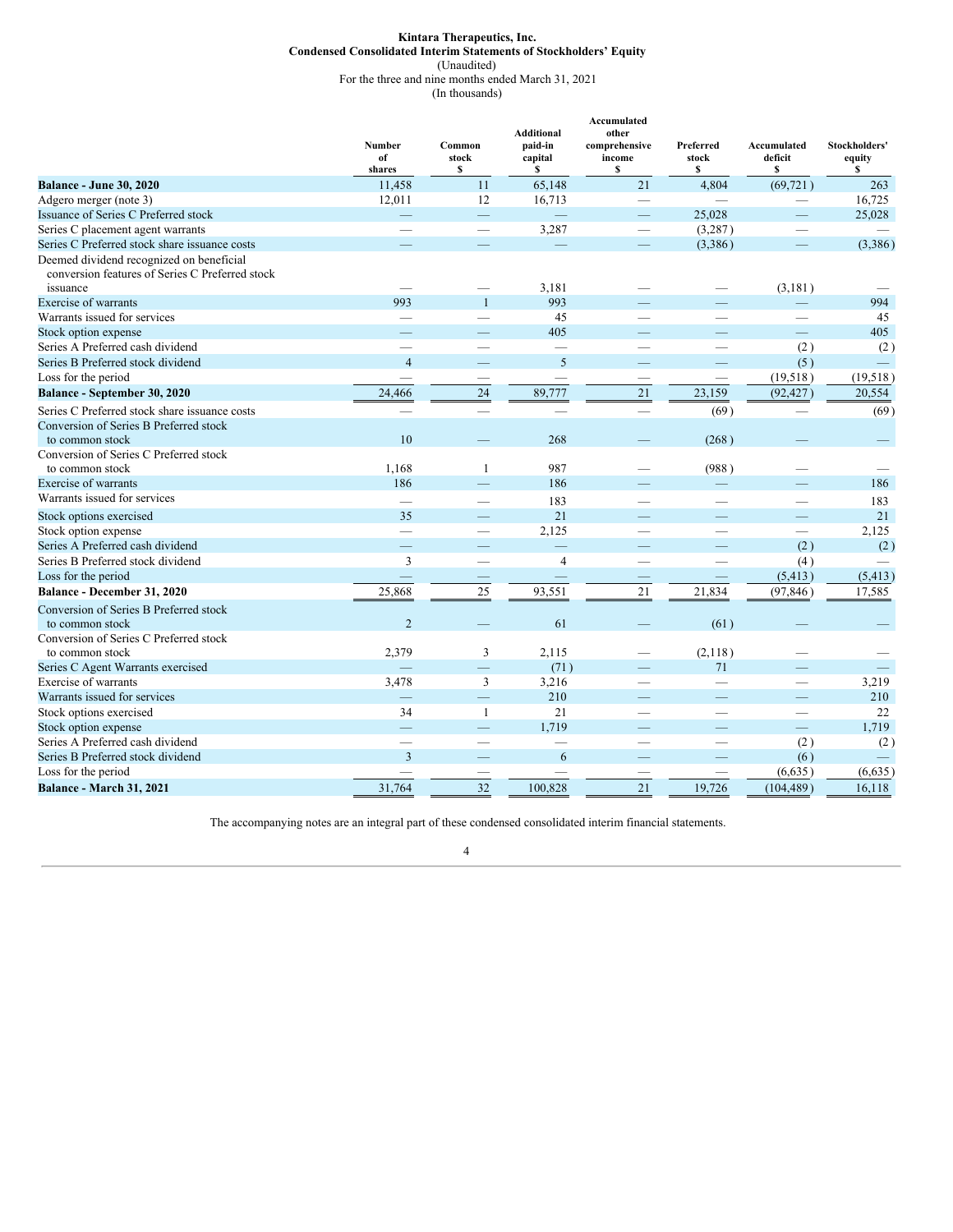**Kintara Therapeutics, Inc.**
**Condensed Consolidated Interim Statements of Stockholders' Equity**
(Unaudited)
For the three and nine months ended March 31, 2021
(In thousands)

| | Number of shares | Common stock $ | Additional paid-in capital $ | Accumulated other comprehensive income $ | Preferred stock $ | Accumulated deficit $ | Stockholders' equity $ |
|---|---|---|---|---|---|---|---|
| **Balance - June 30, 2020** | 11,458 | 11 | 65,148 | 21 | 4,804 | (69,721) | 263 |
| Adgero merger (note 3) | 12,011 | 12 | 16,713 | — | — | — | 16,725 |
| Issuance of Series C Preferred stock | — | — | — | — | 25,028 | — | 25,028 |
| Series C placement agent warrants | — | — | 3,287 | — | (3,287) | — | — |
| Series C Preferred stock share issuance costs | — | — | — | — | (3,386) | — | (3,386) |
| Deemed dividend recognized on beneficial conversion features of Series C Preferred stock issuance | — | — | 3,181 | — | — | (3,181) | — |
| Exercise of warrants | 993 | 1 | 993 | — | — | — | 994 |
| Warrants issued for services | — | — | 45 | — | — | — | 45 |
| Stock option expense | — | — | 405 | — | — | — | 405 |
| Series A Preferred cash dividend | — | — | — | — | — | (2) | (2) |
| Series B Preferred stock dividend | 4 | — | 5 | — | — | (5) | — |
| Loss for the period | — | — | — | — | — | (19,518) | (19,518) |
| **Balance - September 30, 2020** | 24,466 | 24 | 89,777 | 21 | 23,159 | (92,427) | 20,554 |
| Series C Preferred stock share issuance costs | — | — | — | — | (69) | — | (69) |
| Conversion of Series B Preferred stock to common stock | 10 | — | 268 | — | (268) | — | — |
| Conversion of Series C Preferred stock to common stock | 1,168 | 1 | 987 | — | (988) | — | — |
| Exercise of warrants | 186 | — | 186 | — | — | — | 186 |
| Warrants issued for services | — | — | 183 | — | — | — | 183 |
| Stock options exercised | 35 | — | 21 | — | — | — | 21 |
| Stock option expense | — | — | 2,125 | — | — | — | 2,125 |
| Series A Preferred cash dividend | — | — | — | — | — | (2) | (2) |
| Series B Preferred stock dividend | 3 | — | 4 | — | — | (4) | — |
| Loss for the period | — | — | — | — | — | (5,413) | (5,413) |
| **Balance - December 31, 2020** | 25,868 | 25 | 93,551 | 21 | 21,834 | (97,846) | 17,585 |
| Conversion of Series B Preferred stock to common stock | 2 | — | 61 | — | (61) | — | — |
| Conversion of Series C Preferred stock to common stock | 2,379 | 3 | 2,115 | — | (2,118) | — | — |
| Series C Agent Warrants exercised | — | — | (71) | — | 71 | — | — |
| Exercise of warrants | 3,478 | 3 | 3,216 | — | — | — | 3,219 |
| Warrants issued for services | — | — | 210 | — | — | — | 210 |
| Stock options exercised | 34 | 1 | 21 | — | — | — | 22 |
| Stock option expense | — | — | 1,719 | — | — | — | 1,719 |
| Series A Preferred cash dividend | — | — | — | — | — | (2) | (2) |
| Series B Preferred stock dividend | 3 | — | 6 | — | — | (6) | — |
| Loss for the period | — | — | — | — | — | (6,635) | (6,635) |
| **Balance - March 31, 2021** | 31,764 | 32 | 100,828 | 21 | 19,726 | (104,489) | 16,118 |

The accompanying notes are an integral part of these condensed consolidated interim financial statements.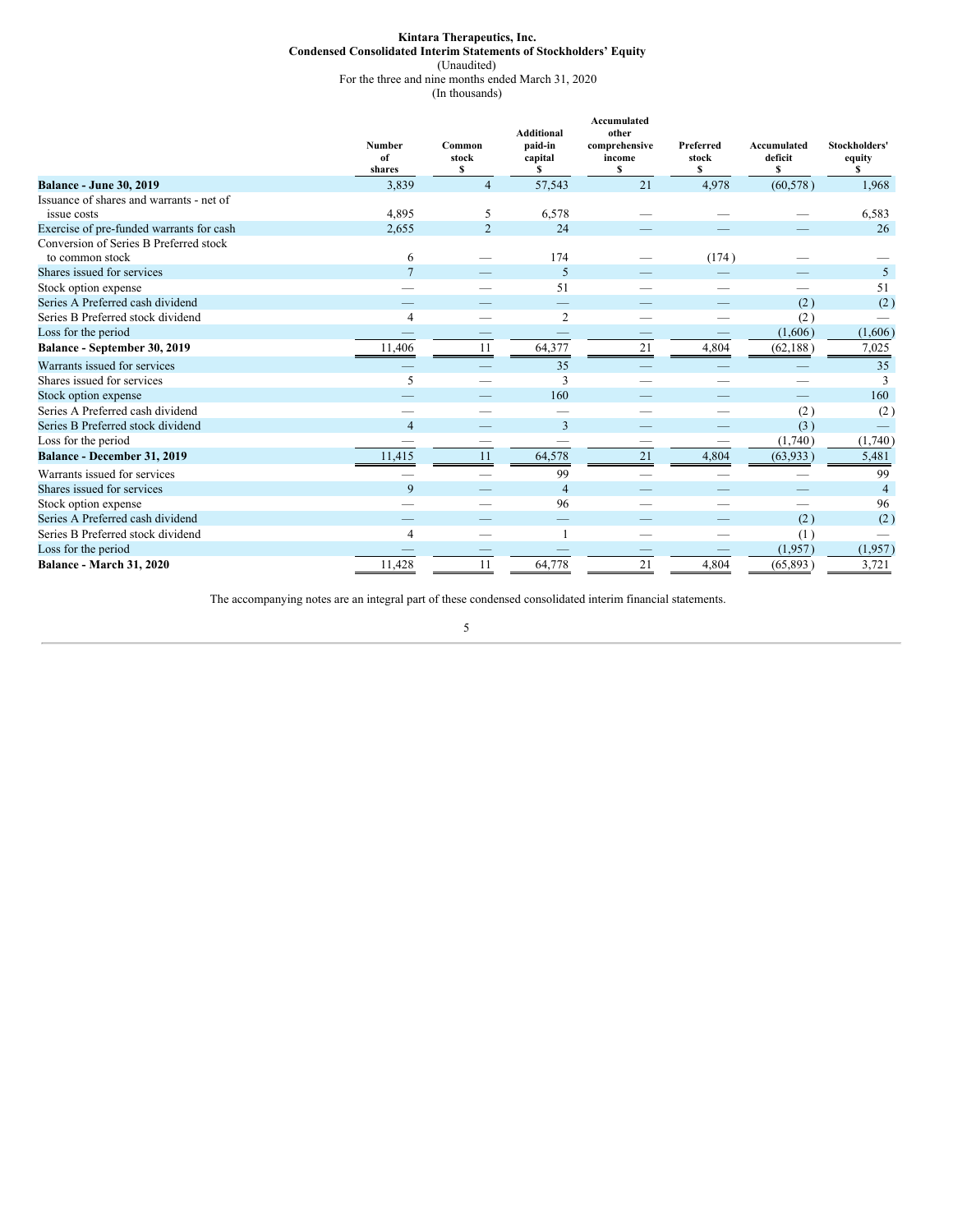**Kintara Therapeutics, Inc.**
**Condensed Consolidated Interim Statements of Stockholders' Equity**
(Unaudited)
For the three and nine months ended March 31, 2020
(In thousands)

| | Number of shares | Common stock $ | Additional paid-in capital $ | Accumulated other comprehensive income $ | Preferred stock $ | Accumulated deficit $ | Stockholders' equity $ |
|---|---|---|---|---|---|---|---|
| **Balance - June 30, 2019** | 3,839 | 4 | 57,543 | 21 | 4,978 | (60,578 ) | 1,968 |
| Issuance of shares and warrants - net of issue costs | 4,895 | 5 | 6,578 | — | — | — | 6,583 |
| Exercise of pre-funded warrants for cash | 2,655 | 2 | 24 | — | — | — | 26 |
| Conversion of Series B Preferred stock to common stock | 6 | — | 174 | — | (174 ) | — | — |
| Shares issued for services | 7 | — | 5 | — | — | — | 5 |
| Stock option expense | — | — | 51 | — | — | — | 51 |
| Series A Preferred cash dividend | — | — | — | — | — | (2 ) | (2 ) |
| Series B Preferred stock dividend | 4 | — | 2 | — | — | (2 ) | — |
| Loss for the period | — | — | — | — | — | (1,606 ) | (1,606 ) |
| **Balance - September 30, 2019** | 11,406 | 11 | 64,377 | 21 | 4,804 | (62,188 ) | 7,025 |
| Warrants issued for services | — | — | 35 | — | — | — | 35 |
| Shares issued for services | 5 | — | 3 | — | — | — | 3 |
| Stock option expense | — | — | 160 | — | — | — | 160 |
| Series A Preferred cash dividend | — | — | — | — | — | (2 ) | (2 ) |
| Series B Preferred stock dividend | 4 | — | 3 | — | — | (3 ) | — |
| Loss for the period | — | — | — | — | — | (1,740 ) | (1,740 ) |
| **Balance - December 31, 2019** | 11,415 | 11 | 64,578 | 21 | 4,804 | (63,933 ) | 5,481 |
| Warrants issued for services | — | — | 99 | — | — | — | 99 |
| Shares issued for services | 9 | — | 4 | — | — | — | 4 |
| Stock option expense | — | — | 96 | — | — | — | 96 |
| Series A Preferred cash dividend | — | — | — | — | — | (2 ) | (2 ) |
| Series B Preferred stock dividend | 4 | — | 1 | — | — | (1 ) | — |
| Loss for the period | — | — | — | — | — | (1,957 ) | (1,957 ) |
| **Balance - March 31, 2020** | 11,428 | 11 | 64,778 | 21 | 4,804 | (65,893 ) | 3,721 |

The accompanying notes are an integral part of these condensed consolidated interim financial statements.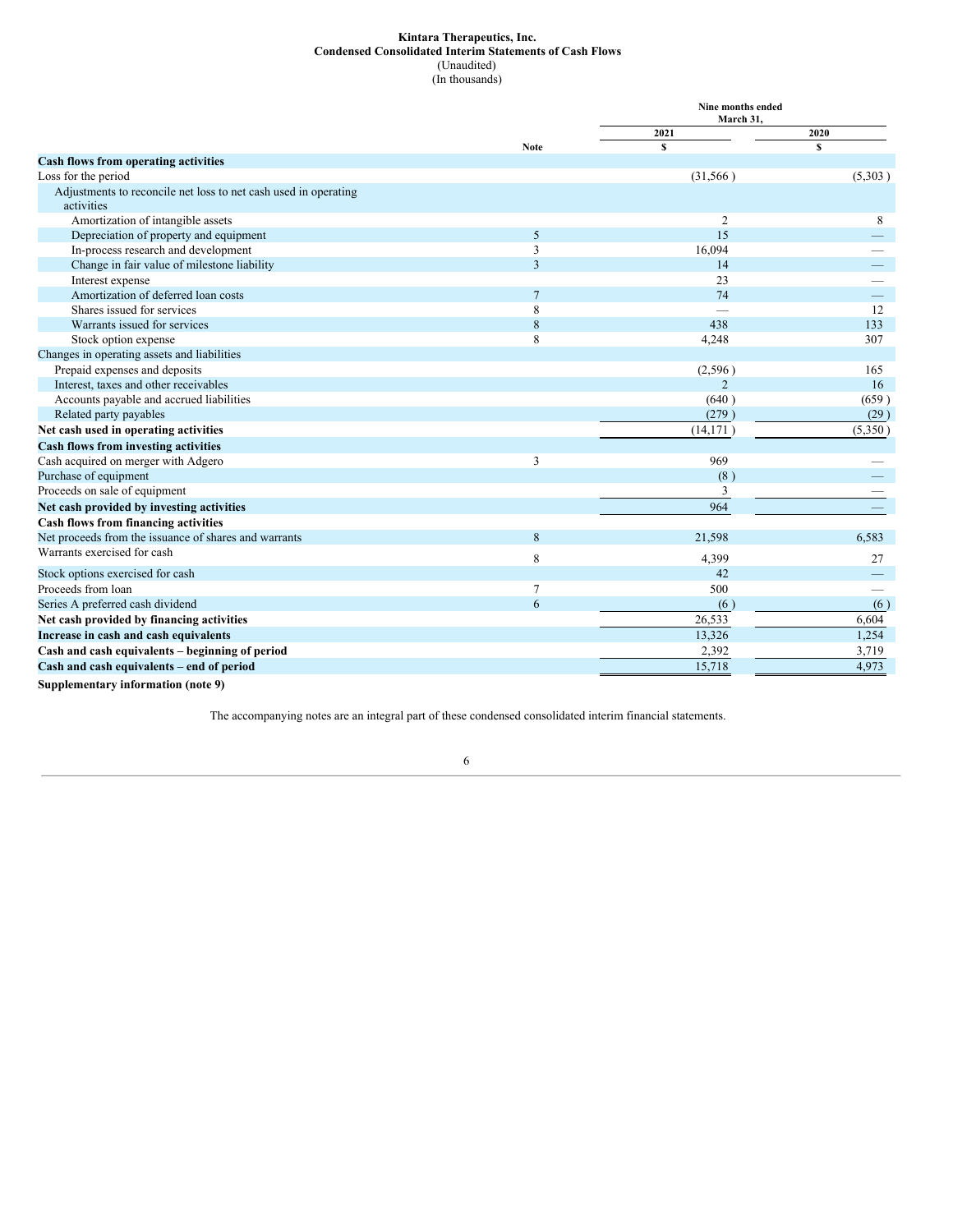**Kintara Therapeutics, Inc.**
**Condensed Consolidated Interim Statements of Cash Flows**
(Unaudited)
(In thousands)

| | Note | Nine months ended March 31, 2021 $ | Nine months ended March 31, 2020 $ |
|---|---|---|---|
| **Cash flows from operating activities** | | | |
| Loss for the period | | (31,566 ) | (5,303 ) |
| Adjustments to reconcile net loss to net cash used in operating activities | | | |
| Amortization of intangible assets | | 2 | 8 |
| Depreciation of property and equipment | 5 | 15 | — |
| In-process research and development | 3 | 16,094 | — |
| Change in fair value of milestone liability | 3 | 14 | — |
| Interest expense | | 23 | — |
| Amortization of deferred loan costs | 7 | 74 | — |
| Shares issued for services | 8 | — | 12 |
| Warrants issued for services | 8 | 438 | 133 |
| Stock option expense | 8 | 4,248 | 307 |
| Changes in operating assets and liabilities | | | |
| Prepaid expenses and deposits | | (2,596 ) | 165 |
| Interest, taxes and other receivables | | 2 | 16 |
| Accounts payable and accrued liabilities | | (640 ) | (659 ) |
| Related party payables | | (279 ) | (29 ) |
| **Net cash used in operating activities** | | (14,171 ) | (5,350 ) |
| **Cash flows from investing activities** | | | |
| Cash acquired on merger with Adgero | 3 | 969 | — |
| Purchase of equipment | | (8 ) | — |
| Proceeds on sale of equipment | | 3 | — |
| **Net cash provided by investing activities** | | 964 | — |
| **Cash flows from financing activities** | | | |
| Net proceeds from the issuance of shares and warrants | 8 | 21,598 | 6,583 |
| Warrants exercised for cash | 8 | 4,399 | 27 |
| Stock options exercised for cash | | 42 | — |
| Proceeds from loan | 7 | 500 | — |
| Series A preferred cash dividend | 6 | (6 ) | (6 ) |
| **Net cash provided by financing activities** | | 26,533 | 6,604 |
| **Increase in cash and cash equivalents** | | 13,326 | 1,254 |
| **Cash and cash equivalents – beginning of period** | | 2,392 | 3,719 |
| **Cash and cash equivalents – end of period** | | 15,718 | 4,973 |

**Supplementary information (note 9)**

The accompanying notes are an integral part of these condensed consolidated interim financial statements.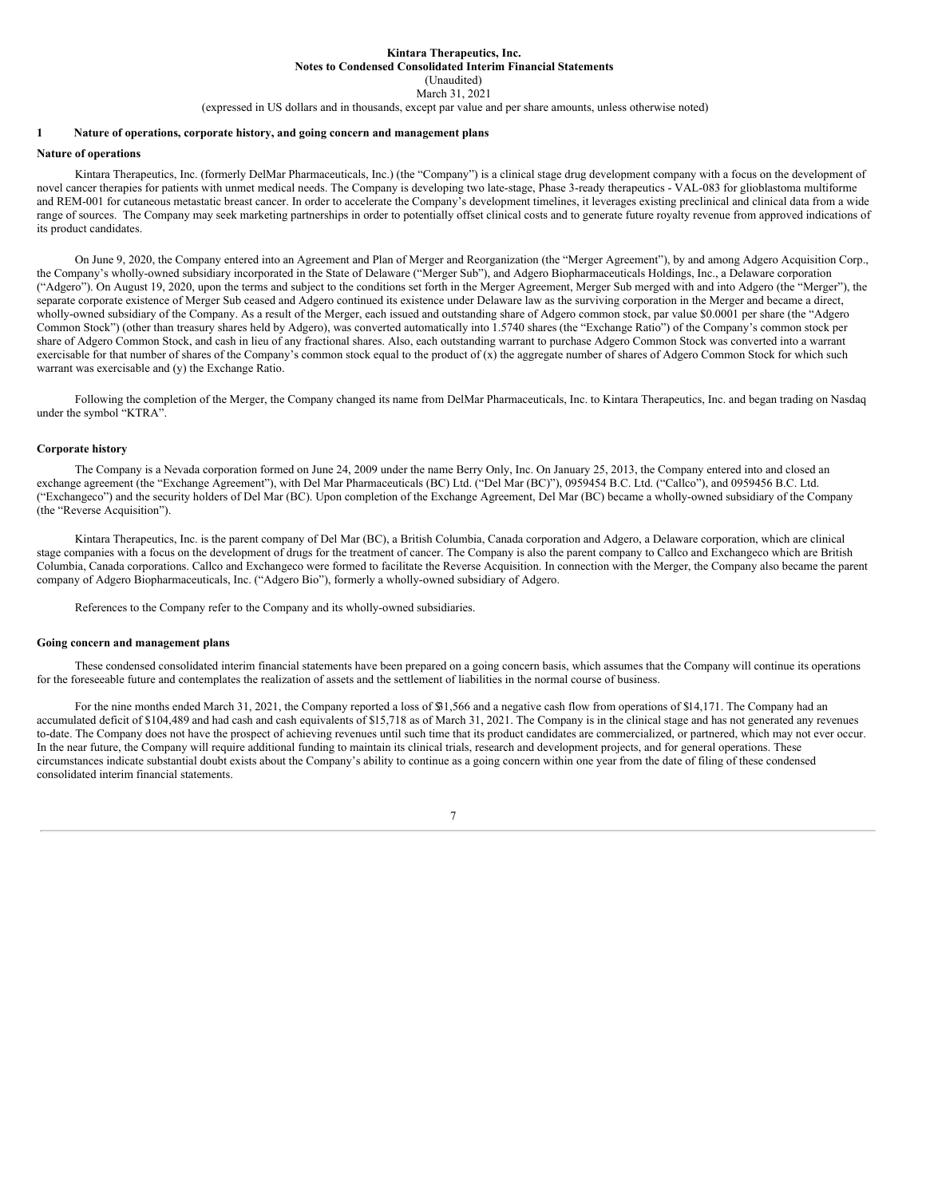**Kintara Therapeutics, Inc.**
**Notes to Condensed Consolidated Interim Financial Statements**
(Unaudited)
March 31, 2021
(expressed in US dollars and in thousands, except par value and per share amounts, unless otherwise noted)

## 1 Nature of operations, corporate history, and going concern and management plans

### Nature of operations

Kintara Therapeutics, Inc. (formerly DelMar Pharmaceuticals, Inc.) (the "Company") is a clinical stage drug development company with a focus on the development of novel cancer therapies for patients with unmet medical needs. The Company is developing two late-stage, Phase 3-ready therapeutics - VAL-083 for glioblastoma multiforme and REM-001 for cutaneous metastatic breast cancer. In order to accelerate the Company's development timelines, it leverages existing preclinical and clinical data from a wide range of sources. The Company may seek marketing partnerships in order to potentially offset clinical costs and to generate future royalty revenue from approved indications of its product candidates.

On June 9, 2020, the Company entered into an Agreement and Plan of Merger and Reorganization (the "Merger Agreement"), by and among Adgero Acquisition Corp., the Company's wholly-owned subsidiary incorporated in the State of Delaware ("Merger Sub"), and Adgero Biopharmaceuticals Holdings, Inc., a Delaware corporation ("Adgero"). On August 19, 2020, upon the terms and subject to the conditions set forth in the Merger Agreement, Merger Sub merged with and into Adgero (the "Merger"), the separate corporate existence of Merger Sub ceased and Adgero continued its existence under Delaware law as the surviving corporation in the Merger and became a direct, wholly-owned subsidiary of the Company. As a result of the Merger, each issued and outstanding share of Adgero common stock, par value $0.0001 per share (the "Adgero Common Stock") (other than treasury shares held by Adgero), was converted automatically into 1.5740 shares (the "Exchange Ratio") of the Company's common stock per share of Adgero Common Stock, and cash in lieu of any fractional shares. Also, each outstanding warrant to purchase Adgero Common Stock was converted into a warrant exercisable for that number of shares of the Company's common stock equal to the product of (x) the aggregate number of shares of Adgero Common Stock for which such warrant was exercisable and (y) the Exchange Ratio.

Following the completion of the Merger, the Company changed its name from DelMar Pharmaceuticals, Inc. to Kintara Therapeutics, Inc. and began trading on Nasdaq under the symbol "KTRA".

### Corporate history

The Company is a Nevada corporation formed on June 24, 2009 under the name Berry Only, Inc. On January 25, 2013, the Company entered into and closed an exchange agreement (the "Exchange Agreement"), with Del Mar Pharmaceuticals (BC) Ltd. ("Del Mar (BC)"), 0959454 B.C. Ltd. ("Callco"), and 0959456 B.C. Ltd. ("Exchangeco") and the security holders of Del Mar (BC). Upon completion of the Exchange Agreement, Del Mar (BC) became a wholly-owned subsidiary of the Company (the "Reverse Acquisition").

Kintara Therapeutics, Inc. is the parent company of Del Mar (BC), a British Columbia, Canada corporation and Adgero, a Delaware corporation, which are clinical stage companies with a focus on the development of drugs for the treatment of cancer. The Company is also the parent company to Callco and Exchangeco which are British Columbia, Canada corporations. Callco and Exchangeco were formed to facilitate the Reverse Acquisition. In connection with the Merger, the Company also became the parent company of Adgero Biopharmaceuticals, Inc. ("Adgero Bio"), formerly a wholly-owned subsidiary of Adgero.

References to the Company refer to the Company and its wholly-owned subsidiaries.

### Going concern and management plans

These condensed consolidated interim financial statements have been prepared on a going concern basis, which assumes that the Company will continue its operations for the foreseeable future and contemplates the realization of assets and the settlement of liabilities in the normal course of business.

For the nine months ended March 31, 2021, the Company reported a loss of $31,566 and a negative cash flow from operations of $14,171. The Company had an accumulated deficit of $104,489 and had cash and cash equivalents of $15,718 as of March 31, 2021. The Company is in the clinical stage and has not generated any revenues to-date. The Company does not have the prospect of achieving revenues until such time that its product candidates are commercialized, or partnered, which may not ever occur. In the near future, the Company will require additional funding to maintain its clinical trials, research and development projects, and for general operations. These circumstances indicate substantial doubt exists about the Company's ability to continue as a going concern within one year from the date of filing of these condensed consolidated interim financial statements.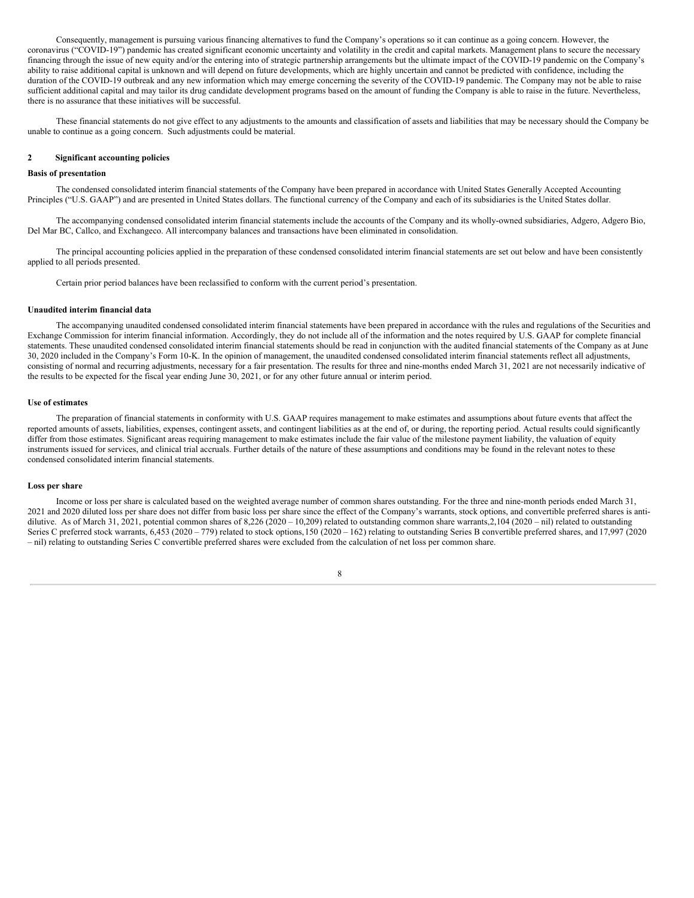Consequently, management is pursuing various financing alternatives to fund the Company's operations so it can continue as a going concern. However, the coronavirus ("COVID-19") pandemic has created significant economic uncertainty and volatility in the credit and capital markets. Management plans to secure the necessary financing through the issue of new equity and/or the entering into of strategic partnership arrangements but the ultimate impact of the COVID-19 pandemic on the Company's ability to raise additional capital is unknown and will depend on future developments, which are highly uncertain and cannot be predicted with confidence, including the duration of the COVID-19 outbreak and any new information which may emerge concerning the severity of the COVID-19 pandemic. The Company may not be able to raise sufficient additional capital and may tailor its drug candidate development programs based on the amount of funding the Company is able to raise in the future. Nevertheless, there is no assurance that these initiatives will be successful.

These financial statements do not give effect to any adjustments to the amounts and classification of assets and liabilities that may be necessary should the Company be unable to continue as a going concern. Such adjustments could be material.

## 2 Significant accounting policies

**Basis of presentation**

The condensed consolidated interim financial statements of the Company have been prepared in accordance with United States Generally Accepted Accounting Principles ("U.S. GAAP") and are presented in United States dollars. The functional currency of the Company and each of its subsidiaries is the United States dollar.

The accompanying condensed consolidated interim financial statements include the accounts of the Company and its wholly-owned subsidiaries, Adgero, Adgero Bio, Del Mar BC, Callco, and Exchangeco. All intercompany balances and transactions have been eliminated in consolidation.

The principal accounting policies applied in the preparation of these condensed consolidated interim financial statements are set out below and have been consistently applied to all periods presented.

Certain prior period balances have been reclassified to conform with the current period's presentation.

**Unaudited interim financial data**

The accompanying unaudited condensed consolidated interim financial statements have been prepared in accordance with the rules and regulations of the Securities and Exchange Commission for interim financial information. Accordingly, they do not include all of the information and the notes required by U.S. GAAP for complete financial statements. These unaudited condensed consolidated interim financial statements should be read in conjunction with the audited financial statements of the Company as at June 30, 2020 included in the Company's Form 10-K. In the opinion of management, the unaudited condensed consolidated interim financial statements reflect all adjustments, consisting of normal and recurring adjustments, necessary for a fair presentation. The results for three and nine-months ended March 31, 2021 are not necessarily indicative of the results to be expected for the fiscal year ending June 30, 2021, or for any other future annual or interim period.

**Use of estimates**

The preparation of financial statements in conformity with U.S. GAAP requires management to make estimates and assumptions about future events that affect the reported amounts of assets, liabilities, expenses, contingent assets, and contingent liabilities as at the end of, or during, the reporting period. Actual results could significantly differ from those estimates. Significant areas requiring management to make estimates include the fair value of the milestone payment liability, the valuation of equity instruments issued for services, and clinical trial accruals. Further details of the nature of these assumptions and conditions may be found in the relevant notes to these condensed consolidated interim financial statements.

**Loss per share**

Income or loss per share is calculated based on the weighted average number of common shares outstanding. For the three and nine-month periods ended March 31, 2021 and 2020 diluted loss per share does not differ from basic loss per share since the effect of the Company's warrants, stock options, and convertible preferred shares is anti-dilutive. As of March 31, 2021, potential common shares of 8,226 (2020 – 10,209) related to outstanding common share warrants,2,104 (2020 – nil) related to outstanding Series C preferred stock warrants, 6,453 (2020 – 779) related to stock options,150 (2020 – 162) relating to outstanding Series B convertible preferred shares, and 17,997 (2020 – nil) relating to outstanding Series C convertible preferred shares were excluded from the calculation of net loss per common share.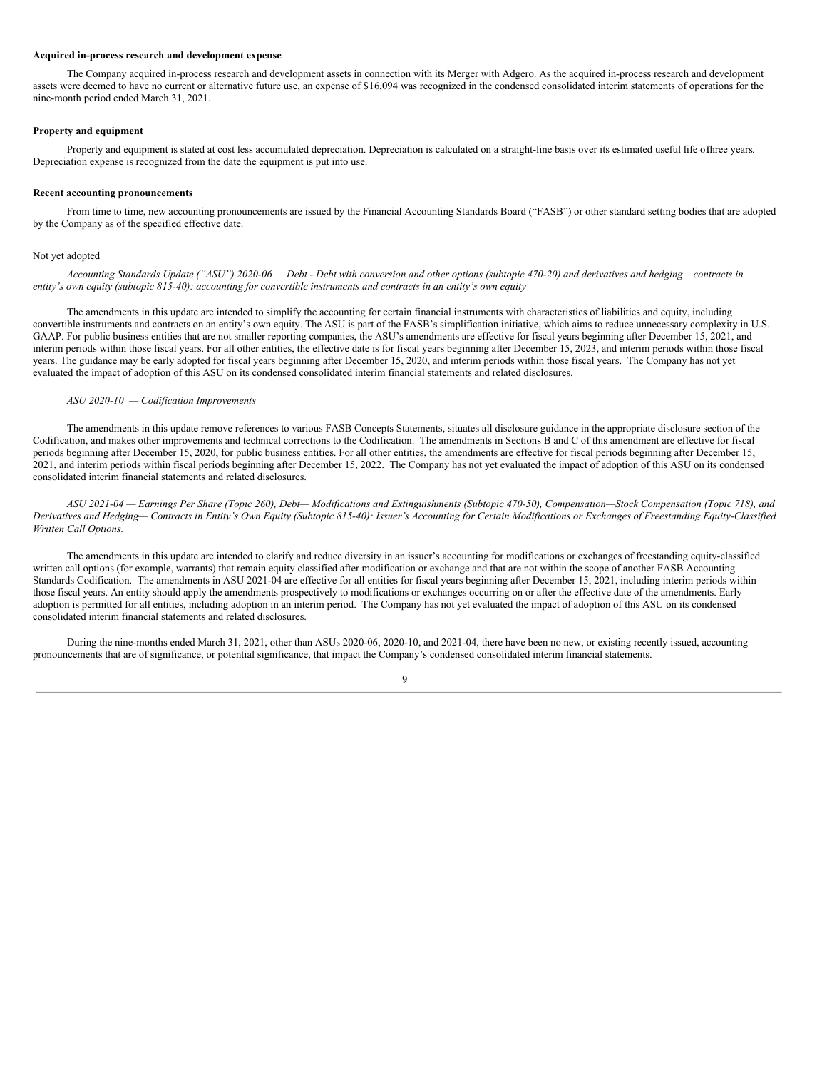**Acquired in-process research and development expense**

The Company acquired in-process research and development assets in connection with its Merger with Adgero. As the acquired in-process research and development assets were deemed to have no current or alternative future use, an expense of $16,094 was recognized in the condensed consolidated interim statements of operations for the nine-month period ended March 31, 2021.

**Property and equipment**

Property and equipment is stated at cost less accumulated depreciation. Depreciation is calculated on a straight-line basis over its estimated useful life of three years. Depreciation expense is recognized from the date the equipment is put into use.

**Recent accounting pronouncements**

From time to time, new accounting pronouncements are issued by the Financial Accounting Standards Board ("FASB") or other standard setting bodies that are adopted by the Company as of the specified effective date.

Not yet adopted

*Accounting Standards Update ("ASU") 2020-06 — Debt - Debt with conversion and other options (subtopic 470-20) and derivatives and hedging – contracts in entity's own equity (subtopic 815-40): accounting for convertible instruments and contracts in an entity's own equity*

The amendments in this update are intended to simplify the accounting for certain financial instruments with characteristics of liabilities and equity, including convertible instruments and contracts on an entity's own equity. The ASU is part of the FASB's simplification initiative, which aims to reduce unnecessary complexity in U.S. GAAP. For public business entities that are not smaller reporting companies, the ASU's amendments are effective for fiscal years beginning after December 15, 2021, and interim periods within those fiscal years. For all other entities, the effective date is for fiscal years beginning after December 15, 2023, and interim periods within those fiscal years. The guidance may be early adopted for fiscal years beginning after December 15, 2020, and interim periods within those fiscal years. The Company has not yet evaluated the impact of adoption of this ASU on its condensed consolidated interim financial statements and related disclosures.

*ASU 2020-10 — Codification Improvements*

The amendments in this update remove references to various FASB Concepts Statements, situates all disclosure guidance in the appropriate disclosure section of the Codification, and makes other improvements and technical corrections to the Codification. The amendments in Sections B and C of this amendment are effective for fiscal periods beginning after December 15, 2020, for public business entities. For all other entities, the amendments are effective for fiscal periods beginning after December 15, 2021, and interim periods within fiscal periods beginning after December 15, 2022. The Company has not yet evaluated the impact of adoption of this ASU on its condensed consolidated interim financial statements and related disclosures.

*ASU 2021-04 — Earnings Per Share (Topic 260), Debt— Modifications and Extinguishments (Subtopic 470-50), Compensation—Stock Compensation (Topic 718), and Derivatives and Hedging— Contracts in Entity's Own Equity (Subtopic 815-40): Issuer's Accounting for Certain Modifications or Exchanges of Freestanding Equity-Classified Written Call Options.*

The amendments in this update are intended to clarify and reduce diversity in an issuer's accounting for modifications or exchanges of freestanding equity-classified written call options (for example, warrants) that remain equity classified after modification or exchange and that are not within the scope of another FASB Accounting Standards Codification. The amendments in ASU 2021-04 are effective for all entities for fiscal years beginning after December 15, 2021, including interim periods within those fiscal years. An entity should apply the amendments prospectively to modifications or exchanges occurring on or after the effective date of the amendments. Early adoption is permitted for all entities, including adoption in an interim period. The Company has not yet evaluated the impact of adoption of this ASU on its condensed consolidated interim financial statements and related disclosures.

During the nine-months ended March 31, 2021, other than ASUs 2020-06, 2020-10, and 2021-04, there have been no new, or existing recently issued, accounting pronouncements that are of significance, or potential significance, that impact the Company's condensed consolidated interim financial statements.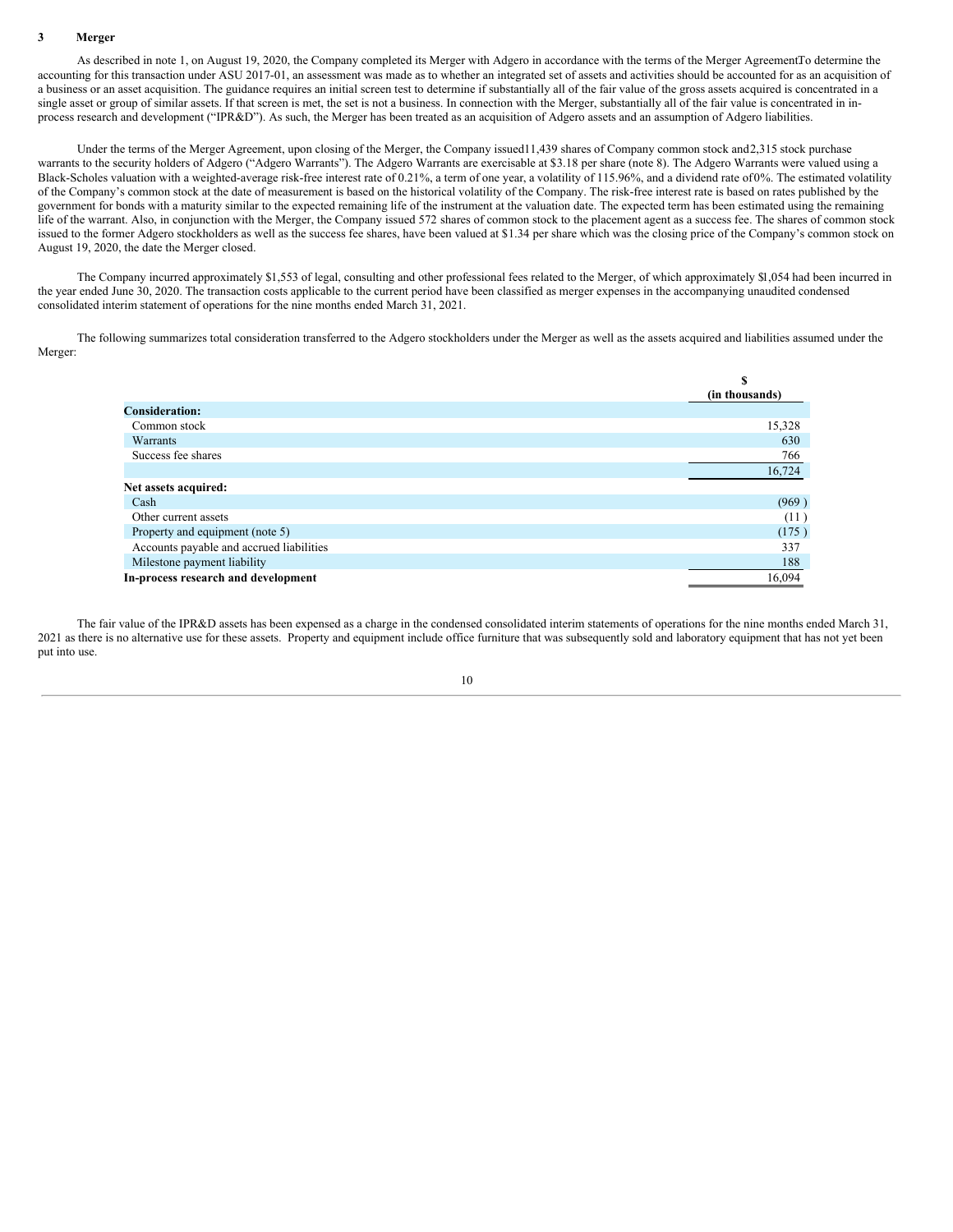## 3 Merger

As described in note 1, on August 19, 2020, the Company completed its Merger with Adgero in accordance with the terms of the Merger AgreementTo determine the accounting for this transaction under ASU 2017-01, an assessment was made as to whether an integrated set of assets and activities should be accounted for as an acquisition of a business or an asset acquisition. The guidance requires an initial screen test to determine if substantially all of the fair value of the gross assets acquired is concentrated in a single asset or group of similar assets. If that screen is met, the set is not a business. In connection with the Merger, substantially all of the fair value is concentrated in in-process research and development ("IPR&D"). As such, the Merger has been treated as an acquisition of Adgero assets and an assumption of Adgero liabilities.

Under the terms of the Merger Agreement, upon closing of the Merger, the Company issued11,439 shares of Company common stock and2,315 stock purchase warrants to the security holders of Adgero ("Adgero Warrants"). The Adgero Warrants are exercisable at $3.18 per share (note 8). The Adgero Warrants were valued using a Black-Scholes valuation with a weighted-average risk-free interest rate of 0.21%, a term of one year, a volatility of 115.96%, and a dividend rate of0%. The estimated volatility of the Company's common stock at the date of measurement is based on the historical volatility of the Company. The risk-free interest rate is based on rates published by the government for bonds with a maturity similar to the expected remaining life of the instrument at the valuation date. The expected term has been estimated using the remaining life of the warrant. Also, in conjunction with the Merger, the Company issued 572 shares of common stock to the placement agent as a success fee. The shares of common stock issued to the former Adgero stockholders as well as the success fee shares, have been valued at $1.34 per share which was the closing price of the Company's common stock on August 19, 2020, the date the Merger closed.

The Company incurred approximately $1,553 of legal, consulting and other professional fees related to the Merger, of which approximately $l,054 had been incurred in the year ended June 30, 2020. The transaction costs applicable to the current period have been classified as merger expenses in the accompanying unaudited condensed consolidated interim statement of operations for the nine months ended March 31, 2021.

The following summarizes total consideration transferred to the Adgero stockholders under the Merger as well as the assets acquired and liabilities assumed under the Merger:

| | $ (in thousands) |
|---|---|
| **Consideration:** | |
| Common stock | 15,328 |
| Warrants | 630 |
| Success fee shares | 766 |
| | 16,724 |
| **Net assets acquired:** | |
| Cash | (969 ) |
| Other current assets | (11 ) |
| Property and equipment (note 5) | (175 ) |
| Accounts payable and accrued liabilities | 337 |
| Milestone payment liability | 188 |
| **In-process research and development** | 16,094 |

The fair value of the IPR&D assets has been expensed as a charge in the condensed consolidated interim statements of operations for the nine months ended March 31, 2021 as there is no alternative use for these assets. Property and equipment include office furniture that was subsequently sold and laboratory equipment that has not yet been put into use.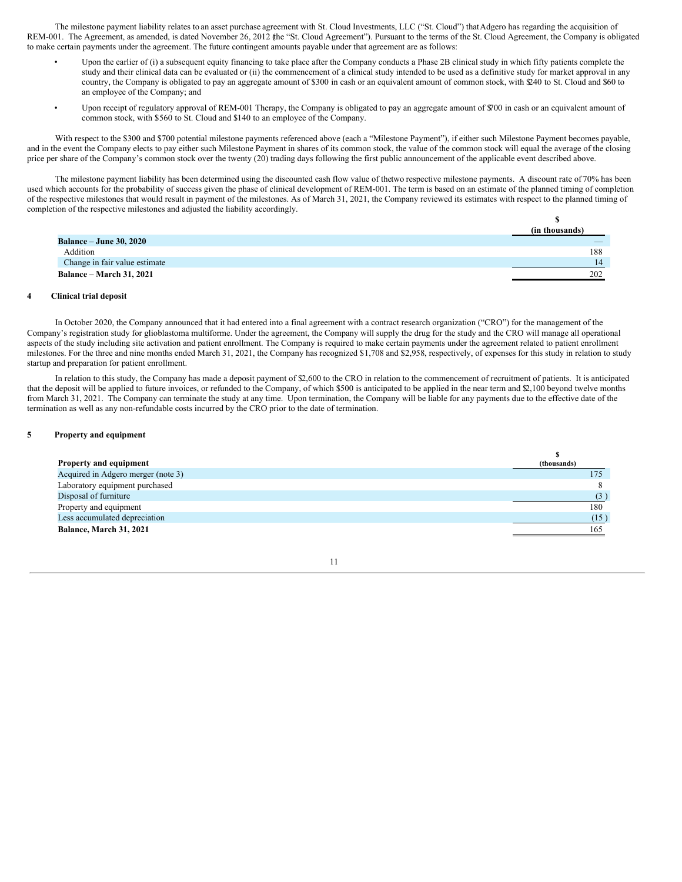The milestone payment liability relates to an asset purchase agreement with St. Cloud Investments, LLC ("St. Cloud") that Adgero has regarding the acquisition of REM-001. The Agreement, as amended, is dated November 26, 2012 (the "St. Cloud Agreement"). Pursuant to the terms of the St. Cloud Agreement, the Company is obligated to make certain payments under the agreement. The future contingent amounts payable under that agreement are as follows:

- Upon the earlier of (i) a subsequent equity financing to take place after the Company conducts a Phase 2B clinical study in which fifty patients complete the study and their clinical data can be evaluated or (ii) the commencement of a clinical study intended to be used as a definitive study for market approval in any country, the Company is obligated to pay an aggregate amount of $300 in cash or an equivalent amount of common stock, with $240 to St. Cloud and $60 to an employee of the Company; and
- Upon receipt of regulatory approval of REM-001 Therapy, the Company is obligated to pay an aggregate amount of $700 in cash or an equivalent amount of common stock, with $560 to St. Cloud and $140 to an employee of the Company.

With respect to the $300 and $700 potential milestone payments referenced above (each a "Milestone Payment"), if either such Milestone Payment becomes payable, and in the event the Company elects to pay either such Milestone Payment in shares of its common stock, the value of the common stock will equal the average of the closing price per share of the Company's common stock over the twenty (20) trading days following the first public announcement of the applicable event described above.

The milestone payment liability has been determined using the discounted cash flow value of the two respective milestone payments. A discount rate of 70% has been used which accounts for the probability of success given the phase of clinical development of REM-001. The term is based on an estimate of the planned timing of completion of the respective milestones that would result in payment of the milestones. As of March 31, 2021, the Company reviewed its estimates with respect to the planned timing of completion of the respective milestones and adjusted the liability accordingly.

| | $ (in thousands) |
|---|---|
| **Balance – June 30, 2020** | — |
| Addition | 188 |
| Change in fair value estimate | 14 |
| **Balance – March 31, 2021** | 202 |

## 4 Clinical trial deposit

In October 2020, the Company announced that it had entered into a final agreement with a contract research organization ("CRO") for the management of the Company's registration study for glioblastoma multiforme. Under the agreement, the Company will supply the drug for the study and the CRO will manage all operational aspects of the study including site activation and patient enrollment. The Company is required to make certain payments under the agreement related to patient enrollment milestones. For the three and nine months ended March 31, 2021, the Company has recognized $1,708 and $2,958, respectively, of expenses for this study in relation to study startup and preparation for patient enrollment.

In relation to this study, the Company has made a deposit payment of $2,600 to the CRO in relation to the commencement of recruitment of patients. It is anticipated that the deposit will be applied to future invoices, or refunded to the Company, of which $500 is anticipated to be applied in the near term and $2,100 beyond twelve months from March 31, 2021. The Company can terminate the study at any time. Upon termination, the Company will be liable for any payments due to the effective date of the termination as well as any non-refundable costs incurred by the CRO prior to the date of termination.

## 5 Property and equipment

| **Property and equipment** | $ (thousands) |
|---|---|
| Acquired in Adgero merger (note 3) | 175 |
| Laboratory equipment purchased | 8 |
| Disposal of furniture | (3 ) |
| Property and equipment | 180 |
| Less accumulated depreciation | (15 ) |
| **Balance, March 31, 2021** | 165 |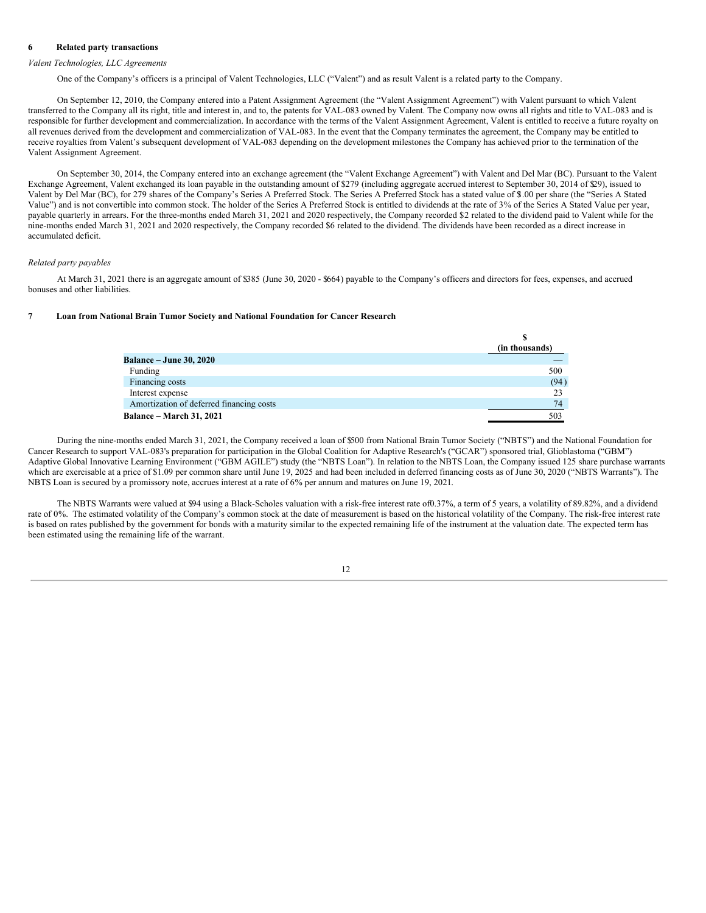## 6 Related party transactions

*Valent Technologies, LLC Agreements*

One of the Company's officers is a principal of Valent Technologies, LLC ("Valent") and as result Valent is a related party to the Company.

On September 12, 2010, the Company entered into a Patent Assignment Agreement (the "Valent Assignment Agreement") with Valent pursuant to which Valent transferred to the Company all its right, title and interest in, and to, the patents for VAL-083 owned by Valent. The Company now owns all rights and title to VAL-083 and is responsible for further development and commercialization. In accordance with the terms of the Valent Assignment Agreement, Valent is entitled to receive a future royalty on all revenues derived from the development and commercialization of VAL-083. In the event that the Company terminates the agreement, the Company may be entitled to receive royalties from Valent's subsequent development of VAL-083 depending on the development milestones the Company has achieved prior to the termination of the Valent Assignment Agreement.

On September 30, 2014, the Company entered into an exchange agreement (the "Valent Exchange Agreement") with Valent and Del Mar (BC). Pursuant to the Valent Exchange Agreement, Valent exchanged its loan payable in the outstanding amount of $279 (including aggregate accrued interest to September 30, 2014 of $29), issued to Valent by Del Mar (BC), for 279 shares of the Company's Series A Preferred Stock. The Series A Preferred Stock has a stated value of $1.00 per share (the "Series A Stated Value") and is not convertible into common stock. The holder of the Series A Preferred Stock is entitled to dividends at the rate of 3% of the Series A Stated Value per year, payable quarterly in arrears. For the three-months ended March 31, 2021 and 2020 respectively, the Company recorded $2 related to the dividend paid to Valent while for the nine-months ended March 31, 2021 and 2020 respectively, the Company recorded $6 related to the dividend. The dividends have been recorded as a direct increase in accumulated deficit.

*Related party payables*

At March 31, 2021 there is an aggregate amount of $385 (June 30, 2020 - $664) payable to the Company's officers and directors for fees, expenses, and accrued bonuses and other liabilities.

## 7 Loan from National Brain Tumor Society and National Foundation for Cancer Research

| | $ (in thousands) |
|---|---|
| **Balance – June 30, 2020** | — |
| Funding | 500 |
| Financing costs | (94) |
| Interest expense | 23 |
| Amortization of deferred financing costs | 74 |
| **Balance – March 31, 2021** | 503 |

During the nine-months ended March 31, 2021, the Company received a loan of $500 from National Brain Tumor Society ("NBTS") and the National Foundation for Cancer Research to support VAL-083's preparation for participation in the Global Coalition for Adaptive Research's ("GCAR") sponsored trial, Glioblastoma ("GBM") Adaptive Global Innovative Learning Environment ("GBM AGILE") study (the "NBTS Loan"). In relation to the NBTS Loan, the Company issued 125 share purchase warrants which are exercisable at a price of $1.09 per common share until June 19, 2025 and had been included in deferred financing costs as of June 30, 2020 ("NBTS Warrants"). The NBTS Loan is secured by a promissory note, accrues interest at a rate of 6% per annum and matures on June 19, 2021.

The NBTS Warrants were valued at $94 using a Black-Scholes valuation with a risk-free interest rate of 0.37%, a term of 5 years, a volatility of 89.82%, and a dividend rate of 0%. The estimated volatility of the Company's common stock at the date of measurement is based on the historical volatility of the Company. The risk-free interest rate is based on rates published by the government for bonds with a maturity similar to the expected remaining life of the instrument at the valuation date. The expected term has been estimated using the remaining life of the warrant.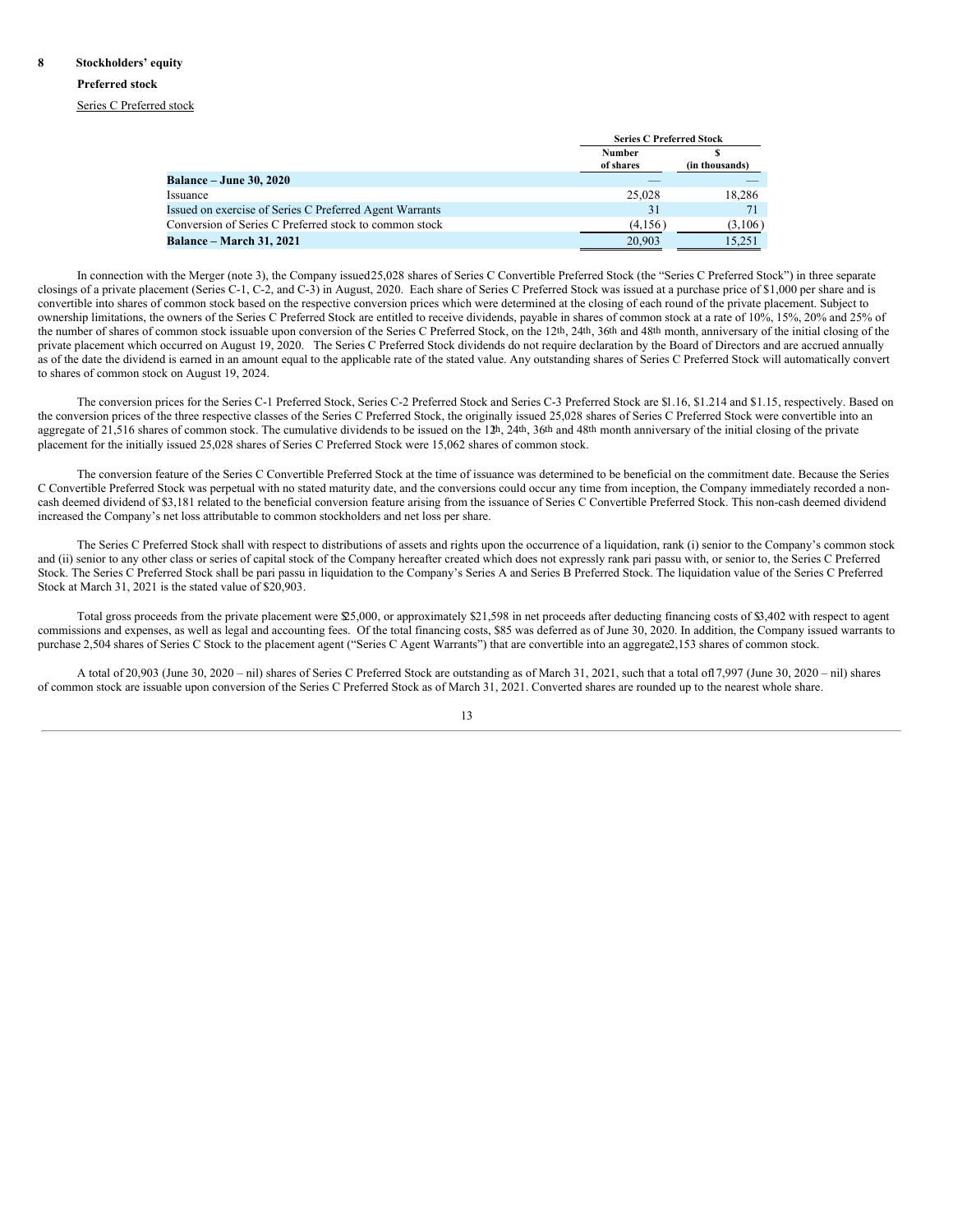## 8 Stockholders' equity

### Preferred stock

Series C Preferred stock

| | Series C Preferred Stock | |
|---|---|---|
| | Number of shares | $ (in thousands) |
| **Balance – June 30, 2020** | — | — |
| Issuance | 25,028 | 18,286 |
| Issued on exercise of Series C Preferred Agent Warrants | 31 | 71 |
| Conversion of Series C Preferred stock to common stock | (4,156) | (3,106) |
| **Balance – March 31, 2021** | 20,903 | 15,251 |

In connection with the Merger (note 3), the Company issued 25,028 shares of Series C Convertible Preferred Stock (the "Series C Preferred Stock") in three separate closings of a private placement (Series C-1, C-2, and C-3) in August, 2020. Each share of Series C Preferred Stock was issued at a purchase price of $1,000 per share and is convertible into shares of common stock based on the respective conversion prices which were determined at the closing of each round of the private placement. Subject to ownership limitations, the owners of the Series C Preferred Stock are entitled to receive dividends, payable in shares of common stock at a rate of 10%, 15%, 20% and 25% of the number of shares of common stock issuable upon conversion of the Series C Preferred Stock, on the 12th, 24th, 36th and 48th month, anniversary of the initial closing of the private placement which occurred on August 19, 2020. The Series C Preferred Stock dividends do not require declaration by the Board of Directors and are accrued annually as of the date the dividend is earned in an amount equal to the applicable rate of the stated value. Any outstanding shares of Series C Preferred Stock will automatically convert to shares of common stock on August 19, 2024.

The conversion prices for the Series C-1 Preferred Stock, Series C-2 Preferred Stock and Series C-3 Preferred Stock are $1.16, $1.214 and $1.15, respectively. Based on the conversion prices of the three respective classes of the Series C Preferred Stock, the originally issued 25,028 shares of Series C Preferred Stock were convertible into an aggregate of 21,516 shares of common stock. The cumulative dividends to be issued on the 12th, 24th, 36th and 48th month anniversary of the initial closing of the private placement for the initially issued 25,028 shares of Series C Preferred Stock were 15,062 shares of common stock.

The conversion feature of the Series C Convertible Preferred Stock at the time of issuance was determined to be beneficial on the commitment date. Because the Series C Convertible Preferred Stock was perpetual with no stated maturity date, and the conversions could occur any time from inception, the Company immediately recorded a non-cash deemed dividend of $3,181 related to the beneficial conversion feature arising from the issuance of Series C Convertible Preferred Stock. This non-cash deemed dividend increased the Company's net loss attributable to common stockholders and net loss per share.

The Series C Preferred Stock shall with respect to distributions of assets and rights upon the occurrence of a liquidation, rank (i) senior to the Company's common stock and (ii) senior to any other class or series of capital stock of the Company hereafter created which does not expressly rank pari passu with, or senior to, the Series C Preferred Stock. The Series C Preferred Stock shall be pari passu in liquidation to the Company's Series A and Series B Preferred Stock. The liquidation value of the Series C Preferred Stock at March 31, 2021 is the stated value of $20,903.

Total gross proceeds from the private placement were $25,000, or approximately $21,598 in net proceeds after deducting financing costs of $3,402 with respect to agent commissions and expenses, as well as legal and accounting fees. Of the total financing costs, $85 was deferred as of June 30, 2020. In addition, the Company issued warrants to purchase 2,504 shares of Series C Stock to the placement agent ("Series C Agent Warrants") that are convertible into an aggregate 2,153 shares of common stock.

A total of 20,903 (June 30, 2020 – nil) shares of Series C Preferred Stock are outstanding as of March 31, 2021, such that a total of 17,997 (June 30, 2020 – nil) shares of common stock are issuable upon conversion of the Series C Preferred Stock as of March 31, 2021. Converted shares are rounded up to the nearest whole share.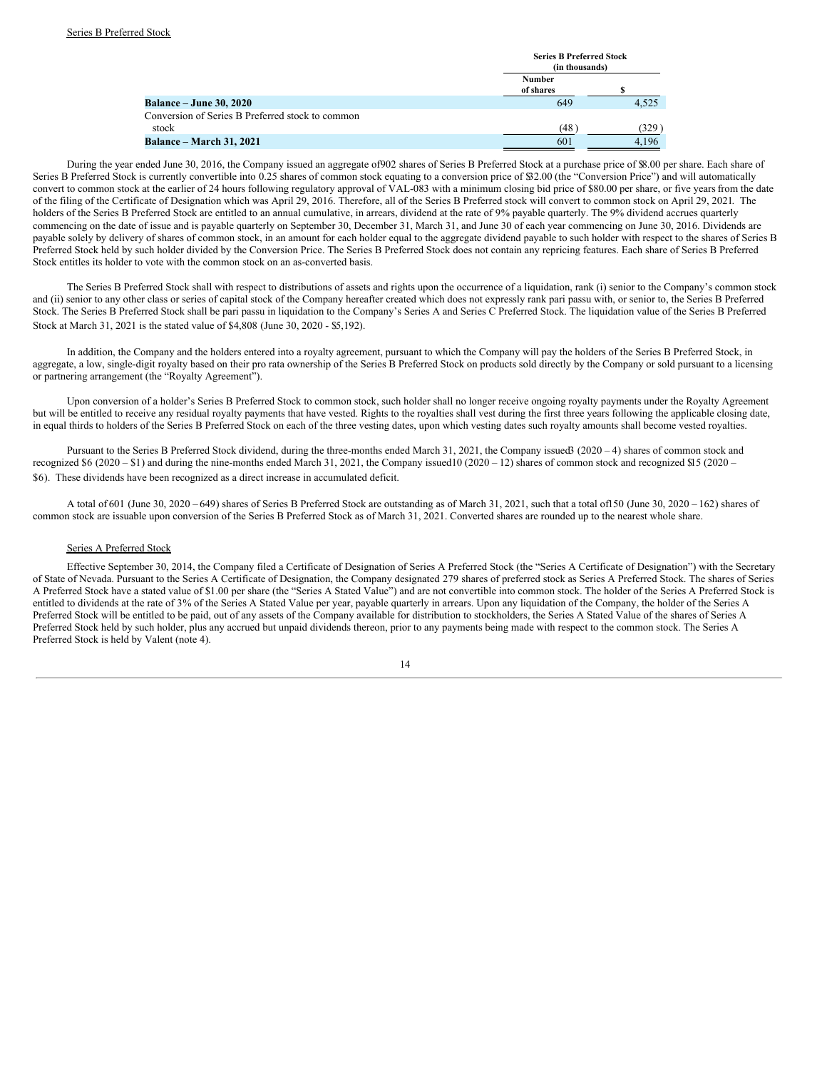Series B Preferred Stock

| | Series B Preferred Stock (in thousands) | |
|---|---|---|
| | Number of shares | $ |
| **Balance – June 30, 2020** | 649 | 4,525 |
| Conversion of Series B Preferred stock to common stock | (48) | (329) |
| **Balance – March 31, 2021** | 601 | 4,196 |

During the year ended June 30, 2016, the Company issued an aggregate of 902 shares of Series B Preferred Stock at a purchase price of $8.00 per share. Each share of Series B Preferred Stock is currently convertible into 0.25 shares of common stock equating to a conversion price of $32.00 (the "Conversion Price") and will automatically convert to common stock at the earlier of 24 hours following regulatory approval of VAL-083 with a minimum closing bid price of $80.00 per share, or five years from the date of the filing of the Certificate of Designation which was April 29, 2016. Therefore, all of the Series B Preferred stock will convert to common stock on April 29, 2021. The holders of the Series B Preferred Stock are entitled to an annual cumulative, in arrears, dividend at the rate of 9% payable quarterly. The 9% dividend accrues quarterly commencing on the date of issue and is payable quarterly on September 30, December 31, March 31, and June 30 of each year commencing on June 30, 2016. Dividends are payable solely by delivery of shares of common stock, in an amount for each holder equal to the aggregate dividend payable to such holder with respect to the shares of Series B Preferred Stock held by such holder divided by the Conversion Price. The Series B Preferred Stock does not contain any repricing features. Each share of Series B Preferred Stock entitles its holder to vote with the common stock on an as-converted basis.

The Series B Preferred Stock shall with respect to distributions of assets and rights upon the occurrence of a liquidation, rank (i) senior to the Company's common stock and (ii) senior to any other class or series of capital stock of the Company hereafter created which does not expressly rank pari passu with, or senior to, the Series B Preferred Stock. The Series B Preferred Stock shall be pari passu in liquidation to the Company's Series A and Series C Preferred Stock. The liquidation value of the Series B Preferred Stock at March 31, 2021 is the stated value of $4,808 (June 30, 2020 - $5,192).

In addition, the Company and the holders entered into a royalty agreement, pursuant to which the Company will pay the holders of the Series B Preferred Stock, in aggregate, a low, single-digit royalty based on their pro rata ownership of the Series B Preferred Stock on products sold directly by the Company or sold pursuant to a licensing or partnering arrangement (the "Royalty Agreement").

Upon conversion of a holder's Series B Preferred Stock to common stock, such holder shall no longer receive ongoing royalty payments under the Royalty Agreement but will be entitled to receive any residual royalty payments that have vested. Rights to the royalties shall vest during the first three years following the applicable closing date, in equal thirds to holders of the Series B Preferred Stock on each of the three vesting dates, upon which vesting dates such royalty amounts shall become vested royalties.

Pursuant to the Series B Preferred Stock dividend, during the three-months ended March 31, 2021, the Company issued 3 (2020 – 4) shares of common stock and recognized $6 (2020 – $1) and during the nine-months ended March 31, 2021, the Company issued 10 (2020 – 12) shares of common stock and recognized $15 (2020 – $6). These dividends have been recognized as a direct increase in accumulated deficit.

A total of 601 (June 30, 2020 – 649) shares of Series B Preferred Stock are outstanding as of March 31, 2021, such that a total of 150 (June 30, 2020 – 162) shares of common stock are issuable upon conversion of the Series B Preferred Stock as of March 31, 2021. Converted shares are rounded up to the nearest whole share.

Series A Preferred Stock

Effective September 30, 2014, the Company filed a Certificate of Designation of Series A Preferred Stock (the "Series A Certificate of Designation") with the Secretary of State of Nevada. Pursuant to the Series A Certificate of Designation, the Company designated 279 shares of preferred stock as Series A Preferred Stock. The shares of Series A Preferred Stock have a stated value of $1.00 per share (the "Series A Stated Value") and are not convertible into common stock. The holder of the Series A Preferred Stock is entitled to dividends at the rate of 3% of the Series A Stated Value per year, payable quarterly in arrears. Upon any liquidation of the Company, the holder of the Series A Preferred Stock will be entitled to be paid, out of any assets of the Company available for distribution to stockholders, the Series A Stated Value of the shares of Series A Preferred Stock held by such holder, plus any accrued but unpaid dividends thereon, prior to any payments being made with respect to the common stock. The Series A Preferred Stock is held by Valent (note 4).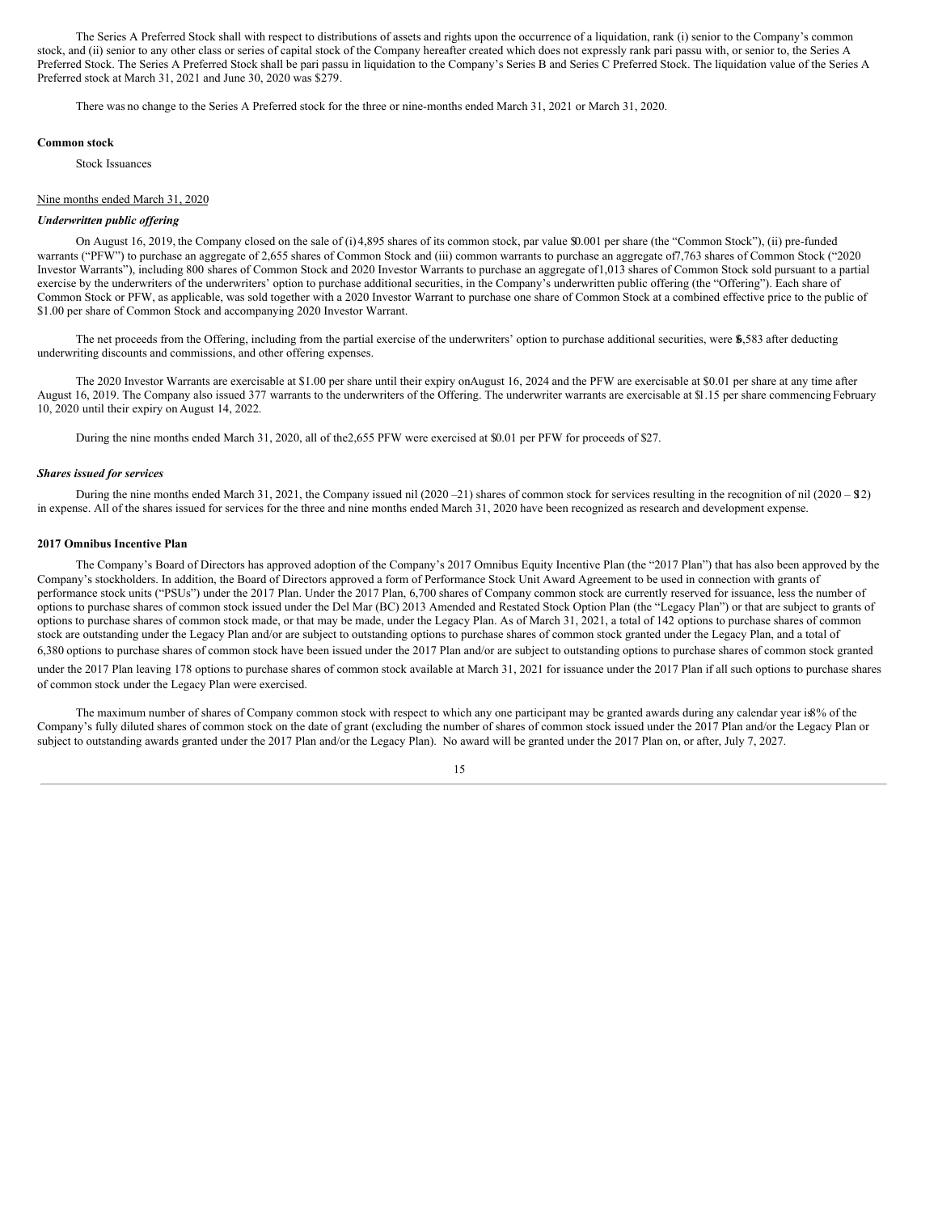The Series A Preferred Stock shall with respect to distributions of assets and rights upon the occurrence of a liquidation, rank (i) senior to the Company's common stock, and (ii) senior to any other class or series of capital stock of the Company hereafter created which does not expressly rank pari passu with, or senior to, the Series A Preferred Stock. The Series A Preferred Stock shall be pari passu in liquidation to the Company's Series B and Series C Preferred Stock. The liquidation value of the Series A Preferred stock at March 31, 2021 and June 30, 2020 was $279.

There was no change to the Series A Preferred stock for the three or nine-months ended March 31, 2021 or March 31, 2020.

**Common stock**

Stock Issuances

Nine months ended March 31, 2020

***Underwritten public offering***

On August 16, 2019, the Company closed on the sale of (i) 4,895 shares of its common stock, par value $0.001 per share (the "Common Stock"), (ii) pre-funded warrants ("PFW") to purchase an aggregate of 2,655 shares of Common Stock and (iii) common warrants to purchase an aggregate of 7,763 shares of Common Stock ("2020 Investor Warrants"), including 800 shares of Common Stock and 2020 Investor Warrants to purchase an aggregate of 1,013 shares of Common Stock sold pursuant to a partial exercise by the underwriters of the underwriters' option to purchase additional securities, in the Company's underwritten public offering (the "Offering"). Each share of Common Stock or PFW, as applicable, was sold together with a 2020 Investor Warrant to purchase one share of Common Stock at a combined effective price to the public of $1.00 per share of Common Stock and accompanying 2020 Investor Warrant.

The net proceeds from the Offering, including from the partial exercise of the underwriters' option to purchase additional securities, were $6,583 after deducting underwriting discounts and commissions, and other offering expenses.

The 2020 Investor Warrants are exercisable at $1.00 per share until their expiry on August 16, 2024 and the PFW are exercisable at $0.01 per share at any time after August 16, 2019. The Company also issued 377 warrants to the underwriters of the Offering. The underwriter warrants are exercisable at $1.15 per share commencing February 10, 2020 until their expiry on August 14, 2022.

During the nine months ended March 31, 2020, all of the 2,655 PFW were exercised at $0.01 per PFW for proceeds of $27.

***Shares issued for services***

During the nine months ended March 31, 2021, the Company issued nil (2020 – 21) shares of common stock for services resulting in the recognition of nil (2020 – $12) in expense. All of the shares issued for services for the three and nine months ended March 31, 2020 have been recognized as research and development expense.

**2017 Omnibus Incentive Plan**

The Company's Board of Directors has approved adoption of the Company's 2017 Omnibus Equity Incentive Plan (the "2017 Plan") that has also been approved by the Company's stockholders. In addition, the Board of Directors approved a form of Performance Stock Unit Award Agreement to be used in connection with grants of performance stock units ("PSUs") under the 2017 Plan. Under the 2017 Plan, 6,700 shares of Company common stock are currently reserved for issuance, less the number of options to purchase shares of common stock issued under the Del Mar (BC) 2013 Amended and Restated Stock Option Plan (the "Legacy Plan") or that are subject to grants of options to purchase shares of common stock made, or that may be made, under the Legacy Plan. As of March 31, 2021, a total of 142 options to purchase shares of common stock are outstanding under the Legacy Plan and/or are subject to outstanding options to purchase shares of common stock granted under the Legacy Plan, and a total of 6,380 options to purchase shares of common stock have been issued under the 2017 Plan and/or are subject to outstanding options to purchase shares of common stock granted under the 2017 Plan leaving 178 options to purchase shares of common stock available at March 31, 2021 for issuance under the 2017 Plan if all such options to purchase shares of common stock under the Legacy Plan were exercised.

The maximum number of shares of Company common stock with respect to which any one participant may be granted awards during any calendar year is 8% of the Company's fully diluted shares of common stock on the date of grant (excluding the number of shares of common stock issued under the 2017 Plan and/or the Legacy Plan or subject to outstanding awards granted under the 2017 Plan and/or the Legacy Plan). No award will be granted under the 2017 Plan on, or after, July 7, 2027.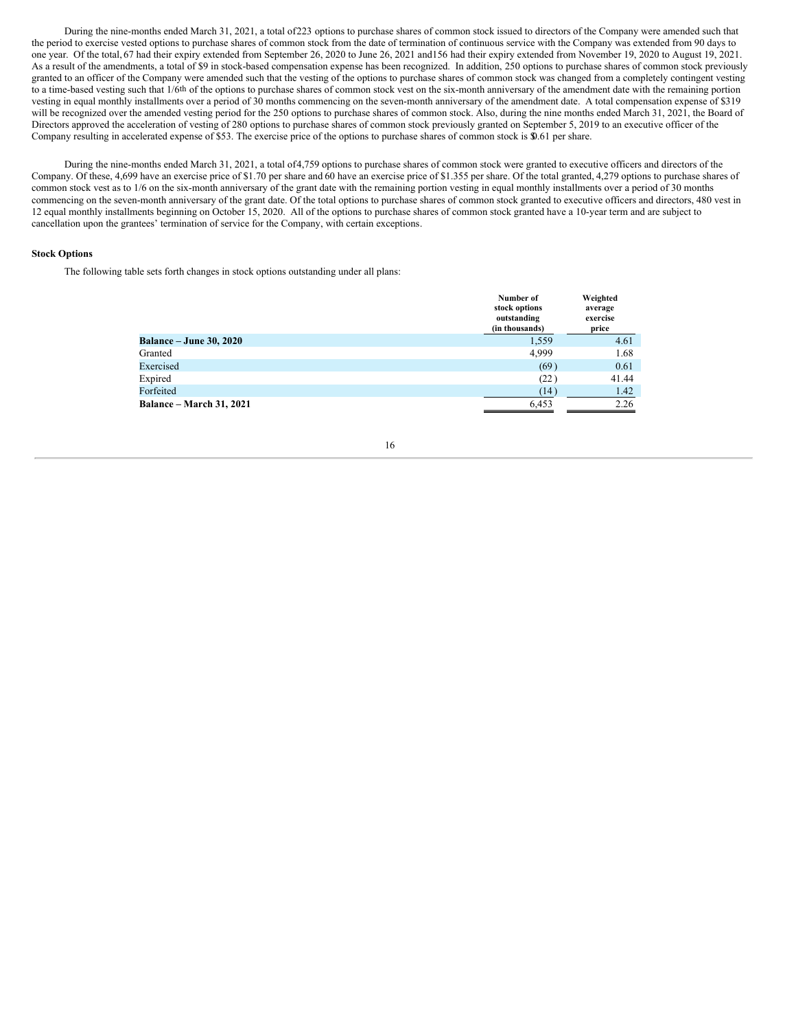During the nine-months ended March 31, 2021, a total of 223 options to purchase shares of common stock issued to directors of the Company were amended such that the period to exercise vested options to purchase shares of common stock from the date of termination of continuous service with the Company was extended from 90 days to one year. Of the total, 67 had their expiry extended from September 26, 2020 to June 26, 2021 and 156 had their expiry extended from November 19, 2020 to August 19, 2021. As a result of the amendments, a total of $9 in stock-based compensation expense has been recognized. In addition, 250 options to purchase shares of common stock previously granted to an officer of the Company were amended such that the vesting of the options to purchase shares of common stock was changed from a completely contingent vesting to a time-based vesting such that 1/6th of the options to purchase shares of common stock vest on the six-month anniversary of the amendment date with the remaining portion vesting in equal monthly installments over a period of 30 months commencing on the seven-month anniversary of the amendment date. A total compensation expense of $319 will be recognized over the amended vesting period for the 250 options to purchase shares of common stock. Also, during the nine months ended March 31, 2021, the Board of Directors approved the acceleration of vesting of 280 options to purchase shares of common stock previously granted on September 5, 2019 to an executive officer of the Company resulting in accelerated expense of $53. The exercise price of the options to purchase shares of common stock is $0.61 per share.

During the nine-months ended March 31, 2021, a total of 4,759 options to purchase shares of common stock were granted to executive officers and directors of the Company. Of these, 4,699 have an exercise price of $1.70 per share and 60 have an exercise price of $1.355 per share. Of the total granted, 4,279 options to purchase shares of common stock vest as to 1/6 on the six-month anniversary of the grant date with the remaining portion vesting in equal monthly installments over a period of 30 months commencing on the seven-month anniversary of the grant date. Of the total options to purchase shares of common stock granted to executive officers and directors, 480 vest in 12 equal monthly installments beginning on October 15, 2020. All of the options to purchase shares of common stock granted have a 10-year term and are subject to cancellation upon the grantees' termination of service for the Company, with certain exceptions.

**Stock Options**

The following table sets forth changes in stock options outstanding under all plans:

| | Number of stock options outstanding (in thousands) | Weighted average exercise price |
|---|---|---|
| **Balance – June 30, 2020** | 1,559 | 4.61 |
| Granted | 4,999 | 1.68 |
| Exercised | (69) | 0.61 |
| Expired | (22) | 41.44 |
| Forfeited | (14) | 1.42 |
| **Balance – March 31, 2021** | 6,453 | 2.26 |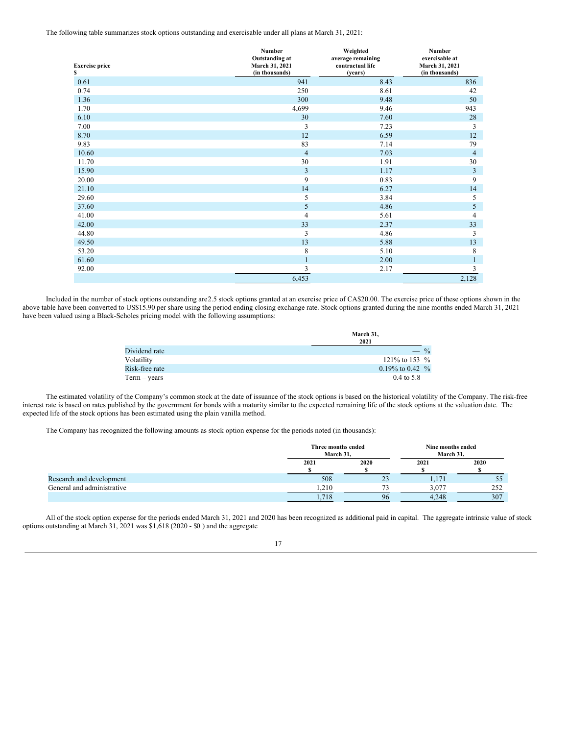The following table summarizes stock options outstanding and exercisable under all plans at March 31, 2021:

| Exercise price<br>$ | Number Outstanding at March 31, 2021 (in thousands) | Weighted average remaining contractual life (years) | Number exercisable at March 31, 2021 (in thousands) |
|---|---|---|---|
| 0.61 | 941 | 8.43 | 836 |
| 0.74 | 250 | 8.61 | 42 |
| 1.36 | 300 | 9.48 | 50 |
| 1.70 | 4,699 | 9.46 | 943 |
| 6.10 | 30 | 7.60 | 28 |
| 7.00 | 3 | 7.23 | 3 |
| 8.70 | 12 | 6.59 | 12 |
| 9.83 | 83 | 7.14 | 79 |
| 10.60 | 4 | 7.03 | 4 |
| 11.70 | 30 | 1.91 | 30 |
| 15.90 | 3 | 1.17 | 3 |
| 20.00 | 9 | 0.83 | 9 |
| 21.10 | 14 | 6.27 | 14 |
| 29.60 | 5 | 3.84 | 5 |
| 37.60 | 5 | 4.86 | 5 |
| 41.00 | 4 | 5.61 | 4 |
| 42.00 | 33 | 2.37 | 33 |
| 44.80 | 3 | 4.86 | 3 |
| 49.50 | 13 | 5.88 | 13 |
| 53.20 | 8 | 5.10 | 8 |
| 61.60 | 1 | 2.00 | 1 |
| 92.00 | 3 | 2.17 | 3 |
| | 6,453 | | 2,128 |

Included in the number of stock options outstanding are2.5 stock options granted at an exercise price of CA$20.00. The exercise price of these options shown in the above table have been converted to US$15.90 per share using the period ending closing exchange rate. Stock options granted during the nine months ended March 31, 2021 have been valued using a Black-Scholes pricing model with the following assumptions:

| | March 31, 2021 |
|---|---|
| Dividend rate | — % |
| Volatility | 121% to 153 % |
| Risk-free rate | 0.19% to 0.42 % |
| Term – years | 0.4 to 5.8 |

The estimated volatility of the Company's common stock at the date of issuance of the stock options is based on the historical volatility of the Company. The risk-free interest rate is based on rates published by the government for bonds with a maturity similar to the expected remaining life of the stock options at the valuation date. The expected life of the stock options has been estimated using the plain vanilla method.

The Company has recognized the following amounts as stock option expense for the periods noted (in thousands):

| | Three months ended March 31, | | Nine months ended March 31, | |
|---|---|---|---|---|
| | 2021<br>$ | 2020<br>$ | 2021<br>$ | 2020<br>$ |
| Research and development | 508 | 23 | 1,171 | 55 |
| General and administrative | 1,210 | 73 | 3,077 | 252 |
| | 1,718 | 96 | 4,248 | 307 |

All of the stock option expense for the periods ended March 31, 2021 and 2020 has been recognized as additional paid in capital. The aggregate intrinsic value of stock options outstanding at March 31, 2021 was $1,618 (2020 - $0 ) and the aggregate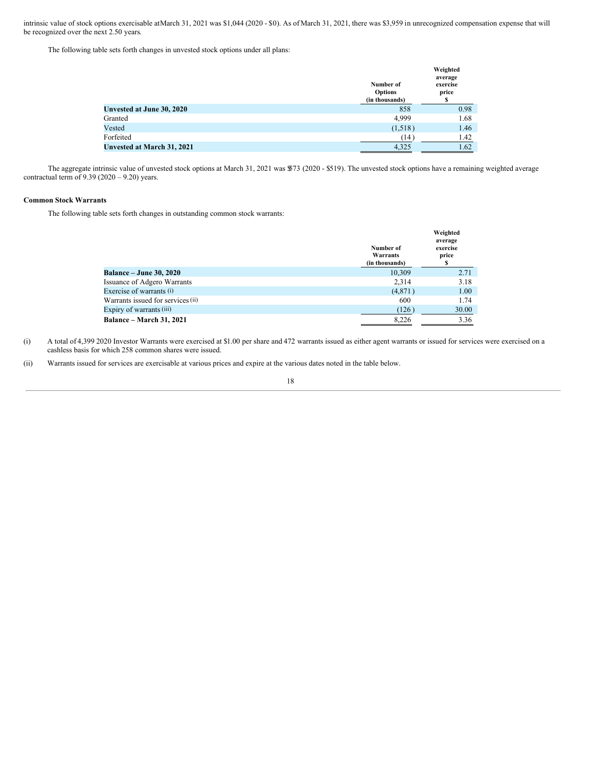intrinsic value of stock options exercisable at March 31, 2021 was $1,044 (2020 - $0). As of March 31, 2021, there was $3,959 in unrecognized compensation expense that will be recognized over the next 2.50 years.

The following table sets forth changes in unvested stock options under all plans:

| | Number of Options (in thousands) | Weighted average exercise price $ |
|---|---|---|
| **Unvested at June 30, 2020** | 858 | 0.98 |
| Granted | 4,999 | 1.68 |
| Vested | (1,518) | 1.46 |
| Forfeited | (14) | 1.42 |
| **Unvested at March 31, 2021** | 4,325 | 1.62 |

The aggregate intrinsic value of unvested stock options at March 31, 2021 was $573 (2020 - $519). The unvested stock options have a remaining weighted average contractual term of 9.39 (2020 – 9.20) years.

**Common Stock Warrants**

The following table sets forth changes in outstanding common stock warrants:

| | Number of Warrants (in thousands) | Weighted average exercise price $ |
|---|---|---|
| **Balance – June 30, 2020** | 10,309 | 2.71 |
| Issuance of Adgero Warrants | 2,314 | 3.18 |
| Exercise of warrants (i) | (4,871) | 1.00 |
| Warrants issued for services (ii) | 600 | 1.74 |
| Expiry of warrants (iii) | (126) | 30.00 |
| **Balance – March 31, 2021** | 8,226 | 3.36 |

(i) A total of 4,399 2020 Investor Warrants were exercised at $1.00 per share and 472 warrants issued as either agent warrants or issued for services were exercised on a cashless basis for which 258 common shares were issued.

(ii) Warrants issued for services are exercisable at various prices and expire at the various dates noted in the table below.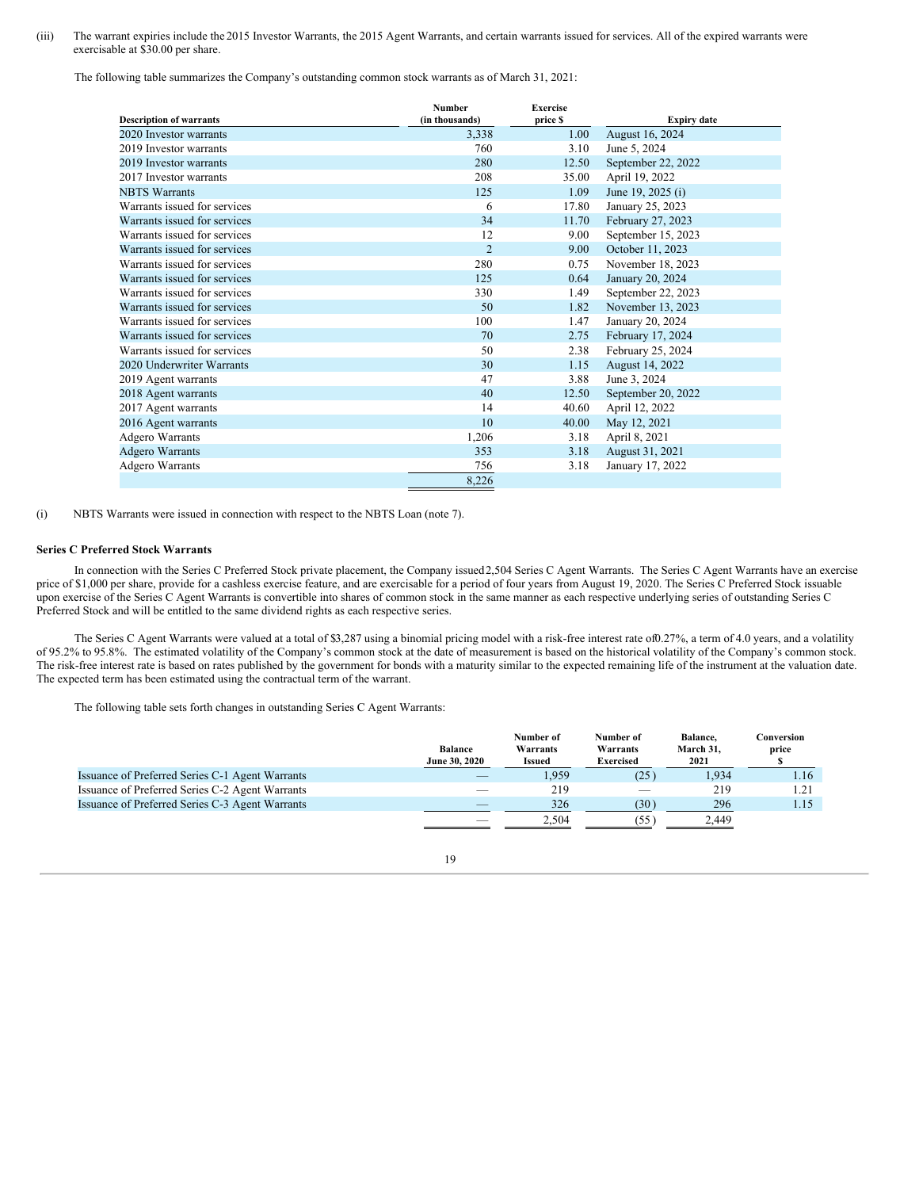(iii) The warrant expiries include the 2015 Investor Warrants, the 2015 Agent Warrants, and certain warrants issued for services. All of the expired warrants were exercisable at $30.00 per share.

The following table summarizes the Company's outstanding common stock warrants as of March 31, 2021:

| Description of warrants | Number (in thousands) | Exercise price $ | Expiry date |
|---|---|---|---|
| 2020 Investor warrants | 3,338 | 1.00 | August 16, 2024 |
| 2019 Investor warrants | 760 | 3.10 | June 5, 2024 |
| 2019 Investor warrants | 280 | 12.50 | September 22, 2022 |
| 2017 Investor warrants | 208 | 35.00 | April 19, 2022 |
| NBTS Warrants | 125 | 1.09 | June 19, 2025 (i) |
| Warrants issued for services | 6 | 17.80 | January 25, 2023 |
| Warrants issued for services | 34 | 11.70 | February 27, 2023 |
| Warrants issued for services | 12 | 9.00 | September 15, 2023 |
| Warrants issued for services | 2 | 9.00 | October 11, 2023 |
| Warrants issued for services | 280 | 0.75 | November 18, 2023 |
| Warrants issued for services | 125 | 0.64 | January 20, 2024 |
| Warrants issued for services | 330 | 1.49 | September 22, 2023 |
| Warrants issued for services | 50 | 1.82 | November 13, 2023 |
| Warrants issued for services | 100 | 1.47 | January 20, 2024 |
| Warrants issued for services | 70 | 2.75 | February 17, 2024 |
| Warrants issued for services | 50 | 2.38 | February 25, 2024 |
| 2020 Underwriter Warrants | 30 | 1.15 | August 14, 2022 |
| 2019 Agent warrants | 47 | 3.88 | June 3, 2024 |
| 2018 Agent warrants | 40 | 12.50 | September 20, 2022 |
| 2017 Agent warrants | 14 | 40.60 | April 12, 2022 |
| 2016 Agent warrants | 10 | 40.00 | May 12, 2021 |
| Adgero Warrants | 1,206 | 3.18 | April 8, 2021 |
| Adgero Warrants | 353 | 3.18 | August 31, 2021 |
| Adgero Warrants | 756 | 3.18 | January 17, 2022 |
| | 8,226 | | |

(i) NBTS Warrants were issued in connection with respect to the NBTS Loan (note 7).

**Series C Preferred Stock Warrants**

In connection with the Series C Preferred Stock private placement, the Company issued 2,504 Series C Agent Warrants. The Series C Agent Warrants have an exercise price of $1,000 per share, provide for a cashless exercise feature, and are exercisable for a period of four years from August 19, 2020. The Series C Preferred Stock issuable upon exercise of the Series C Agent Warrants is convertible into shares of common stock in the same manner as each respective underlying series of outstanding Series C Preferred Stock and will be entitled to the same dividend rights as each respective series.

The Series C Agent Warrants were valued at a total of $3,287 using a binomial pricing model with a risk-free interest rate of 0.27%, a term of 4.0 years, and a volatility of 95.2% to 95.8%. The estimated volatility of the Company's common stock at the date of measurement is based on the historical volatility of the Company's common stock. The risk-free interest rate is based on rates published by the government for bonds with a maturity similar to the expected remaining life of the instrument at the valuation date. The expected term has been estimated using the contractual term of the warrant.

The following table sets forth changes in outstanding Series C Agent Warrants:

| | Balance June 30, 2020 | Number of Warrants Issued | Number of Warrants Exercised | Balance, March 31, 2021 | Conversion price $ |
|---|---|---|---|---|---|
| Issuance of Preferred Series C-1 Agent Warrants | — | 1,959 | (25) | 1,934 | 1.16 |
| Issuance of Preferred Series C-2 Agent Warrants | — | 219 | — | 219 | 1.21 |
| Issuance of Preferred Series C-3 Agent Warrants | — | 326 | (30) | 296 | 1.15 |
| | — | 2,504 | (55) | 2,449 | |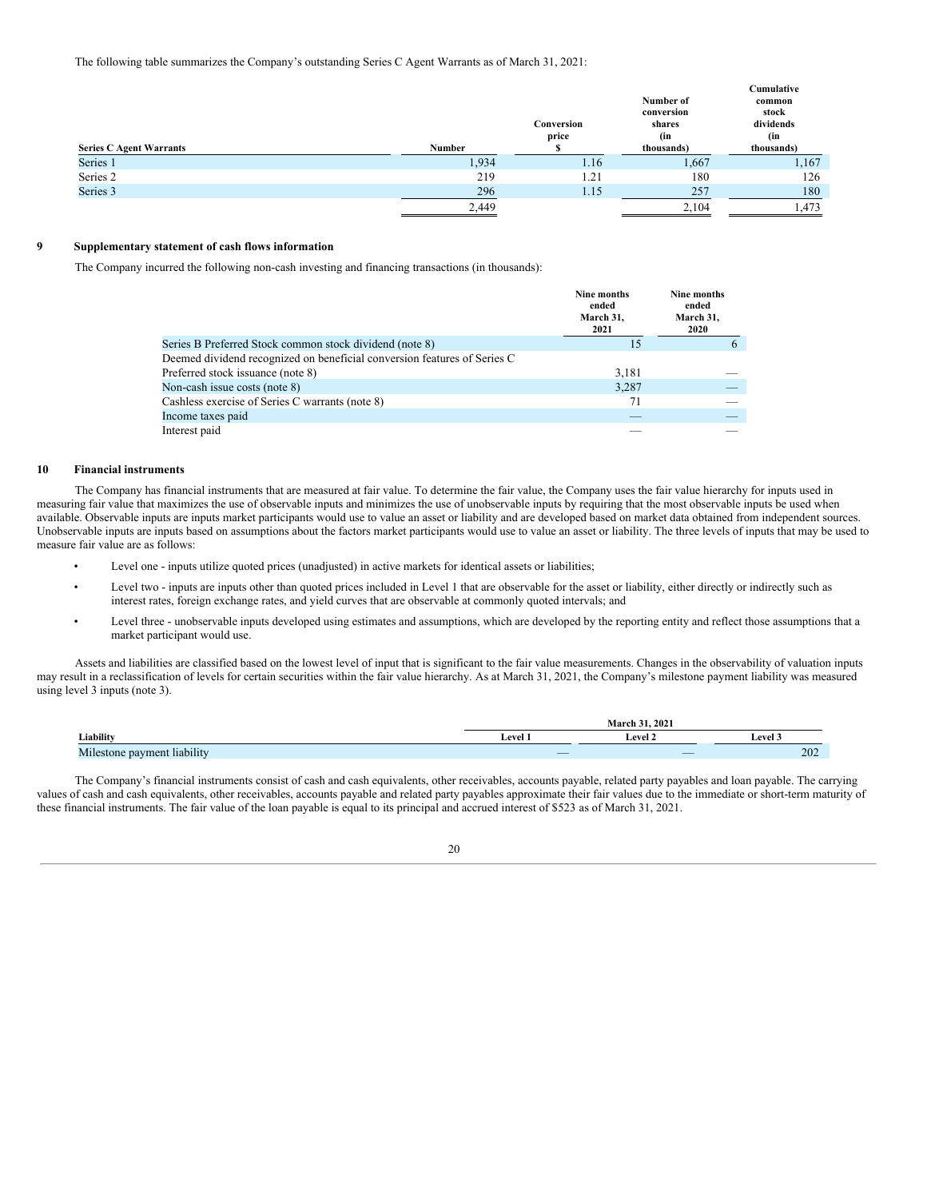The following table summarizes the Company's outstanding Series C Agent Warrants as of March 31, 2021:

| Series C Agent Warrants | Number | Conversion price $ | Number of conversion shares (in thousands) | Cumulative common stock dividends (in thousands) |
|---|---|---|---|---|
| Series 1 | 1,934 | 1.16 | 1,667 | 1,167 |
| Series 2 | 219 | 1.21 | 180 | 126 |
| Series 3 | 296 | 1.15 | 257 | 180 |
| | 2,449 | | 2,104 | 1,473 |

## 9 Supplementary statement of cash flows information

The Company incurred the following non-cash investing and financing transactions (in thousands):

| | Nine months ended March 31, 2021 | Nine months ended March 31, 2020 |
|---|---|---|
| Series B Preferred Stock common stock dividend (note 8) | 15 | 6 |
| Deemed dividend recognized on beneficial conversion features of Series C Preferred stock issuance (note 8) | 3,181 | — |
| Non-cash issue costs (note 8) | 3,287 | — |
| Cashless exercise of Series C warrants (note 8) | 71 | — |
| Income taxes paid | — | — |
| Interest paid | — | — |

## 10 Financial instruments

The Company has financial instruments that are measured at fair value. To determine the fair value, the Company uses the fair value hierarchy for inputs used in measuring fair value that maximizes the use of observable inputs and minimizes the use of unobservable inputs by requiring that the most observable inputs be used when available. Observable inputs are inputs market participants would use to value an asset or liability and are developed based on market data obtained from independent sources. Unobservable inputs are inputs based on assumptions about the factors market participants would use to value an asset or liability. The three levels of inputs that may be used to measure fair value are as follows:

- Level one - inputs utilize quoted prices (unadjusted) in active markets for identical assets or liabilities;
- Level two - inputs are inputs other than quoted prices included in Level 1 that are observable for the asset or liability, either directly or indirectly such as interest rates, foreign exchange rates, and yield curves that are observable at commonly quoted intervals; and
- Level three - unobservable inputs developed using estimates and assumptions, which are developed by the reporting entity and reflect those assumptions that a market participant would use.

Assets and liabilities are classified based on the lowest level of input that is significant to the fair value measurements. Changes in the observability of valuation inputs may result in a reclassification of levels for certain securities within the fair value hierarchy. As at March 31, 2021, the Company's milestone payment liability was measured using level 3 inputs (note 3).

| | March 31, 2021 | | |
|---|---|---|---|
| Liability | Level 1 | Level 2 | Level 3 |
| Milestone payment liability | — | — | 202 |

The Company's financial instruments consist of cash and cash equivalents, other receivables, accounts payable, related party payables and loan payable. The carrying values of cash and cash equivalents, other receivables, accounts payable and related party payables approximate their fair values due to the immediate or short-term maturity of these financial instruments. The fair value of the loan payable is equal to its principal and accrued interest of $523 as of March 31, 2021.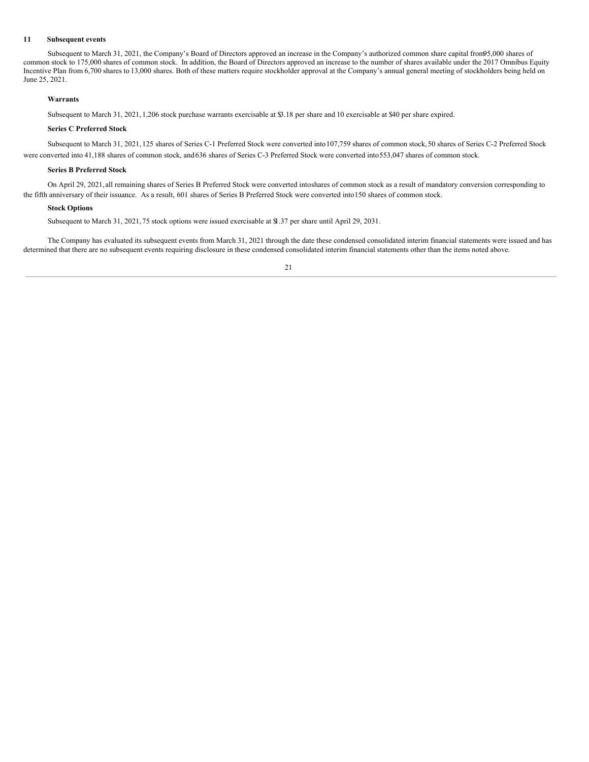## 11 Subsequent events

Subsequent to March 31, 2021, the Company's Board of Directors approved an increase in the Company's authorized common share capital from95,000 shares of common stock to 175,000 shares of common stock. In addition, the Board of Directors approved an increase to the number of shares available under the 2017 Omnibus Equity Incentive Plan from 6,700 shares to 13,000 shares. Both of these matters require stockholder approval at the Company's annual general meeting of stockholders being held on June 25, 2021.

### Warrants

Subsequent to March 31, 2021, 1,206 stock purchase warrants exercisable at $3.18 per share and 10 exercisable at $40 per share expired.

### Series C Preferred Stock

Subsequent to March 31, 2021, 125 shares of Series C-1 Preferred Stock were converted into 107,759 shares of common stock, 50 shares of Series C-2 Preferred Stock were converted into 41,188 shares of common stock, and 636 shares of Series C-3 Preferred Stock were converted into 553,047 shares of common stock.

### Series B Preferred Stock

On April 29, 2021, all remaining shares of Series B Preferred Stock were converted intoshares of common stock as a result of mandatory conversion corresponding to the fifth anniversary of their issuance. As a result, 601 shares of Series B Preferred Stock were converted into 150 shares of common stock.

### Stock Options

Subsequent to March 31, 2021, 75 stock options were issued exercisable at $1.37 per share until April 29, 2031.

The Company has evaluated its subsequent events from March 31, 2021 through the date these condensed consolidated interim financial statements were issued and has determined that there are no subsequent events requiring disclosure in these condensed consolidated interim financial statements other than the items noted above.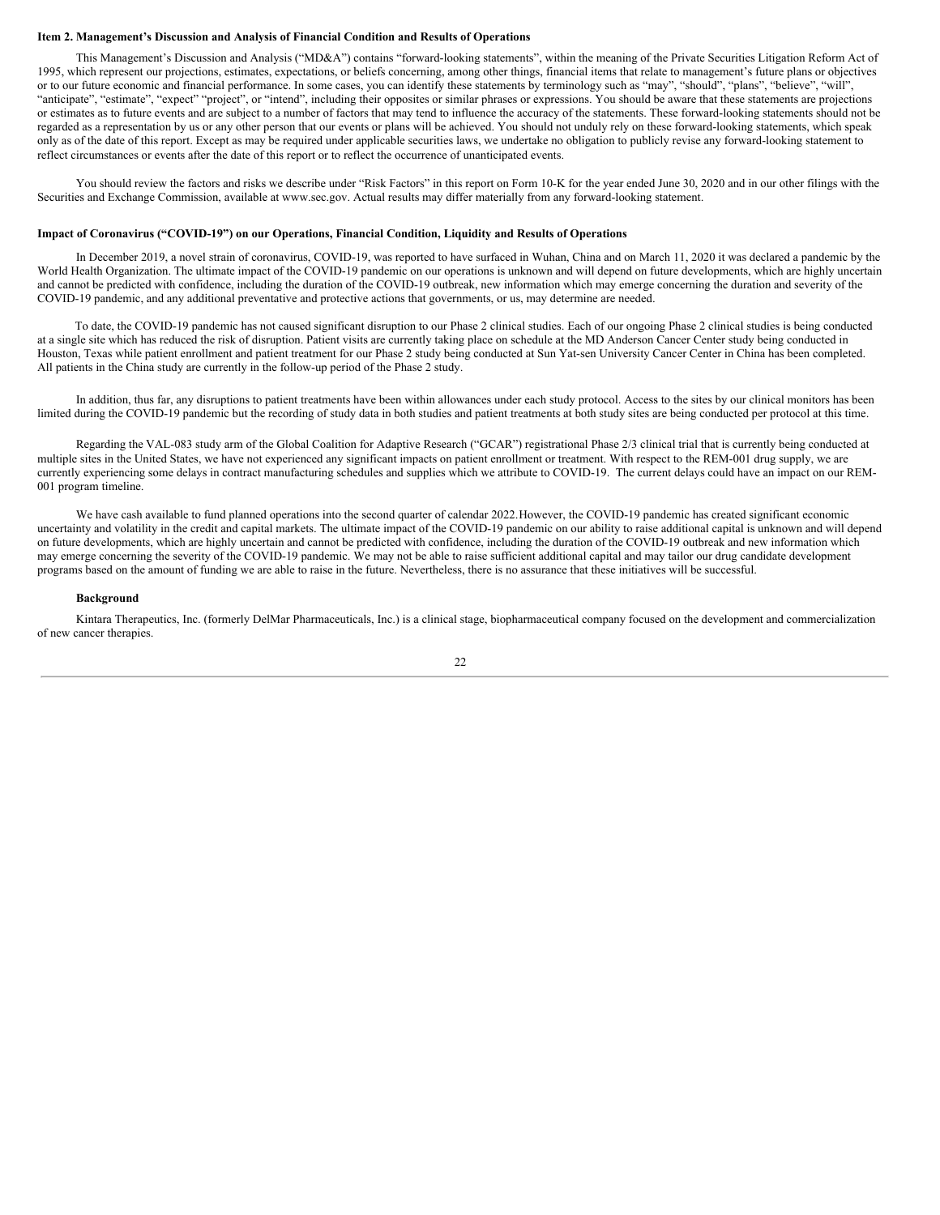**Item 2. Management's Discussion and Analysis of Financial Condition and Results of Operations**

This Management's Discussion and Analysis ("MD&A") contains "forward-looking statements", within the meaning of the Private Securities Litigation Reform Act of 1995, which represent our projections, estimates, expectations, or beliefs concerning, among other things, financial items that relate to management's future plans or objectives or to our future economic and financial performance. In some cases, you can identify these statements by terminology such as "may", "should", "plans", "believe", "will", "anticipate", "estimate", "expect" "project", or "intend", including their opposites or similar phrases or expressions. You should be aware that these statements are projections or estimates as to future events and are subject to a number of factors that may tend to influence the accuracy of the statements. These forward-looking statements should not be regarded as a representation by us or any other person that our events or plans will be achieved. You should not unduly rely on these forward-looking statements, which speak only as of the date of this report. Except as may be required under applicable securities laws, we undertake no obligation to publicly revise any forward-looking statement to reflect circumstances or events after the date of this report or to reflect the occurrence of unanticipated events.

You should review the factors and risks we describe under "Risk Factors" in this report on Form 10-K for the year ended June 30, 2020 and in our other filings with the Securities and Exchange Commission, available at www.sec.gov. Actual results may differ materially from any forward-looking statement.

**Impact of Coronavirus ("COVID-19") on our Operations, Financial Condition, Liquidity and Results of Operations**

In December 2019, a novel strain of coronavirus, COVID-19, was reported to have surfaced in Wuhan, China and on March 11, 2020 it was declared a pandemic by the World Health Organization. The ultimate impact of the COVID-19 pandemic on our operations is unknown and will depend on future developments, which are highly uncertain and cannot be predicted with confidence, including the duration of the COVID-19 outbreak, new information which may emerge concerning the duration and severity of the COVID-19 pandemic, and any additional preventative and protective actions that governments, or us, may determine are needed.

To date, the COVID-19 pandemic has not caused significant disruption to our Phase 2 clinical studies. Each of our ongoing Phase 2 clinical studies is being conducted at a single site which has reduced the risk of disruption. Patient visits are currently taking place on schedule at the MD Anderson Cancer Center study being conducted in Houston, Texas while patient enrollment and patient treatment for our Phase 2 study being conducted at Sun Yat-sen University Cancer Center in China has been completed. All patients in the China study are currently in the follow-up period of the Phase 2 study.

In addition, thus far, any disruptions to patient treatments have been within allowances under each study protocol. Access to the sites by our clinical monitors has been limited during the COVID-19 pandemic but the recording of study data in both studies and patient treatments at both study sites are being conducted per protocol at this time.

Regarding the VAL-083 study arm of the Global Coalition for Adaptive Research ("GCAR") registrational Phase 2/3 clinical trial that is currently being conducted at multiple sites in the United States, we have not experienced any significant impacts on patient enrollment or treatment. With respect to the REM-001 drug supply, we are currently experiencing some delays in contract manufacturing schedules and supplies which we attribute to COVID-19. The current delays could have an impact on our REM-001 program timeline.

We have cash available to fund planned operations into the second quarter of calendar 2022.However, the COVID-19 pandemic has created significant economic uncertainty and volatility in the credit and capital markets. The ultimate impact of the COVID-19 pandemic on our ability to raise additional capital is unknown and will depend on future developments, which are highly uncertain and cannot be predicted with confidence, including the duration of the COVID-19 outbreak and new information which may emerge concerning the severity of the COVID-19 pandemic. We may not be able to raise sufficient additional capital and may tailor our drug candidate development programs based on the amount of funding we are able to raise in the future. Nevertheless, there is no assurance that these initiatives will be successful.

**Background**

Kintara Therapeutics, Inc. (formerly DelMar Pharmaceuticals, Inc.) is a clinical stage, biopharmaceutical company focused on the development and commercialization of new cancer therapies.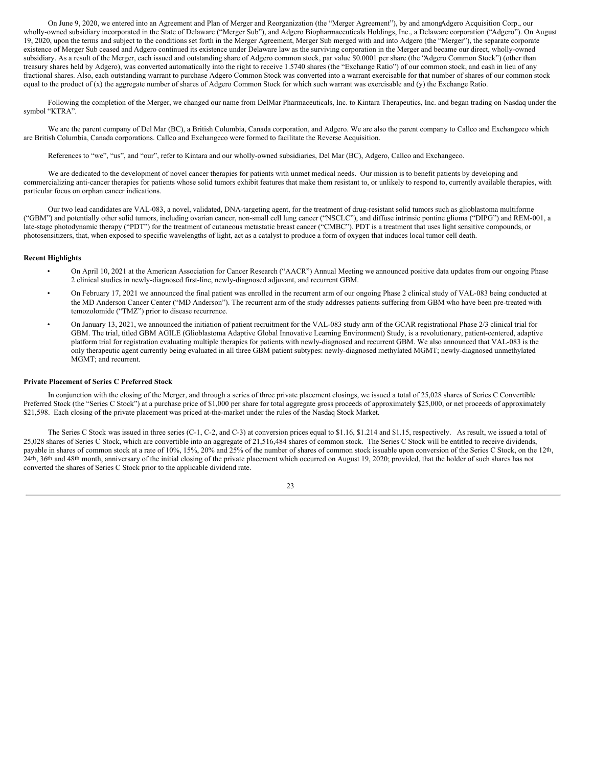On June 9, 2020, we entered into an Agreement and Plan of Merger and Reorganization (the "Merger Agreement"), by and among Adgero Acquisition Corp., our wholly-owned subsidiary incorporated in the State of Delaware ("Merger Sub"), and Adgero Biopharmaceuticals Holdings, Inc., a Delaware corporation ("Adgero"). On August 19, 2020, upon the terms and subject to the conditions set forth in the Merger Agreement, Merger Sub merged with and into Adgero (the "Merger"), the separate corporate existence of Merger Sub ceased and Adgero continued its existence under Delaware law as the surviving corporation in the Merger and became our direct, wholly-owned subsidiary. As a result of the Merger, each issued and outstanding share of Adgero common stock, par value $0.0001 per share (the "Adgero Common Stock") (other than treasury shares held by Adgero), was converted automatically into the right to receive 1.5740 shares (the "Exchange Ratio") of our common stock, and cash in lieu of any fractional shares. Also, each outstanding warrant to purchase Adgero Common Stock was converted into a warrant exercisable for that number of shares of our common stock equal to the product of (x) the aggregate number of shares of Adgero Common Stock for which such warrant was exercisable and (y) the Exchange Ratio.

Following the completion of the Merger, we changed our name from DelMar Pharmaceuticals, Inc. to Kintara Therapeutics, Inc. and began trading on Nasdaq under the symbol "KTRA".

We are the parent company of Del Mar (BC), a British Columbia, Canada corporation, and Adgero. We are also the parent company to Callco and Exchangeco which are British Columbia, Canada corporations. Callco and Exchangeco were formed to facilitate the Reverse Acquisition.

References to "we", "us", and "our", refer to Kintara and our wholly-owned subsidiaries, Del Mar (BC), Adgero, Callco and Exchangeco.

We are dedicated to the development of novel cancer therapies for patients with unmet medical needs. Our mission is to benefit patients by developing and commercializing anti-cancer therapies for patients whose solid tumors exhibit features that make them resistant to, or unlikely to respond to, currently available therapies, with particular focus on orphan cancer indications.

Our two lead candidates are VAL-083, a novel, validated, DNA-targeting agent, for the treatment of drug-resistant solid tumors such as glioblastoma multiforme ("GBM") and potentially other solid tumors, including ovarian cancer, non-small cell lung cancer ("NSCLC"), and diffuse intrinsic pontine glioma ("DIPG") and REM-001, a late-stage photodynamic therapy ("PDT") for the treatment of cutaneous metastatic breast cancer ("CMBC"). PDT is a treatment that uses light sensitive compounds, or photosensitizers, that, when exposed to specific wavelengths of light, act as a catalyst to produce a form of oxygen that induces local tumor cell death.

**Recent Highlights**

- On April 10, 2021 at the American Association for Cancer Research ("AACR") Annual Meeting we announced positive data updates from our ongoing Phase 2 clinical studies in newly-diagnosed first-line, newly-diagnosed adjuvant, and recurrent GBM.
- On February 17, 2021 we announced the final patient was enrolled in the recurrent arm of our ongoing Phase 2 clinical study of VAL-083 being conducted at the MD Anderson Cancer Center ("MD Anderson"). The recurrent arm of the study addresses patients suffering from GBM who have been pre-treated with temozolomide ("TMZ") prior to disease recurrence.
- On January 13, 2021, we announced the initiation of patient recruitment for the VAL-083 study arm of the GCAR registrational Phase 2/3 clinical trial for GBM. The trial, titled GBM AGILE (Glioblastoma Adaptive Global Innovative Learning Environment) Study, is a revolutionary, patient-centered, adaptive platform trial for registration evaluating multiple therapies for patients with newly-diagnosed and recurrent GBM. We also announced that VAL-083 is the only therapeutic agent currently being evaluated in all three GBM patient subtypes: newly-diagnosed methylated MGMT; newly-diagnosed unmethylated MGMT; and recurrent.

**Private Placement of Series C Preferred Stock**

In conjunction with the closing of the Merger, and through a series of three private placement closings, we issued a total of 25,028 shares of Series C Convertible Preferred Stock (the "Series C Stock") at a purchase price of $1,000 per share for total aggregate gross proceeds of approximately $25,000, or net proceeds of approximately $21,598. Each closing of the private placement was priced at-the-market under the rules of the Nasdaq Stock Market.

The Series C Stock was issued in three series (C-1, C-2, and C-3) at conversion prices equal to $1.16, $1.214 and $1.15, respectively. As result, we issued a total of 25,028 shares of Series C Stock, which are convertible into an aggregate of 21,516,484 shares of common stock. The Series C Stock will be entitled to receive dividends, payable in shares of common stock at a rate of 10%, 15%, 20% and 25% of the number of shares of common stock issuable upon conversion of the Series C Stock, on the 12th, 24th, 36th and 48th month, anniversary of the initial closing of the private placement which occurred on August 19, 2020; provided, that the holder of such shares has not converted the shares of Series C Stock prior to the applicable dividend rate.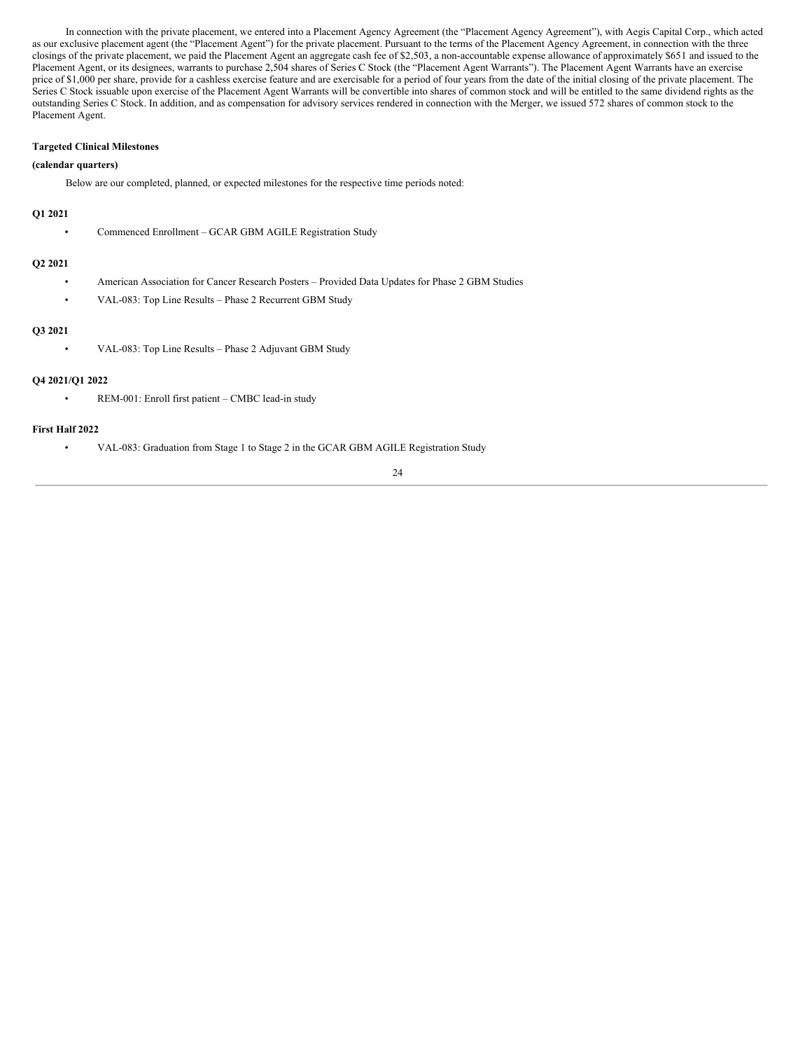In connection with the private placement, we entered into a Placement Agency Agreement (the "Placement Agency Agreement"), with Aegis Capital Corp., which acted as our exclusive placement agent (the "Placement Agent") for the private placement. Pursuant to the terms of the Placement Agency Agreement, in connection with the three closings of the private placement, we paid the Placement Agent an aggregate cash fee of $2,503, a non-accountable expense allowance of approximately $651 and issued to the Placement Agent, or its designees, warrants to purchase 2,504 shares of Series C Stock (the "Placement Agent Warrants"). The Placement Agent Warrants have an exercise price of $1,000 per share, provide for a cashless exercise feature and are exercisable for a period of four years from the date of the initial closing of the private placement. The Series C Stock issuable upon exercise of the Placement Agent Warrants will be convertible into shares of common stock and will be entitled to the same dividend rights as the outstanding Series C Stock. In addition, and as compensation for advisory services rendered in connection with the Merger, we issued 572 shares of common stock to the Placement Agent.

**Targeted Clinical Milestones**

**(calendar quarters)**

Below are our completed, planned, or expected milestones for the respective time periods noted:

**Q1 2021**

- Commenced Enrollment – GCAR GBM AGILE Registration Study

**Q2 2021**

- American Association for Cancer Research Posters – Provided Data Updates for Phase 2 GBM Studies
- VAL-083: Top Line Results – Phase 2 Recurrent GBM Study

**Q3 2021**

- VAL-083: Top Line Results – Phase 2 Adjuvant GBM Study

**Q4 2021/Q1 2022**

- REM-001: Enroll first patient – CMBC lead-in study

**First Half 2022**

- VAL-083: Graduation from Stage 1 to Stage 2 in the GCAR GBM AGILE Registration Study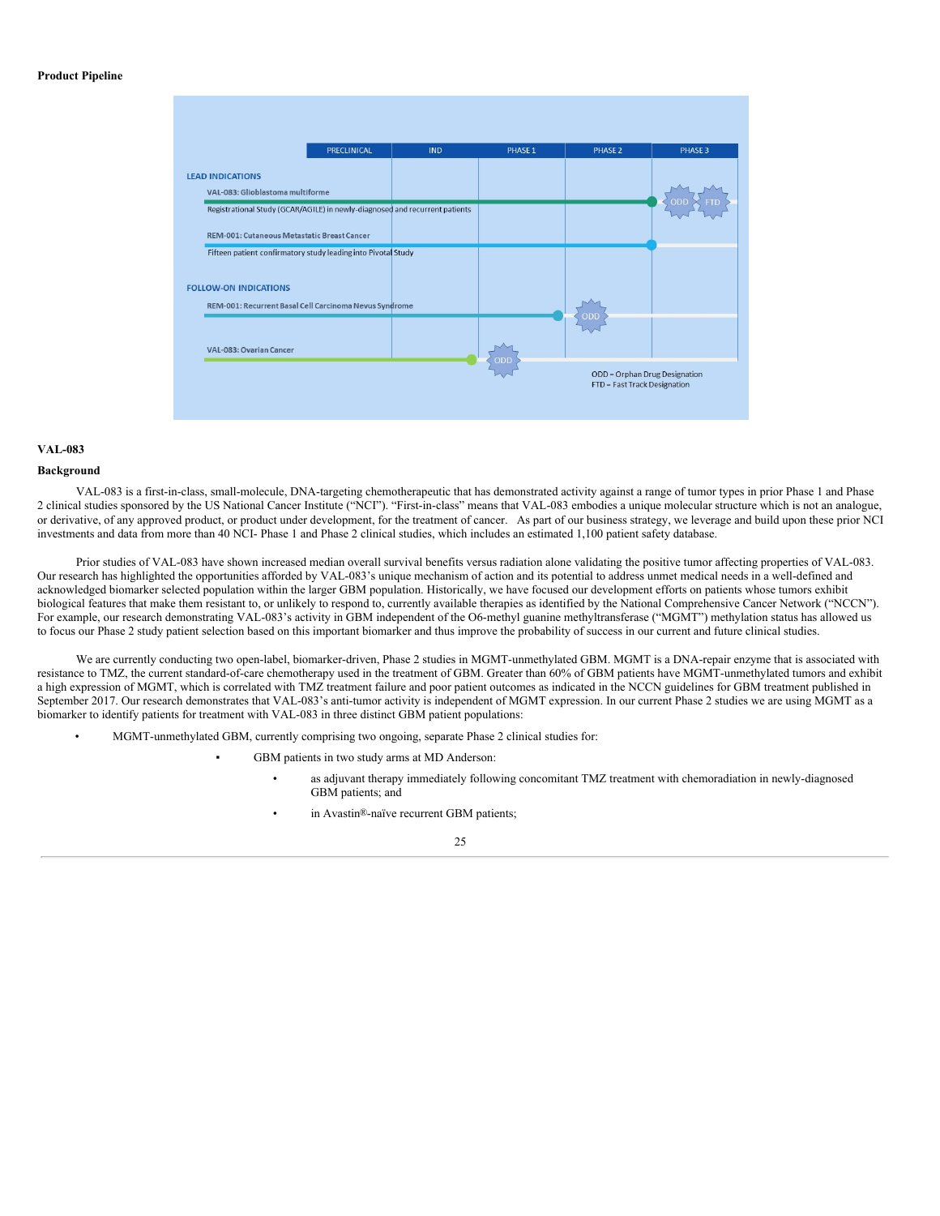**Product Pipeline**

| | PRECLINICAL | IND | PHASE 1 | PHASE 2 | PHASE 3 |
|---|---|---|---|---|---|
| **LEAD INDICATIONS** | | | | | |
| VAL-083: Glioblastoma multiforme — Registrational Study (GCAR/AGILE) in newly-diagnosed and recurrent patients | | | | | ODD, FTD |
| REM-001: Cutaneous Metastatic Breast Cancer — Fifteen patient confirmatory study leading into Pivotal Study | | | | | |
| **FOLLOW-ON INDICATIONS** | | | | | |
| REM-001: Recurrent Basal Cell Carcinoma Nevus Syndrome | | | | ODD | |
| VAL-083: Ovarian Cancer | | | ODD | | |

ODD = Orphan Drug Designation
FTD = Fast Track Designation

**VAL-083**

**Background**

VAL-083 is a first-in-class, small-molecule, DNA-targeting chemotherapeutic that has demonstrated activity against a range of tumor types in prior Phase 1 and Phase 2 clinical studies sponsored by the US National Cancer Institute ("NCI"). "First-in-class" means that VAL-083 embodies a unique molecular structure which is not an analogue, or derivative, of any approved product, or product under development, for the treatment of cancer. As part of our business strategy, we leverage and build upon these prior NCI investments and data from more than 40 NCI- Phase 1 and Phase 2 clinical studies, which includes an estimated 1,100 patient safety database.

Prior studies of VAL-083 have shown increased median overall survival benefits versus radiation alone validating the positive tumor affecting properties of VAL-083. Our research has highlighted the opportunities afforded by VAL-083's unique mechanism of action and its potential to address unmet medical needs in a well-defined and acknowledged biomarker selected population within the larger GBM population. Historically, we have focused our development efforts on patients whose tumors exhibit biological features that make them resistant to, or unlikely to respond to, currently available therapies as identified by the National Comprehensive Cancer Network ("NCCN"). For example, our research demonstrating VAL-083's activity in GBM independent of the O6-methyl guanine methyltransferase ("MGMT") methylation status has allowed us to focus our Phase 2 study patient selection based on this important biomarker and thus improve the probability of success in our current and future clinical studies.

We are currently conducting two open-label, biomarker-driven, Phase 2 studies in MGMT-unmethylated GBM. MGMT is a DNA-repair enzyme that is associated with resistance to TMZ, the current standard-of-care chemotherapy used in the treatment of GBM. Greater than 60% of GBM patients have MGMT-unmethylated tumors and exhibit a high expression of MGMT, which is correlated with TMZ treatment failure and poor patient outcomes as indicated in the NCCN guidelines for GBM treatment published in September 2017. Our research demonstrates that VAL-083's anti-tumor activity is independent of MGMT expression. In our current Phase 2 studies we are using MGMT as a biomarker to identify patients for treatment with VAL-083 in three distinct GBM patient populations:

- MGMT-unmethylated GBM, currently comprising two ongoing, separate Phase 2 clinical studies for:
  - GBM patients in two study arms at MD Anderson:
    - as adjuvant therapy immediately following concomitant TMZ treatment with chemoradiation in newly-diagnosed GBM patients; and
    - in Avastin®-naïve recurrent GBM patients;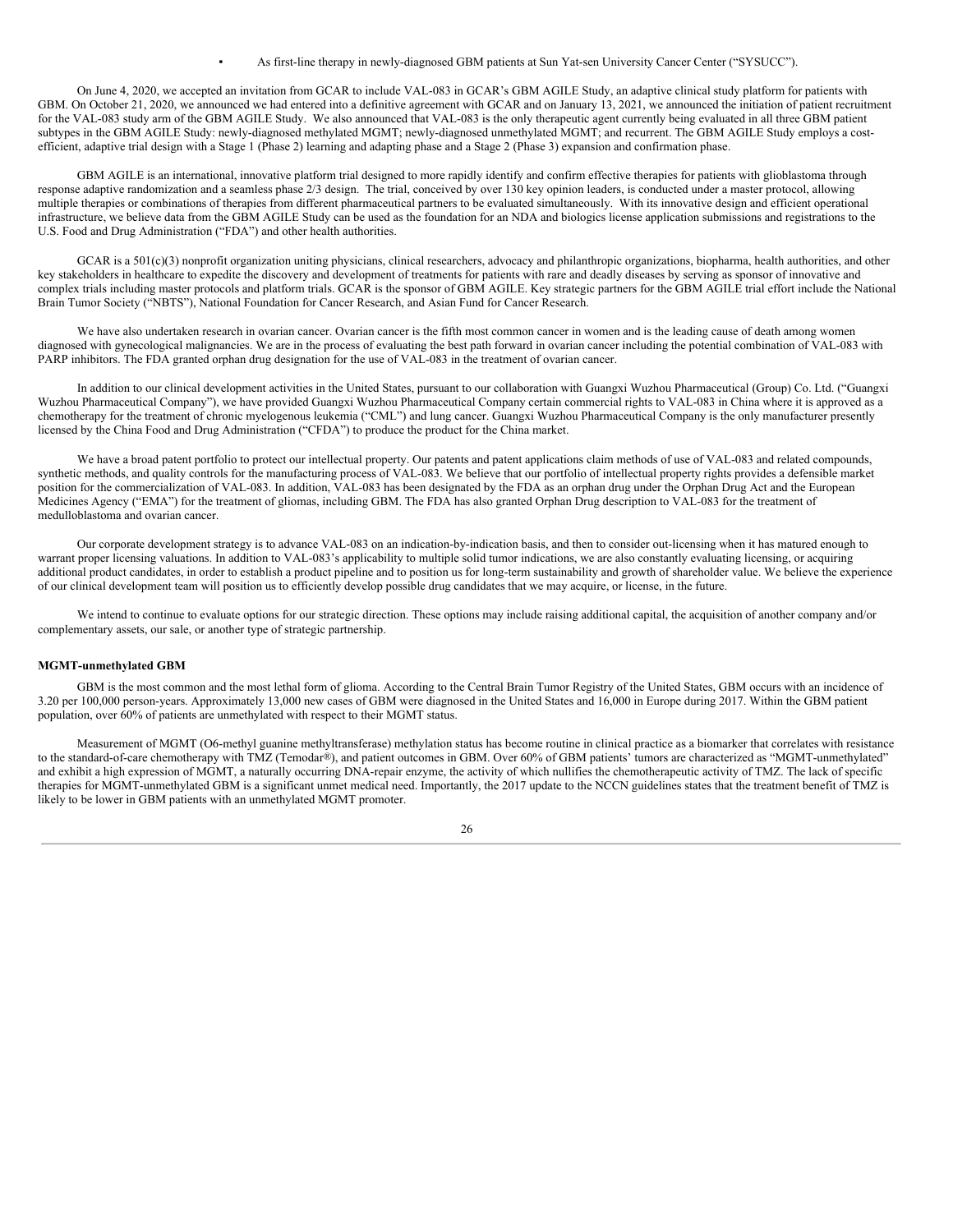- As first-line therapy in newly-diagnosed GBM patients at Sun Yat-sen University Cancer Center ("SYSUCC").

On June 4, 2020, we accepted an invitation from GCAR to include VAL-083 in GCAR's GBM AGILE Study, an adaptive clinical study platform for patients with GBM. On October 21, 2020, we announced we had entered into a definitive agreement with GCAR and on January 13, 2021, we announced the initiation of patient recruitment for the VAL-083 study arm of the GBM AGILE Study. We also announced that VAL-083 is the only therapeutic agent currently being evaluated in all three GBM patient subtypes in the GBM AGILE Study: newly-diagnosed methylated MGMT; newly-diagnosed unmethylated MGMT; and recurrent. The GBM AGILE Study employs a cost-efficient, adaptive trial design with a Stage 1 (Phase 2) learning and adapting phase and a Stage 2 (Phase 3) expansion and confirmation phase.

GBM AGILE is an international, innovative platform trial designed to more rapidly identify and confirm effective therapies for patients with glioblastoma through response adaptive randomization and a seamless phase 2/3 design. The trial, conceived by over 130 key opinion leaders, is conducted under a master protocol, allowing multiple therapies or combinations of therapies from different pharmaceutical partners to be evaluated simultaneously. With its innovative design and efficient operational infrastructure, we believe data from the GBM AGILE Study can be used as the foundation for an NDA and biologics license application submissions and registrations to the U.S. Food and Drug Administration ("FDA") and other health authorities.

GCAR is a 501(c)(3) nonprofit organization uniting physicians, clinical researchers, advocacy and philanthropic organizations, biopharma, health authorities, and other key stakeholders in healthcare to expedite the discovery and development of treatments for patients with rare and deadly diseases by serving as sponsor of innovative and complex trials including master protocols and platform trials. GCAR is the sponsor of GBM AGILE. Key strategic partners for the GBM AGILE trial effort include the National Brain Tumor Society ("NBTS"), National Foundation for Cancer Research, and Asian Fund for Cancer Research.

We have also undertaken research in ovarian cancer. Ovarian cancer is the fifth most common cancer in women and is the leading cause of death among women diagnosed with gynecological malignancies. We are in the process of evaluating the best path forward in ovarian cancer including the potential combination of VAL-083 with PARP inhibitors. The FDA granted orphan drug designation for the use of VAL-083 in the treatment of ovarian cancer.

In addition to our clinical development activities in the United States, pursuant to our collaboration with Guangxi Wuzhou Pharmaceutical (Group) Co. Ltd. ("Guangxi Wuzhou Pharmaceutical Company"), we have provided Guangxi Wuzhou Pharmaceutical Company certain commercial rights to VAL-083 in China where it is approved as a chemotherapy for the treatment of chronic myelogenous leukemia ("CML") and lung cancer. Guangxi Wuzhou Pharmaceutical Company is the only manufacturer presently licensed by the China Food and Drug Administration ("CFDA") to produce the product for the China market.

We have a broad patent portfolio to protect our intellectual property. Our patents and patent applications claim methods of use of VAL-083 and related compounds, synthetic methods, and quality controls for the manufacturing process of VAL-083. We believe that our portfolio of intellectual property rights provides a defensible market position for the commercialization of VAL-083. In addition, VAL-083 has been designated by the FDA as an orphan drug under the Orphan Drug Act and the European Medicines Agency ("EMA") for the treatment of gliomas, including GBM. The FDA has also granted Orphan Drug description to VAL-083 for the treatment of medulloblastoma and ovarian cancer.

Our corporate development strategy is to advance VAL-083 on an indication-by-indication basis, and then to consider out-licensing when it has matured enough to warrant proper licensing valuations. In addition to VAL-083's applicability to multiple solid tumor indications, we are also constantly evaluating licensing, or acquiring additional product candidates, in order to establish a product pipeline and to position us for long-term sustainability and growth of shareholder value. We believe the experience of our clinical development team will position us to efficiently develop possible drug candidates that we may acquire, or license, in the future.

We intend to continue to evaluate options for our strategic direction. These options may include raising additional capital, the acquisition of another company and/or complementary assets, our sale, or another type of strategic partnership.

**MGMT-unmethylated GBM**

GBM is the most common and the most lethal form of glioma. According to the Central Brain Tumor Registry of the United States, GBM occurs with an incidence of 3.20 per 100,000 person-years. Approximately 13,000 new cases of GBM were diagnosed in the United States and 16,000 in Europe during 2017. Within the GBM patient population, over 60% of patients are unmethylated with respect to their MGMT status.

Measurement of MGMT (O6-methyl guanine methyltransferase) methylation status has become routine in clinical practice as a biomarker that correlates with resistance to the standard-of-care chemotherapy with TMZ (Temodar®), and patient outcomes in GBM. Over 60% of GBM patients' tumors are characterized as "MGMT-unmethylated" and exhibit a high expression of MGMT, a naturally occurring DNA-repair enzyme, the activity of which nullifies the chemotherapeutic activity of TMZ. The lack of specific therapies for MGMT-unmethylated GBM is a significant unmet medical need. Importantly, the 2017 update to the NCCN guidelines states that the treatment benefit of TMZ is likely to be lower in GBM patients with an unmethylated MGMT promoter.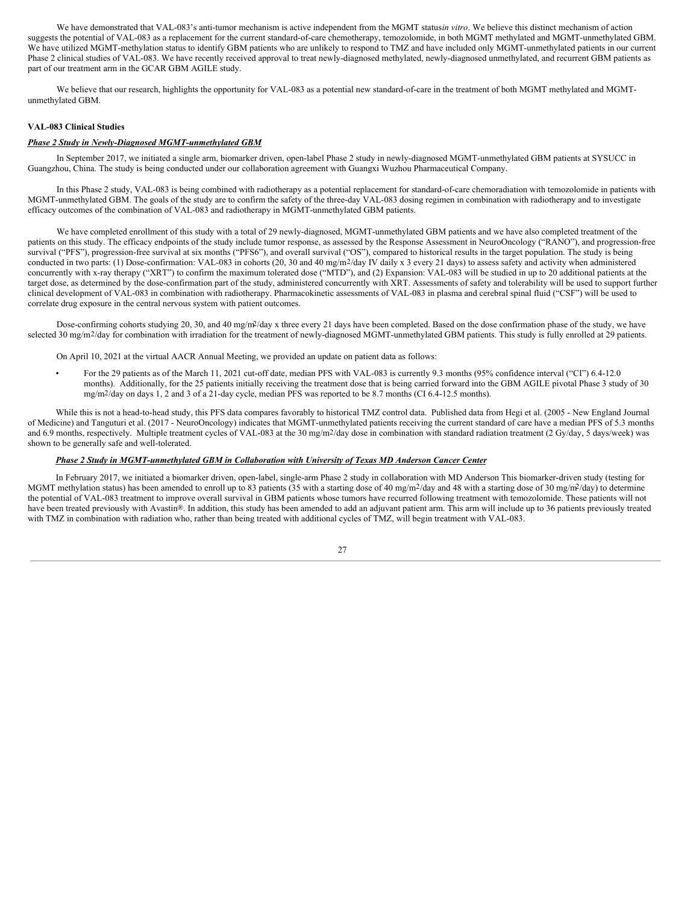We have demonstrated that VAL-083's anti-tumor mechanism is active independent from the MGMT status *in vitro*. We believe this distinct mechanism of action suggests the potential of VAL-083 as a replacement for the current standard-of-care chemotherapy, temozolomide, in both MGMT methylated and MGMT-unmethylated GBM. We have utilized MGMT-methylation status to identify GBM patients who are unlikely to respond to TMZ and have included only MGMT-unmethylated patients in our current Phase 2 clinical studies of VAL-083. We have recently received approval to treat newly-diagnosed methylated, newly-diagnosed unmethylated, and recurrent GBM patients as part of our treatment arm in the GCAR GBM AGILE study.

We believe that our research, highlights the opportunity for VAL-083 as a potential new standard-of-care in the treatment of both MGMT methylated and MGMT-unmethylated GBM.

**VAL-083 Clinical Studies**

***Phase 2 Study in Newly-Diagnosed MGMT-unmethylated GBM***

In September 2017, we initiated a single arm, biomarker driven, open-label Phase 2 study in newly-diagnosed MGMT-unmethylated GBM patients at SYSUCC in Guangzhou, China. The study is being conducted under our collaboration agreement with Guangxi Wuzhou Pharmaceutical Company.

In this Phase 2 study, VAL-083 is being combined with radiotherapy as a potential replacement for standard-of-care chemoradiation with temozolomide in patients with MGMT-unmethylated GBM. The goals of the study are to confirm the safety of the three-day VAL-083 dosing regimen in combination with radiotherapy and to investigate efficacy outcomes of the combination of VAL-083 and radiotherapy in MGMT-unmethylated GBM patients.

We have completed enrollment of this study with a total of 29 newly-diagnosed, MGMT-unmethylated GBM patients and we have also completed treatment of the patients on this study. The efficacy endpoints of the study include tumor response, as assessed by the Response Assessment in NeuroOncology ("RANO"), and progression-free survival ("PFS"), progression-free survival at six months ("PFS6"), and overall survival ("OS"), compared to historical results in the target population. The study is being conducted in two parts: (1) Dose-confirmation: VAL-083 in cohorts (20, 30 and 40 mg/m$^2$/day IV daily x 3 every 21 days) to assess safety and activity when administered concurrently with x-ray therapy ("XRT") to confirm the maximum tolerated dose ("MTD"), and (2) Expansion: VAL-083 will be studied in up to 20 additional patients at the target dose, as determined by the dose-confirmation part of the study, administered concurrently with XRT. Assessments of safety and tolerability will be used to support further clinical development of VAL-083 in combination with radiotherapy. Pharmacokinetic assessments of VAL-083 in plasma and cerebral spinal fluid ("CSF") will be used to correlate drug exposure in the central nervous system with patient outcomes.

Dose-confirming cohorts studying 20, 30, and 40 mg/m$^2$/day x three every 21 days have been completed. Based on the dose confirmation phase of the study, we have selected 30 mg/m$^2$/day for combination with irradiation for the treatment of newly-diagnosed MGMT-unmethylated GBM patients. This study is fully enrolled at 29 patients.

On April 10, 2021 at the virtual AACR Annual Meeting, we provided an update on patient data as follows:

- For the 29 patients as of the March 11, 2021 cut-off date, median PFS with VAL-083 is currently 9.3 months (95% confidence interval ("CI") 6.4-12.0 months). Additionally, for the 25 patients initially receiving the treatment dose that is being carried forward into the GBM AGILE pivotal Phase 3 study of 30 mg/m$^2$/day on days 1, 2 and 3 of a 21-day cycle, median PFS was reported to be 8.7 months (CI 6.4-12.5 months).

While this is not a head-to-head study, this PFS data compares favorably to historical TMZ control data. Published data from Hegi et al. (2005 - New England Journal of Medicine) and Tanguturi et al. (2017 - NeuroOncology) indicates that MGMT-unmethylated patients receiving the current standard of care have a median PFS of 5.3 months and 6.9 months, respectively. Multiple treatment cycles of VAL-083 at the 30 mg/m$^2$/day dose in combination with standard radiation treatment (2 Gy/day, 5 days/week) was shown to be generally safe and well-tolerated.

***Phase 2 Study in MGMT-unmethylated GBM in Collaboration with University of Texas MD Anderson Cancer Center***

In February 2017, we initiated a biomarker driven, open-label, single-arm Phase 2 study in collaboration with MD Anderson This biomarker-driven study (testing for MGMT methylation status) has been amended to enroll up to 83 patients (35 with a starting dose of 40 mg/m$^2$/day and 48 with a starting dose of 30 mg/m$^2$/day) to determine the potential of VAL-083 treatment to improve overall survival in GBM patients whose tumors have recurred following treatment with temozolomide. These patients will not have been treated previously with Avastin®. In addition, this study has been amended to add an adjuvant patient arm. This arm will include up to 36 patients previously treated with TMZ in combination with radiation who, rather than being treated with additional cycles of TMZ, will begin treatment with VAL-083.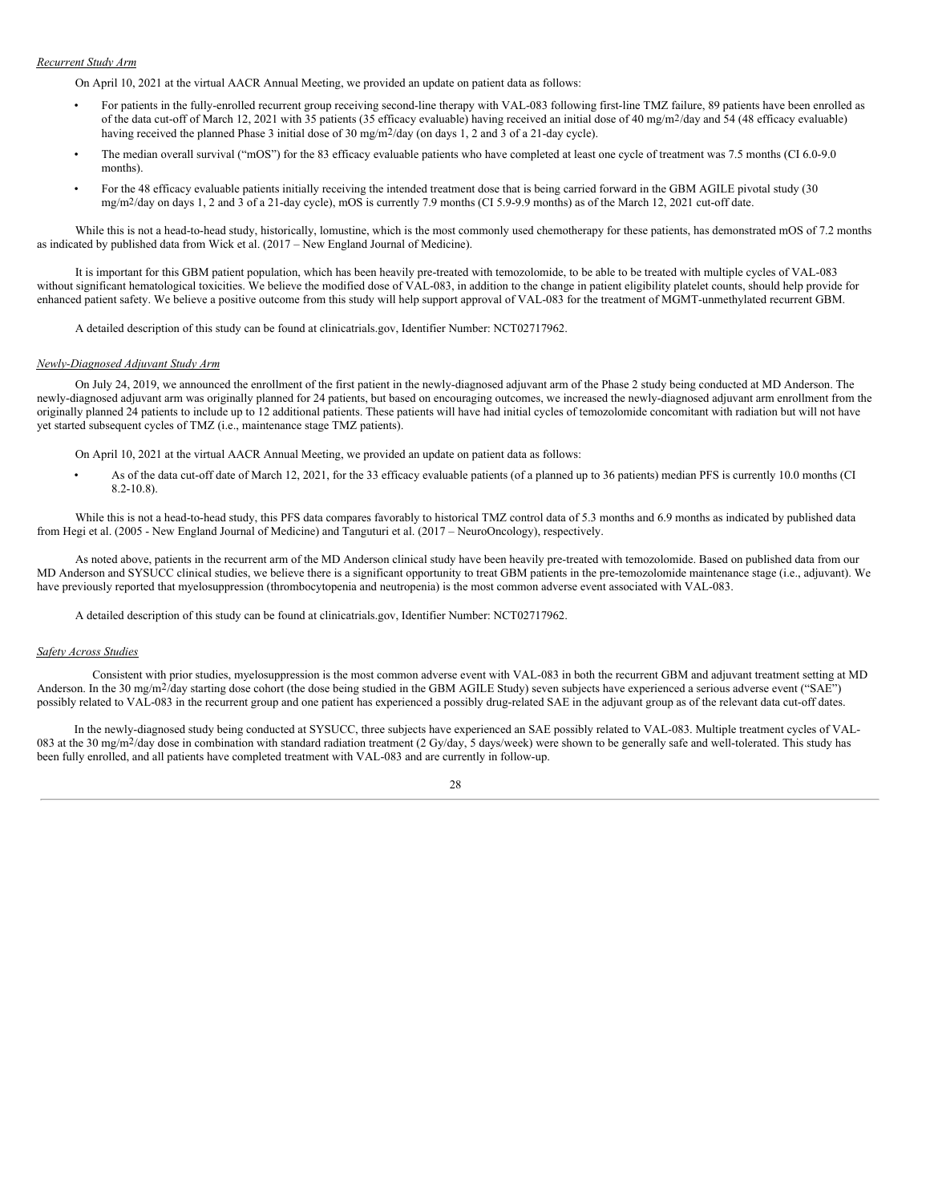*Recurrent Study Arm*

On April 10, 2021 at the virtual AACR Annual Meeting, we provided an update on patient data as follows:

- For patients in the fully-enrolled recurrent group receiving second-line therapy with VAL-083 following first-line TMZ failure, 89 patients have been enrolled as of the data cut-off of March 12, 2021 with 35 patients (35 efficacy evaluable) having received an initial dose of 40 mg/m$^2$/day and 54 (48 efficacy evaluable) having received the planned Phase 3 initial dose of 30 mg/m$^2$/day (on days 1, 2 and 3 of a 21-day cycle).
- The median overall survival ("mOS") for the 83 efficacy evaluable patients who have completed at least one cycle of treatment was 7.5 months (CI 6.0-9.0 months).
- For the 48 efficacy evaluable patients initially receiving the intended treatment dose that is being carried forward in the GBM AGILE pivotal study (30 mg/m$^2$/day on days 1, 2 and 3 of a 21-day cycle), mOS is currently 7.9 months (CI 5.9-9.9 months) as of the March 12, 2021 cut-off date.

While this is not a head-to-head study, historically, lomustine, which is the most commonly used chemotherapy for these patients, has demonstrated mOS of 7.2 months as indicated by published data from Wick et al. (2017 – New England Journal of Medicine).

It is important for this GBM patient population, which has been heavily pre-treated with temozolomide, to be able to be treated with multiple cycles of VAL-083 without significant hematological toxicities. We believe the modified dose of VAL-083, in addition to the change in patient eligibility platelet counts, should help provide for enhanced patient safety. We believe a positive outcome from this study will help support approval of VAL-083 for the treatment of MGMT-unmethylated recurrent GBM.

A detailed description of this study can be found at clinicatrials.gov, Identifier Number: NCT02717962.

*Newly-Diagnosed Adjuvant Study Arm*

On July 24, 2019, we announced the enrollment of the first patient in the newly-diagnosed adjuvant arm of the Phase 2 study being conducted at MD Anderson. The newly-diagnosed adjuvant arm was originally planned for 24 patients, but based on encouraging outcomes, we increased the newly-diagnosed adjuvant arm enrollment from the originally planned 24 patients to include up to 12 additional patients. These patients will have had initial cycles of temozolomide concomitant with radiation but will not have yet started subsequent cycles of TMZ (i.e., maintenance stage TMZ patients).

On April 10, 2021 at the virtual AACR Annual Meeting, we provided an update on patient data as follows:

- As of the data cut-off date of March 12, 2021, for the 33 efficacy evaluable patients (of a planned up to 36 patients) median PFS is currently 10.0 months (CI 8.2-10.8).

While this is not a head-to-head study, this PFS data compares favorably to historical TMZ control data of 5.3 months and 6.9 months as indicated by published data from Hegi et al. (2005 - New England Journal of Medicine) and Tanguturi et al. (2017 – NeuroOncology), respectively.

As noted above, patients in the recurrent arm of the MD Anderson clinical study have been heavily pre-treated with temozolomide. Based on published data from our MD Anderson and SYSUCC clinical studies, we believe there is a significant opportunity to treat GBM patients in the pre-temozolomide maintenance stage (i.e., adjuvant). We have previously reported that myelosuppression (thrombocytopenia and neutropenia) is the most common adverse event associated with VAL-083.

A detailed description of this study can be found at clinicatrials.gov, Identifier Number: NCT02717962.

*Safety Across Studies*

Consistent with prior studies, myelosuppression is the most common adverse event with VAL-083 in both the recurrent GBM and adjuvant treatment setting at MD Anderson. In the 30 mg/m$^2$/day starting dose cohort (the dose being studied in the GBM AGILE Study) seven subjects have experienced a serious adverse event ("SAE") possibly related to VAL-083 in the recurrent group and one patient has experienced a possibly drug-related SAE in the adjuvant group as of the relevant data cut-off dates.

In the newly-diagnosed study being conducted at SYSUCC, three subjects have experienced an SAE possibly related to VAL-083. Multiple treatment cycles of VAL-083 at the 30 mg/m$^2$/day dose in combination with standard radiation treatment (2 Gy/day, 5 days/week) were shown to be generally safe and well-tolerated. This study has been fully enrolled, and all patients have completed treatment with VAL-083 and are currently in follow-up.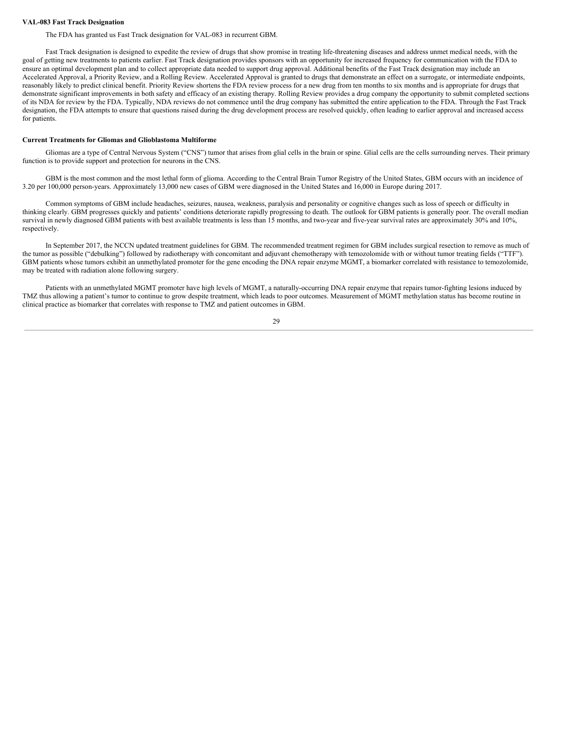**VAL-083 Fast Track Designation**

The FDA has granted us Fast Track designation for VAL-083 in recurrent GBM.

Fast Track designation is designed to expedite the review of drugs that show promise in treating life-threatening diseases and address unmet medical needs, with the goal of getting new treatments to patients earlier. Fast Track designation provides sponsors with an opportunity for increased frequency for communication with the FDA to ensure an optimal development plan and to collect appropriate data needed to support drug approval. Additional benefits of the Fast Track designation may include an Accelerated Approval, a Priority Review, and a Rolling Review. Accelerated Approval is granted to drugs that demonstrate an effect on a surrogate, or intermediate endpoints, reasonably likely to predict clinical benefit. Priority Review shortens the FDA review process for a new drug from ten months to six months and is appropriate for drugs that demonstrate significant improvements in both safety and efficacy of an existing therapy. Rolling Review provides a drug company the opportunity to submit completed sections of its NDA for review by the FDA. Typically, NDA reviews do not commence until the drug company has submitted the entire application to the FDA. Through the Fast Track designation, the FDA attempts to ensure that questions raised during the drug development process are resolved quickly, often leading to earlier approval and increased access for patients.

**Current Treatments for Gliomas and Glioblastoma Multiforme**

Gliomas are a type of Central Nervous System ("CNS") tumor that arises from glial cells in the brain or spine. Glial cells are the cells surrounding nerves. Their primary function is to provide support and protection for neurons in the CNS.

GBM is the most common and the most lethal form of glioma. According to the Central Brain Tumor Registry of the United States, GBM occurs with an incidence of 3.20 per 100,000 person-years. Approximately 13,000 new cases of GBM were diagnosed in the United States and 16,000 in Europe during 2017.

Common symptoms of GBM include headaches, seizures, nausea, weakness, paralysis and personality or cognitive changes such as loss of speech or difficulty in thinking clearly. GBM progresses quickly and patients' conditions deteriorate rapidly progressing to death. The outlook for GBM patients is generally poor. The overall median survival in newly diagnosed GBM patients with best available treatments is less than 15 months, and two-year and five-year survival rates are approximately 30% and 10%, respectively.

In September 2017, the NCCN updated treatment guidelines for GBM. The recommended treatment regimen for GBM includes surgical resection to remove as much of the tumor as possible ("debulking") followed by radiotherapy with concomitant and adjuvant chemotherapy with temozolomide with or without tumor treating fields ("TTF"). GBM patients whose tumors exhibit an unmethylated promoter for the gene encoding the DNA repair enzyme MGMT, a biomarker correlated with resistance to temozolomide, may be treated with radiation alone following surgery.

Patients with an unmethylated MGMT promoter have high levels of MGMT, a naturally-occurring DNA repair enzyme that repairs tumor-fighting lesions induced by TMZ thus allowing a patient's tumor to continue to grow despite treatment, which leads to poor outcomes. Measurement of MGMT methylation status has become routine in clinical practice as biomarker that correlates with response to TMZ and patient outcomes in GBM.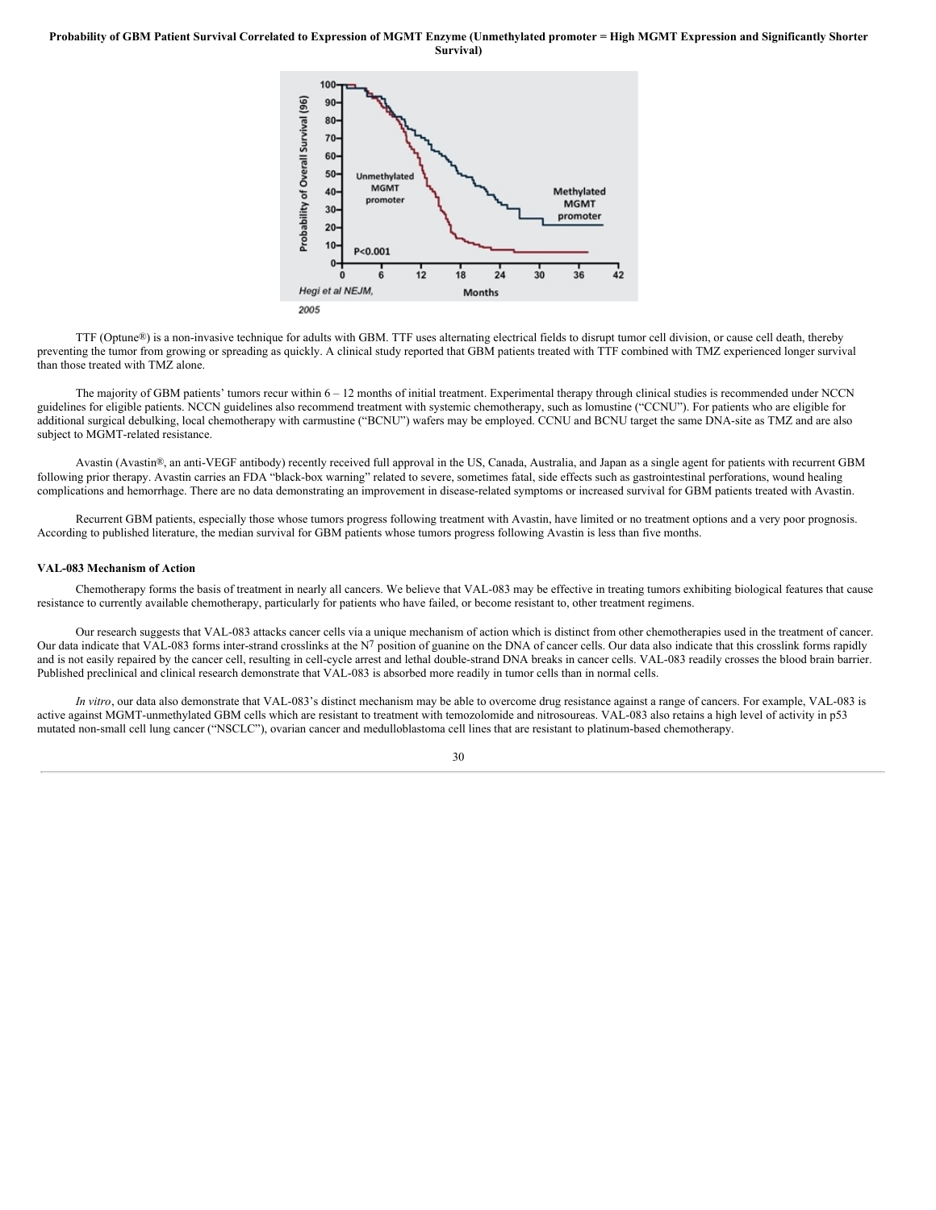**Probability of GBM Patient Survival Correlated to Expression of MGMT Enzyme (Unmethylated promoter = High MGMT Expression and Significantly Shorter Survival)**

TTF (Optune®) is a non-invasive technique for adults with GBM. TTF uses alternating electrical fields to disrupt tumor cell division, or cause cell death, thereby preventing the tumor from growing or spreading as quickly. A clinical study reported that GBM patients treated with TTF combined with TMZ experienced longer survival than those treated with TMZ alone.

The majority of GBM patients' tumors recur within 6 – 12 months of initial treatment. Experimental therapy through clinical studies is recommended under NCCN guidelines for eligible patients. NCCN guidelines also recommend treatment with systemic chemotherapy, such as lomustine ("CCNU"). For patients who are eligible for additional surgical debulking, local chemotherapy with carmustine ("BCNU") wafers may be employed. CCNU and BCNU target the same DNA-site as TMZ and are also subject to MGMT-related resistance.

Avastin (Avastin®, an anti-VEGF antibody) recently received full approval in the US, Canada, Australia, and Japan as a single agent for patients with recurrent GBM following prior therapy. Avastin carries an FDA "black-box warning" related to severe, sometimes fatal, side effects such as gastrointestinal perforations, wound healing complications and hemorrhage. There are no data demonstrating an improvement in disease-related symptoms or increased survival for GBM patients treated with Avastin.

Recurrent GBM patients, especially those whose tumors progress following treatment with Avastin, have limited or no treatment options and a very poor prognosis. According to published literature, the median survival for GBM patients whose tumors progress following Avastin is less than five months.

**VAL-083 Mechanism of Action**

Chemotherapy forms the basis of treatment in nearly all cancers. We believe that VAL-083 may be effective in treating tumors exhibiting biological features that cause resistance to currently available chemotherapy, particularly for patients who have failed, or become resistant to, other treatment regimens.

Our research suggests that VAL-083 attacks cancer cells via a unique mechanism of action which is distinct from other chemotherapies used in the treatment of cancer. Our data indicate that VAL-083 forms inter-strand crosslinks at the $N^7$ position of guanine on the DNA of cancer cells. Our data also indicate that this crosslink forms rapidly and is not easily repaired by the cancer cell, resulting in cell-cycle arrest and lethal double-strand DNA breaks in cancer cells. VAL-083 readily crosses the blood brain barrier. Published preclinical and clinical research demonstrate that VAL-083 is absorbed more readily in tumor cells than in normal cells.

*In vitro*, our data also demonstrate that VAL-083's distinct mechanism may be able to overcome drug resistance against a range of cancers. For example, VAL-083 is active against MGMT-unmethylated GBM cells which are resistant to treatment with temozolomide and nitrosoureas. VAL-083 also retains a high level of activity in p53 mutated non-small cell lung cancer ("NSCLC"), ovarian cancer and medulloblastoma cell lines that are resistant to platinum-based chemotherapy.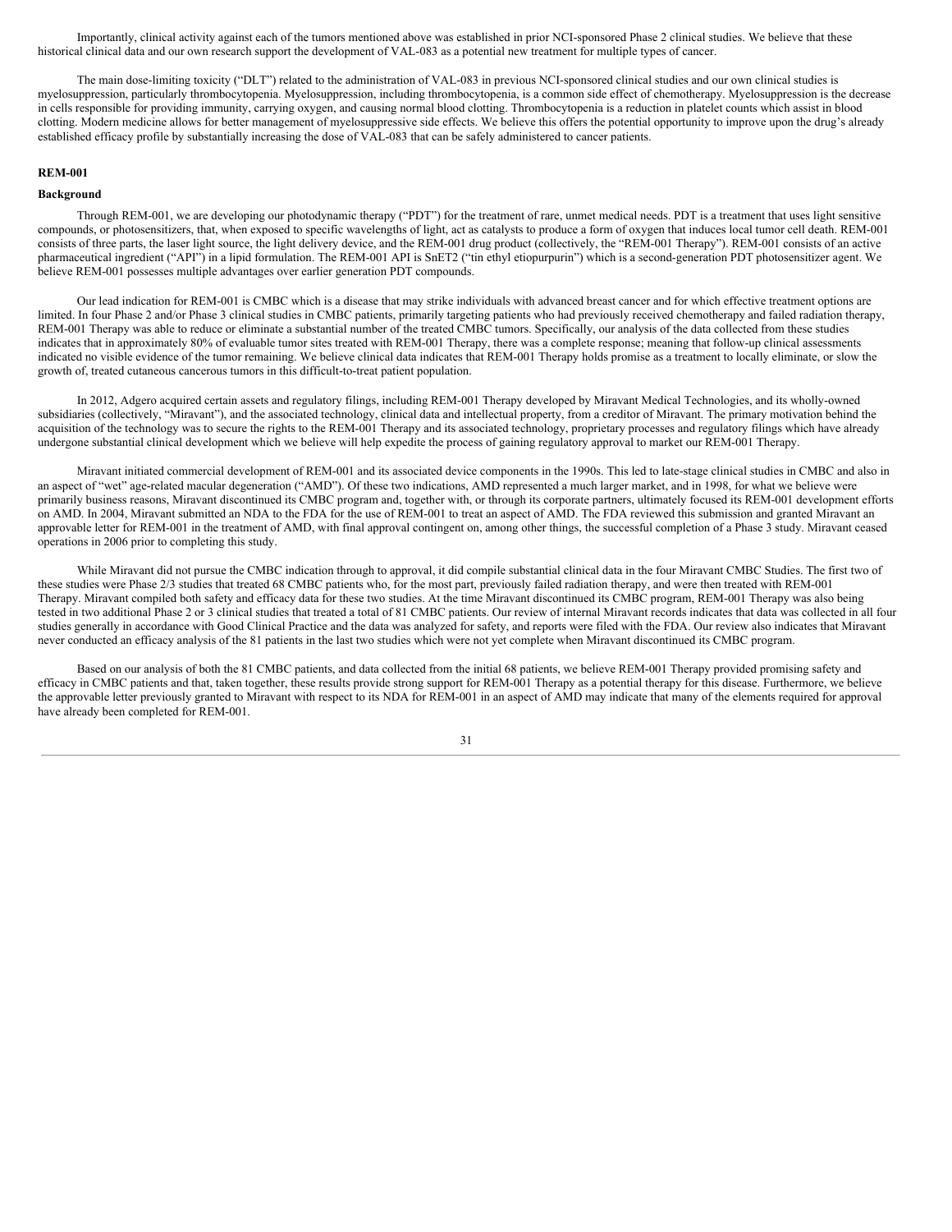Importantly, clinical activity against each of the tumors mentioned above was established in prior NCI-sponsored Phase 2 clinical studies. We believe that these historical clinical data and our own research support the development of VAL-083 as a potential new treatment for multiple types of cancer.

The main dose-limiting toxicity ("DLT") related to the administration of VAL-083 in previous NCI-sponsored clinical studies and our own clinical studies is myelosuppression, particularly thrombocytopenia. Myelosuppression, including thrombocytopenia, is a common side effect of chemotherapy. Myelosuppression is the decrease in cells responsible for providing immunity, carrying oxygen, and causing normal blood clotting. Thrombocytopenia is a reduction in platelet counts which assist in blood clotting. Modern medicine allows for better management of myelosuppressive side effects. We believe this offers the potential opportunity to improve upon the drug's already established efficacy profile by substantially increasing the dose of VAL-083 that can be safely administered to cancer patients.

**REM-001**

**Background**

Through REM-001, we are developing our photodynamic therapy ("PDT") for the treatment of rare, unmet medical needs. PDT is a treatment that uses light sensitive compounds, or photosensitizers, that, when exposed to specific wavelengths of light, act as catalysts to produce a form of oxygen that induces local tumor cell death. REM-001 consists of three parts, the laser light source, the light delivery device, and the REM-001 drug product (collectively, the "REM-001 Therapy"). REM-001 consists of an active pharmaceutical ingredient ("API") in a lipid formulation. The REM-001 API is SnET2 ("tin ethyl etiopurpurin") which is a second-generation PDT photosensitizer agent. We believe REM-001 possesses multiple advantages over earlier generation PDT compounds.

Our lead indication for REM-001 is CMBC which is a disease that may strike individuals with advanced breast cancer and for which effective treatment options are limited. In four Phase 2 and/or Phase 3 clinical studies in CMBC patients, primarily targeting patients who had previously received chemotherapy and failed radiation therapy, REM-001 Therapy was able to reduce or eliminate a substantial number of the treated CMBC tumors. Specifically, our analysis of the data collected from these studies indicates that in approximately 80% of evaluable tumor sites treated with REM-001 Therapy, there was a complete response; meaning that follow-up clinical assessments indicated no visible evidence of the tumor remaining. We believe clinical data indicates that REM-001 Therapy holds promise as a treatment to locally eliminate, or slow the growth of, treated cutaneous cancerous tumors in this difficult-to-treat patient population.

In 2012, Adgero acquired certain assets and regulatory filings, including REM-001 Therapy developed by Miravant Medical Technologies, and its wholly-owned subsidiaries (collectively, "Miravant"), and the associated technology, clinical data and intellectual property, from a creditor of Miravant. The primary motivation behind the acquisition of the technology was to secure the rights to the REM-001 Therapy and its associated technology, proprietary processes and regulatory filings which have already undergone substantial clinical development which we believe will help expedite the process of gaining regulatory approval to market our REM-001 Therapy.

Miravant initiated commercial development of REM-001 and its associated device components in the 1990s. This led to late-stage clinical studies in CMBC and also in an aspect of "wet" age-related macular degeneration ("AMD"). Of these two indications, AMD represented a much larger market, and in 1998, for what we believe were primarily business reasons, Miravant discontinued its CMBC program and, together with, or through its corporate partners, ultimately focused its REM-001 development efforts on AMD. In 2004, Miravant submitted an NDA to the FDA for the use of REM-001 to treat an aspect of AMD. The FDA reviewed this submission and granted Miravant an approvable letter for REM-001 in the treatment of AMD, with final approval contingent on, among other things, the successful completion of a Phase 3 study. Miravant ceased operations in 2006 prior to completing this study.

While Miravant did not pursue the CMBC indication through to approval, it did compile substantial clinical data in the four Miravant CMBC Studies. The first two of these studies were Phase 2/3 studies that treated 68 CMBC patients who, for the most part, previously failed radiation therapy, and were then treated with REM-001 Therapy. Miravant compiled both safety and efficacy data for these two studies. At the time Miravant discontinued its CMBC program, REM-001 Therapy was also being tested in two additional Phase 2 or 3 clinical studies that treated a total of 81 CMBC patients. Our review of internal Miravant records indicates that data was collected in all four studies generally in accordance with Good Clinical Practice and the data was analyzed for safety, and reports were filed with the FDA. Our review also indicates that Miravant never conducted an efficacy analysis of the 81 patients in the last two studies which were not yet complete when Miravant discontinued its CMBC program.

Based on our analysis of both the 81 CMBC patients, and data collected from the initial 68 patients, we believe REM-001 Therapy provided promising safety and efficacy in CMBC patients and that, taken together, these results provide strong support for REM-001 Therapy as a potential therapy for this disease. Furthermore, we believe the approvable letter previously granted to Miravant with respect to its NDA for REM-001 in an aspect of AMD may indicate that many of the elements required for approval have already been completed for REM-001.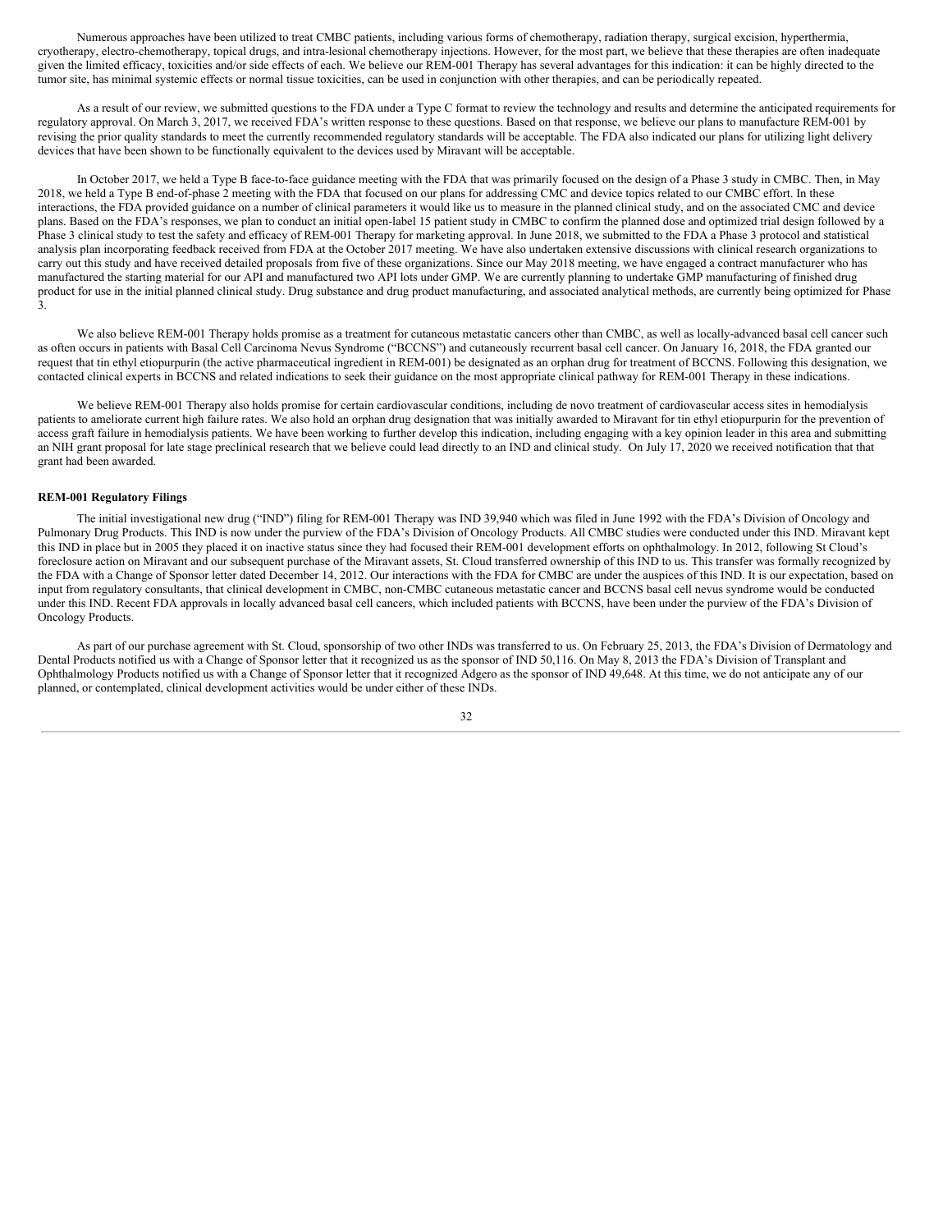Numerous approaches have been utilized to treat CMBC patients, including various forms of chemotherapy, radiation therapy, surgical excision, hyperthermia, cryotherapy, electro-chemotherapy, topical drugs, and intra-lesional chemotherapy injections. However, for the most part, we believe that these therapies are often inadequate given the limited efficacy, toxicities and/or side effects of each. We believe our REM-001 Therapy has several advantages for this indication: it can be highly directed to the tumor site, has minimal systemic effects or normal tissue toxicities, can be used in conjunction with other therapies, and can be periodically repeated.

As a result of our review, we submitted questions to the FDA under a Type C format to review the technology and results and determine the anticipated requirements for regulatory approval. On March 3, 2017, we received FDA's written response to these questions. Based on that response, we believe our plans to manufacture REM-001 by revising the prior quality standards to meet the currently recommended regulatory standards will be acceptable. The FDA also indicated our plans for utilizing light delivery devices that have been shown to be functionally equivalent to the devices used by Miravant will be acceptable.

In October 2017, we held a Type B face-to-face guidance meeting with the FDA that was primarily focused on the design of a Phase 3 study in CMBC. Then, in May 2018, we held a Type B end-of-phase 2 meeting with the FDA that focused on our plans for addressing CMC and device topics related to our CMBC effort. In these interactions, the FDA provided guidance on a number of clinical parameters it would like us to measure in the planned clinical study, and on the associated CMC and device plans. Based on the FDA's responses, we plan to conduct an initial open-label 15 patient study in CMBC to confirm the planned dose and optimized trial design followed by a Phase 3 clinical study to test the safety and efficacy of REM-001 Therapy for marketing approval. In June 2018, we submitted to the FDA a Phase 3 protocol and statistical analysis plan incorporating feedback received from FDA at the October 2017 meeting. We have also undertaken extensive discussions with clinical research organizations to carry out this study and have received detailed proposals from five of these organizations. Since our May 2018 meeting, we have engaged a contract manufacturer who has manufactured the starting material for our API and manufactured two API lots under GMP. We are currently planning to undertake GMP manufacturing of finished drug product for use in the initial planned clinical study. Drug substance and drug product manufacturing, and associated analytical methods, are currently being optimized for Phase 3.

We also believe REM-001 Therapy holds promise as a treatment for cutaneous metastatic cancers other than CMBC, as well as locally-advanced basal cell cancer such as often occurs in patients with Basal Cell Carcinoma Nevus Syndrome ("BCCNS") and cutaneously recurrent basal cell cancer. On January 16, 2018, the FDA granted our request that tin ethyl etiopurpurin (the active pharmaceutical ingredient in REM-001) be designated as an orphan drug for treatment of BCCNS. Following this designation, we contacted clinical experts in BCCNS and related indications to seek their guidance on the most appropriate clinical pathway for REM-001 Therapy in these indications.

We believe REM-001 Therapy also holds promise for certain cardiovascular conditions, including de novo treatment of cardiovascular access sites in hemodialysis patients to ameliorate current high failure rates. We also hold an orphan drug designation that was initially awarded to Miravant for tin ethyl etiopurpurin for the prevention of access graft failure in hemodialysis patients. We have been working to further develop this indication, including engaging with a key opinion leader in this area and submitting an NIH grant proposal for late stage preclinical research that we believe could lead directly to an IND and clinical study. On July 17, 2020 we received notification that that grant had been awarded.

**REM-001 Regulatory Filings**

The initial investigational new drug ("IND") filing for REM-001 Therapy was IND 39,940 which was filed in June 1992 with the FDA's Division of Oncology and Pulmonary Drug Products. This IND is now under the purview of the FDA's Division of Oncology Products. All CMBC studies were conducted under this IND. Miravant kept this IND in place but in 2005 they placed it on inactive status since they had focused their REM-001 development efforts on ophthalmology. In 2012, following St Cloud's foreclosure action on Miravant and our subsequent purchase of the Miravant assets, St. Cloud transferred ownership of this IND to us. This transfer was formally recognized by the FDA with a Change of Sponsor letter dated December 14, 2012. Our interactions with the FDA for CMBC are under the auspices of this IND. It is our expectation, based on input from regulatory consultants, that clinical development in CMBC, non-CMBC cutaneous metastatic cancer and BCCNS basal cell nevus syndrome would be conducted under this IND. Recent FDA approvals in locally advanced basal cell cancers, which included patients with BCCNS, have been under the purview of the FDA's Division of Oncology Products.

As part of our purchase agreement with St. Cloud, sponsorship of two other INDs was transferred to us. On February 25, 2013, the FDA's Division of Dermatology and Dental Products notified us with a Change of Sponsor letter that it recognized us as the sponsor of IND 50,116. On May 8, 2013 the FDA's Division of Transplant and Ophthalmology Products notified us with a Change of Sponsor letter that it recognized Adgero as the sponsor of IND 49,648. At this time, we do not anticipate any of our planned, or contemplated, clinical development activities would be under either of these INDs.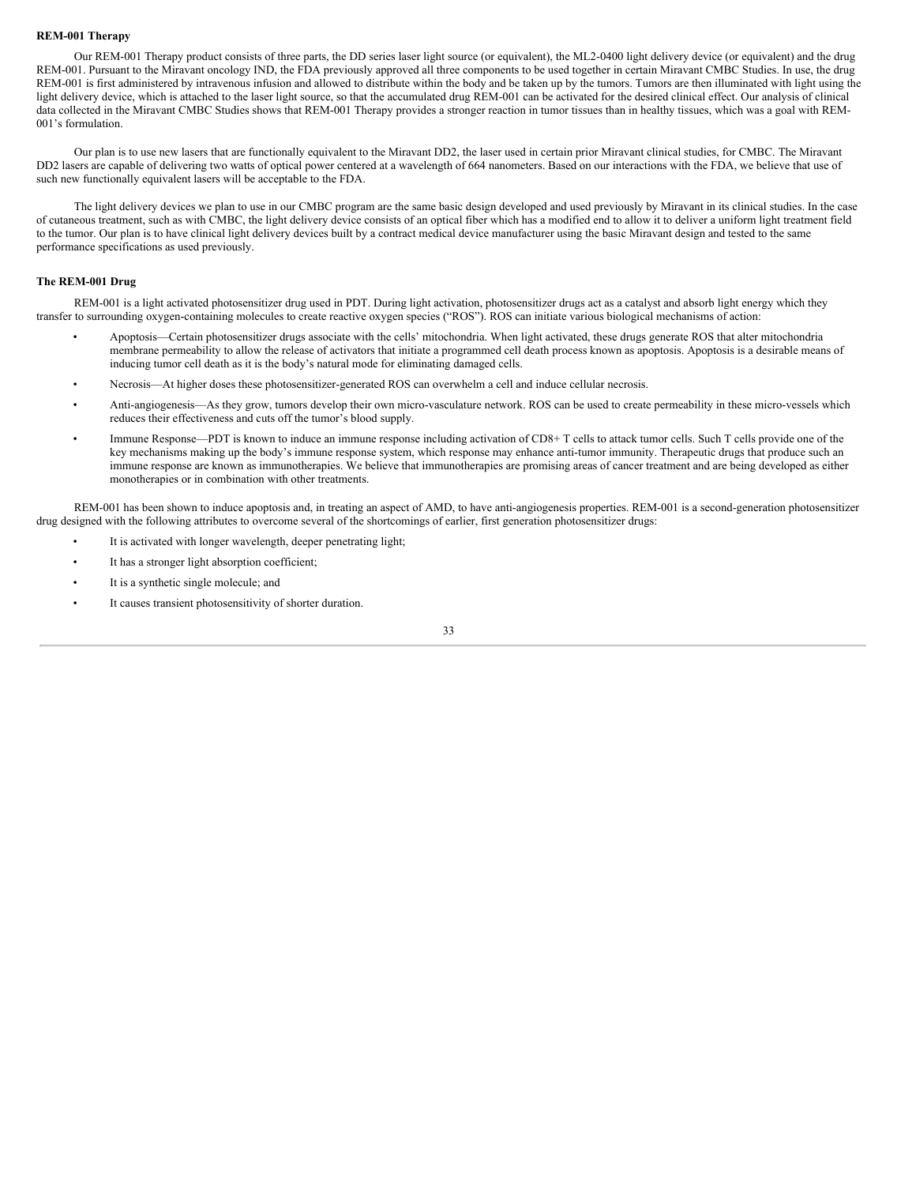**REM-001 Therapy**

Our REM-001 Therapy product consists of three parts, the DD series laser light source (or equivalent), the ML2-0400 light delivery device (or equivalent) and the drug REM-001. Pursuant to the Miravant oncology IND, the FDA previously approved all three components to be used together in certain Miravant CMBC Studies. In use, the drug REM-001 is first administered by intravenous infusion and allowed to distribute within the body and be taken up by the tumors. Tumors are then illuminated with light using the light delivery device, which is attached to the laser light source, so that the accumulated drug REM-001 can be activated for the desired clinical effect. Our analysis of clinical data collected in the Miravant CMBC Studies shows that REM-001 Therapy provides a stronger reaction in tumor tissues than in healthy tissues, which was a goal with REM-001's formulation.

Our plan is to use new lasers that are functionally equivalent to the Miravant DD2, the laser used in certain prior Miravant clinical studies, for CMBC. The Miravant DD2 lasers are capable of delivering two watts of optical power centered at a wavelength of 664 nanometers. Based on our interactions with the FDA, we believe that use of such new functionally equivalent lasers will be acceptable to the FDA.

The light delivery devices we plan to use in our CMBC program are the same basic design developed and used previously by Miravant in its clinical studies. In the case of cutaneous treatment, such as with CMBC, the light delivery device consists of an optical fiber which has a modified end to allow it to deliver a uniform light treatment field to the tumor. Our plan is to have clinical light delivery devices built by a contract medical device manufacturer using the basic Miravant design and tested to the same performance specifications as used previously.

**The REM-001 Drug**

REM-001 is a light activated photosensitizer drug used in PDT. During light activation, photosensitizer drugs act as a catalyst and absorb light energy which they transfer to surrounding oxygen-containing molecules to create reactive oxygen species ("ROS"). ROS can initiate various biological mechanisms of action:

- Apoptosis—Certain photosensitizer drugs associate with the cells' mitochondria. When light activated, these drugs generate ROS that alter mitochondria membrane permeability to allow the release of activators that initiate a programmed cell death process known as apoptosis. Apoptosis is a desirable means of inducing tumor cell death as it is the body's natural mode for eliminating damaged cells.
- Necrosis—At higher doses these photosensitizer-generated ROS can overwhelm a cell and induce cellular necrosis.
- Anti-angiogenesis—As they grow, tumors develop their own micro-vasculature network. ROS can be used to create permeability in these micro-vessels which reduces their effectiveness and cuts off the tumor's blood supply.
- Immune Response—PDT is known to induce an immune response including activation of CD8+ T cells to attack tumor cells. Such T cells provide one of the key mechanisms making up the body's immune response system, which response may enhance anti-tumor immunity. Therapeutic drugs that produce such an immune response are known as immunotherapies. We believe that immunotherapies are promising areas of cancer treatment and are being developed as either monotherapies or in combination with other treatments.

REM-001 has been shown to induce apoptosis and, in treating an aspect of AMD, to have anti-angiogenesis properties. REM-001 is a second-generation photosensitizer drug designed with the following attributes to overcome several of the shortcomings of earlier, first generation photosensitizer drugs:

- It is activated with longer wavelength, deeper penetrating light;
- It has a stronger light absorption coefficient;
- It is a synthetic single molecule; and
- It causes transient photosensitivity of shorter duration.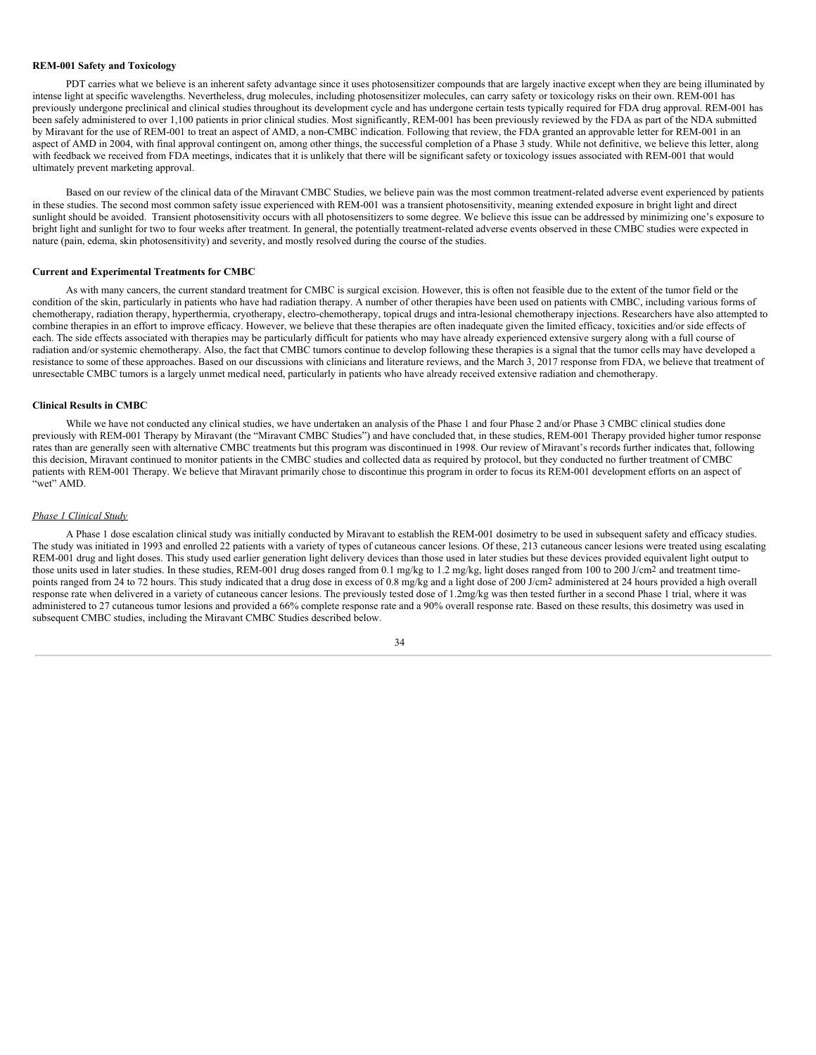**REM-001 Safety and Toxicology**

PDT carries what we believe is an inherent safety advantage since it uses photosensitizer compounds that are largely inactive except when they are being illuminated by intense light at specific wavelengths. Nevertheless, drug molecules, including photosensitizer molecules, can carry safety or toxicology risks on their own. REM-001 has previously undergone preclinical and clinical studies throughout its development cycle and has undergone certain tests typically required for FDA drug approval. REM-001 has been safely administered to over 1,100 patients in prior clinical studies. Most significantly, REM-001 has been previously reviewed by the FDA as part of the NDA submitted by Miravant for the use of REM-001 to treat an aspect of AMD, a non-CMBC indication. Following that review, the FDA granted an approvable letter for REM-001 in an aspect of AMD in 2004, with final approval contingent on, among other things, the successful completion of a Phase 3 study. While not definitive, we believe this letter, along with feedback we received from FDA meetings, indicates that it is unlikely that there will be significant safety or toxicology issues associated with REM-001 that would ultimately prevent marketing approval.

Based on our review of the clinical data of the Miravant CMBC Studies, we believe pain was the most common treatment-related adverse event experienced by patients in these studies. The second most common safety issue experienced with REM-001 was a transient photosensitivity, meaning extended exposure in bright light and direct sunlight should be avoided. Transient photosensitivity occurs with all photosensitizers to some degree. We believe this issue can be addressed by minimizing one's exposure to bright light and sunlight for two to four weeks after treatment. In general, the potentially treatment-related adverse events observed in these CMBC studies were expected in nature (pain, edema, skin photosensitivity) and severity, and mostly resolved during the course of the studies.

**Current and Experimental Treatments for CMBC**

As with many cancers, the current standard treatment for CMBC is surgical excision. However, this is often not feasible due to the extent of the tumor field or the condition of the skin, particularly in patients who have had radiation therapy. A number of other therapies have been used on patients with CMBC, including various forms of chemotherapy, radiation therapy, hyperthermia, cryotherapy, electro-chemotherapy, topical drugs and intra-lesional chemotherapy injections. Researchers have also attempted to combine therapies in an effort to improve efficacy. However, we believe that these therapies are often inadequate given the limited efficacy, toxicities and/or side effects of each. The side effects associated with therapies may be particularly difficult for patients who may have already experienced extensive surgery along with a full course of radiation and/or systemic chemotherapy. Also, the fact that CMBC tumors continue to develop following these therapies is a signal that the tumor cells may have developed a resistance to some of these approaches. Based on our discussions with clinicians and literature reviews, and the March 3, 2017 response from FDA, we believe that treatment of unresectable CMBC tumors is a largely unmet medical need, particularly in patients who have already received extensive radiation and chemotherapy.

**Clinical Results in CMBC**

While we have not conducted any clinical studies, we have undertaken an analysis of the Phase 1 and four Phase 2 and/or Phase 3 CMBC clinical studies done previously with REM-001 Therapy by Miravant (the "Miravant CMBC Studies") and have concluded that, in these studies, REM-001 Therapy provided higher tumor response rates than are generally seen with alternative CMBC treatments but this program was discontinued in 1998. Our review of Miravant's records further indicates that, following this decision, Miravant continued to monitor patients in the CMBC studies and collected data as required by protocol, but they conducted no further treatment of CMBC patients with REM-001 Therapy. We believe that Miravant primarily chose to discontinue this program in order to focus its REM-001 development efforts on an aspect of "wet" AMD.

*Phase 1 Clinical Study*

A Phase 1 dose escalation clinical study was initially conducted by Miravant to establish the REM-001 dosimetry to be used in subsequent safety and efficacy studies. The study was initiated in 1993 and enrolled 22 patients with a variety of types of cutaneous cancer lesions. Of these, 213 cutaneous cancer lesions were treated using escalating REM-001 drug and light doses. This study used earlier generation light delivery devices than those used in later studies but these devices provided equivalent light output to those units used in later studies. In these studies, REM-001 drug doses ranged from 0.1 mg/kg to 1.2 mg/kg, light doses ranged from 100 to 200 J/cm$^2$ and treatment time-points ranged from 24 to 72 hours. This study indicated that a drug dose in excess of 0.8 mg/kg and a light dose of 200 J/cm$^2$ administered at 24 hours provided a high overall response rate when delivered in a variety of cutaneous cancer lesions. The previously tested dose of 1.2mg/kg was then tested further in a second Phase 1 trial, where it was administered to 27 cutaneous tumor lesions and provided a 66% complete response rate and a 90% overall response rate. Based on these results, this dosimetry was used in subsequent CMBC studies, including the Miravant CMBC Studies described below.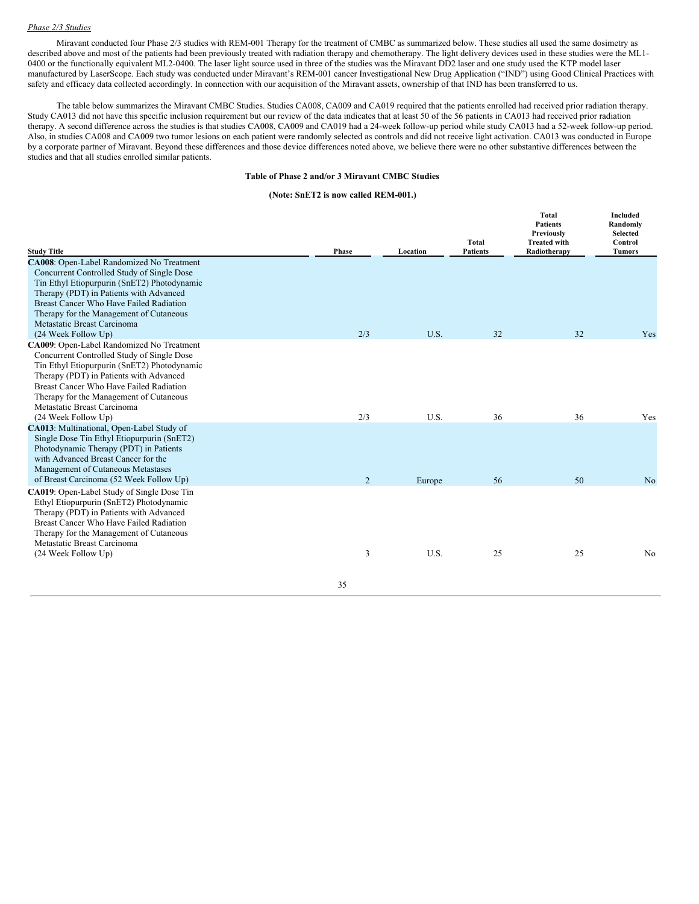*Phase 2/3 Studies*

Miravant conducted four Phase 2/3 studies with REM-001 Therapy for the treatment of CMBC as summarized below. These studies all used the same dosimetry as described above and most of the patients had been previously treated with radiation therapy and chemotherapy. The light delivery devices used in these studies were the ML1-0400 or the functionally equivalent ML2-0400. The laser light source used in three of the studies was the Miravant DD2 laser and one study used the KTP model laser manufactured by LaserScope. Each study was conducted under Miravant's REM-001 cancer Investigational New Drug Application ("IND") using Good Clinical Practices with safety and efficacy data collected accordingly. In connection with our acquisition of the Miravant assets, ownership of that IND has been transferred to us.

The table below summarizes the Miravant CMBC Studies. Studies CA008, CA009 and CA019 required that the patients enrolled had received prior radiation therapy. Study CA013 did not have this specific inclusion requirement but our review of the data indicates that at least 50 of the 56 patients in CA013 had received prior radiation therapy. A second difference across the studies is that studies CA008, CA009 and CA019 had a 24-week follow-up period while study CA013 had a 52-week follow-up period. Also, in studies CA008 and CA009 two tumor lesions on each patient were randomly selected as controls and did not receive light activation. CA013 was conducted in Europe by a corporate partner of Miravant. Beyond these differences and those device differences noted above, we believe there were no other substantive differences between the studies and that all studies enrolled similar patients.

**Table of Phase 2 and/or 3 Miravant CMBC Studies**

**(Note: SnET2 is now called REM-001.)**

| Study Title | Phase | Location | Total Patients | Total Patients Previously Treated with Radiotherapy | Included Randomly Selected Control Tumors |
|---|---|---|---|---|---|
| **CA008**: Open-Label Randomized No Treatment Concurrent Controlled Study of Single Dose Tin Ethyl Etiopurpurin (SnET2) Photodynamic Therapy (PDT) in Patients with Advanced Breast Cancer Who Have Failed Radiation Therapy for the Management of Cutaneous Metastatic Breast Carcinoma (24 Week Follow Up) | 2/3 | U.S. | 32 | 32 | Yes |
| **CA009**: Open-Label Randomized No Treatment Concurrent Controlled Study of Single Dose Tin Ethyl Etiopurpurin (SnET2) Photodynamic Therapy (PDT) in Patients with Advanced Breast Cancer Who Have Failed Radiation Therapy for the Management of Cutaneous Metastatic Breast Carcinoma (24 Week Follow Up) | 2/3 | U.S. | 36 | 36 | Yes |
| **CA013**: Multinational, Open-Label Study of Single Dose Tin Ethyl Etiopurpurin (SnET2) Photodynamic Therapy (PDT) in Patients with Advanced Breast Cancer for the Management of Cutaneous Metastases of Breast Carcinoma (52 Week Follow Up) | 2 | Europe | 56 | 50 | No |
| **CA019**: Open-Label Study of Single Dose Tin Ethyl Etiopurpurin (SnET2) Photodynamic Therapy (PDT) in Patients with Advanced Breast Cancer Who Have Failed Radiation Therapy for the Management of Cutaneous Metastatic Breast Carcinoma (24 Week Follow Up) | 3 | U.S. | 25 | 25 | No |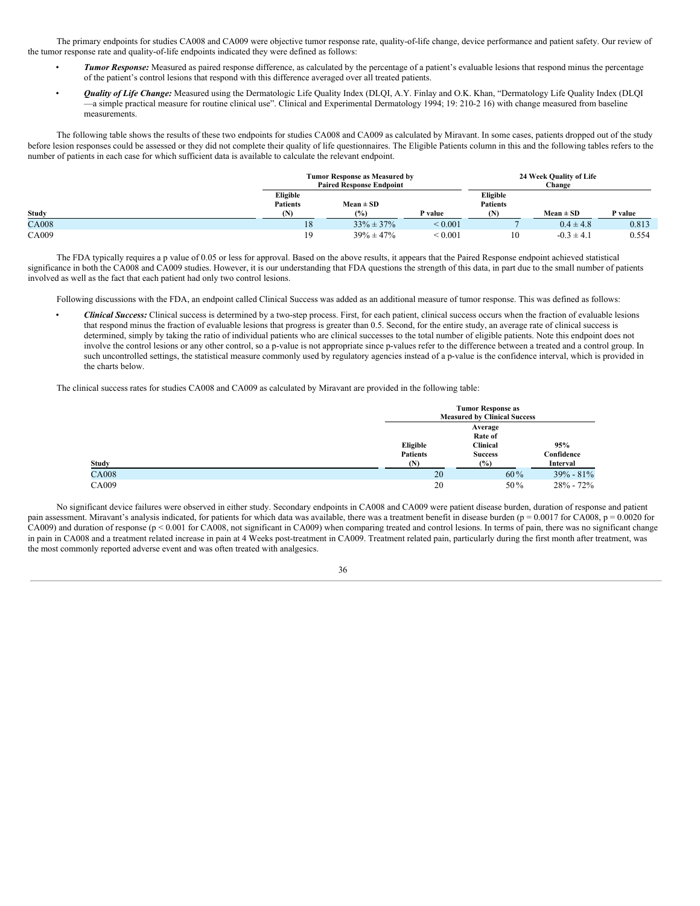The primary endpoints for studies CA008 and CA009 were objective tumor response rate, quality-of-life change, device performance and patient safety. Our review of the tumor response rate and quality-of-life endpoints indicated they were defined as follows:

- ***Tumor Response:*** Measured as paired response difference, as calculated by the percentage of a patient's evaluable lesions that respond minus the percentage of the patient's control lesions that respond with this difference averaged over all treated patients.
- ***Quality of Life Change:*** Measured using the Dermatologic Life Quality Index (DLQI, A.Y. Finlay and O.K. Khan, "Dermatology Life Quality Index (DLQI —a simple practical measure for routine clinical use". Clinical and Experimental Dermatology 1994; 19: 210-2 16) with change measured from baseline measurements.

The following table shows the results of these two endpoints for studies CA008 and CA009 as calculated by Miravant. In some cases, patients dropped out of the study before lesion responses could be assessed or they did not complete their quality of life questionnaires. The Eligible Patients column in this and the following tables refers to the number of patients in each case for which sufficient data is available to calculate the relevant endpoint.

| | Tumor Response as Measured by Paired Response Endpoint | | | 24 Week Quality of Life Change | | |
|---|---|---|---|---|---|---|
| Study | Eligible Patients (N) | Mean ± SD (%) | P value | Eligible Patients (N) | Mean ± SD | P value |
| CA008 | 18 | 33% ± 37% | < 0.001 | 7 | 0.4 ± 4.8 | 0.813 |
| CA009 | 19 | 39% ± 47% | < 0.001 | 10 | -0.3 ± 4.1 | 0.554 |

The FDA typically requires a p value of 0.05 or less for approval. Based on the above results, it appears that the Paired Response endpoint achieved statistical significance in both the CA008 and CA009 studies. However, it is our understanding that FDA questions the strength of this data, in part due to the small number of patients involved as well as the fact that each patient had only two control lesions.

Following discussions with the FDA, an endpoint called Clinical Success was added as an additional measure of tumor response. This was defined as follows:

- ***Clinical Success:*** Clinical success is determined by a two-step process. First, for each patient, clinical success occurs when the fraction of evaluable lesions that respond minus the fraction of evaluable lesions that progress is greater than 0.5. Second, for the entire study, an average rate of clinical success is determined, simply by taking the ratio of individual patients who are clinical successes to the total number of eligible patients. Note this endpoint does not involve the control lesions or any other control, so a p-value is not appropriate since p-values refer to the difference between a treated and a control group. In such uncontrolled settings, the statistical measure commonly used by regulatory agencies instead of a p-value is the confidence interval, which is provided in the charts below.

The clinical success rates for studies CA008 and CA009 as calculated by Miravant are provided in the following table:

| | Tumor Response as Measured by Clinical Success | | |
|---|---|---|---|
| Study | Eligible Patients (N) | Average Rate of Clinical Success (%) | 95% Confidence Interval |
| CA008 | 20 | 60% | 39% - 81% |
| CA009 | 20 | 50% | 28% - 72% |

No significant device failures were observed in either study. Secondary endpoints in CA008 and CA009 were patient disease burden, duration of response and patient pain assessment. Miravant's analysis indicated, for patients for which data was available, there was a treatment benefit in disease burden (p = 0.0017 for CA008, p = 0.0020 for CA009) and duration of response (p < 0.001 for CA008, not significant in CA009) when comparing treated and control lesions. In terms of pain, there was no significant change in pain in CA008 and a treatment related increase in pain at 4 Weeks post-treatment in CA009. Treatment related pain, particularly during the first month after treatment, was the most commonly reported adverse event and was often treated with analgesics.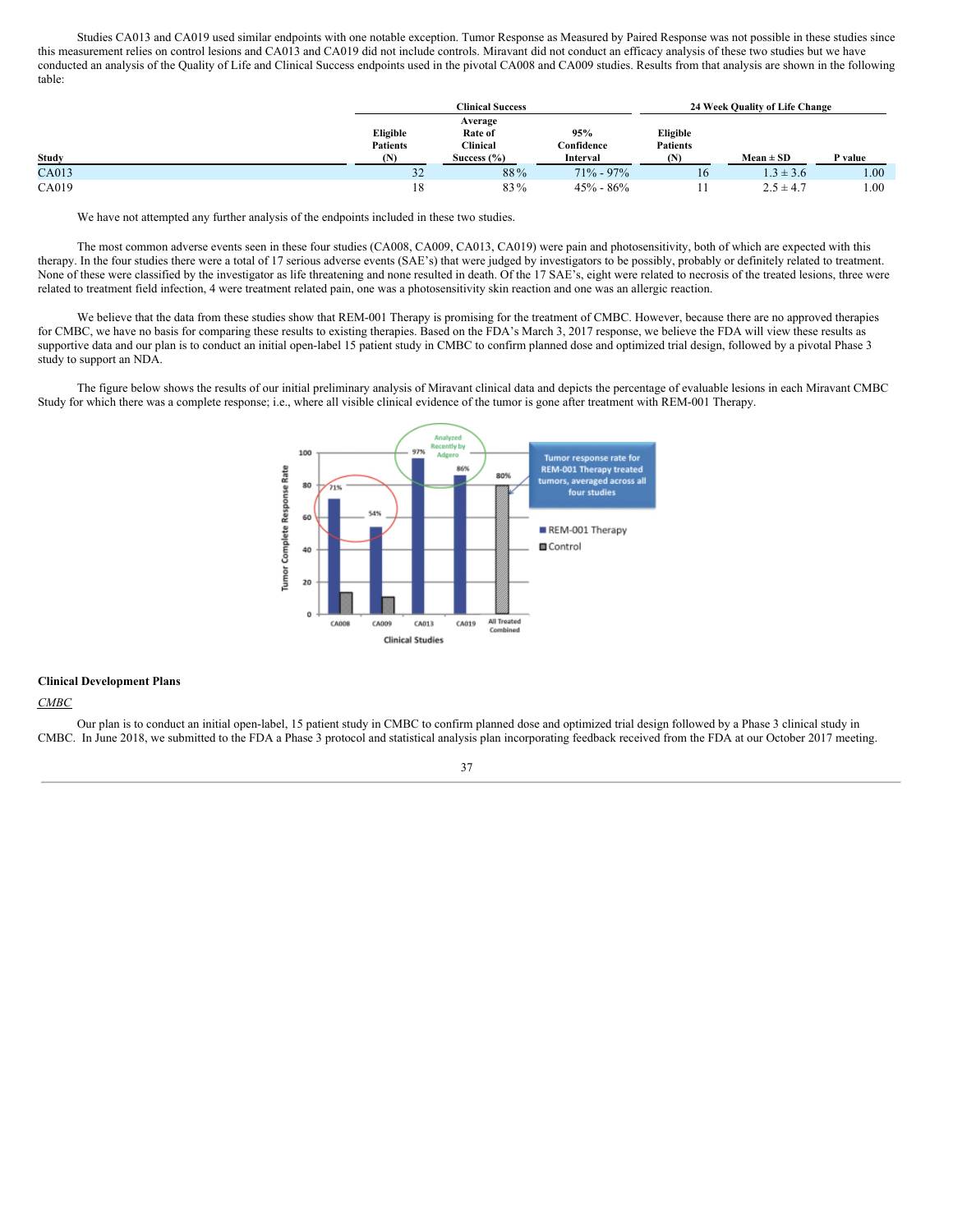Studies CA013 and CA019 used similar endpoints with one notable exception. Tumor Response as Measured by Paired Response was not possible in these studies since this measurement relies on control lesions and CA013 and CA019 did not include controls. Miravant did not conduct an efficacy analysis of these two studies but we have conducted an analysis of the Quality of Life and Clinical Success endpoints used in the pivotal CA008 and CA009 studies. Results from that analysis are shown in the following table:

| | Clinical Success | | | 24 Week Quality of Life Change | | |
|---|---|---|---|---|---|---|
| Study | Eligible Patients (N) | Average Rate of Clinical Success (%) | 95% Confidence Interval | Eligible Patients (N) | Mean ± SD | P value |
| CA013 | 32 | 88% | 71% - 97% | 16 | 1.3 ± 3.6 | 1.00 |
| CA019 | 18 | 83% | 45% - 86% | 11 | 2.5 ± 4.7 | 1.00 |

We have not attempted any further analysis of the endpoints included in these two studies.

The most common adverse events seen in these four studies (CA008, CA009, CA013, CA019) were pain and photosensitivity, both of which are expected with this therapy. In the four studies there were a total of 17 serious adverse events (SAE's) that were judged by investigators to be possibly, probably or definitely related to treatment. None of these were classified by the investigator as life threatening and none resulted in death. Of the 17 SAE's, eight were related to necrosis of the treated lesions, three were related to treatment field infection, 4 were treatment related pain, one was a photosensitivity skin reaction and one was an allergic reaction.

We believe that the data from these studies show that REM-001 Therapy is promising for the treatment of CMBC. However, because there are no approved therapies for CMBC, we have no basis for comparing these results to existing therapies. Based on the FDA's March 3, 2017 response, we believe the FDA will view these results as supportive data and our plan is to conduct an initial open-label 15 patient study in CMBC to confirm planned dose and optimized trial design, followed by a pivotal Phase 3 study to support an NDA.

The figure below shows the results of our initial preliminary analysis of Miravant clinical data and depicts the percentage of evaluable lesions in each Miravant CMBC Study for which there was a complete response; i.e., where all visible clinical evidence of the tumor is gone after treatment with REM-001 Therapy.

**Clinical Development Plans**

*CMBC*

Our plan is to conduct an initial open-label, 15 patient study in CMBC to confirm planned dose and optimized trial design followed by a Phase 3 clinical study in CMBC. In June 2018, we submitted to the FDA a Phase 3 protocol and statistical analysis plan incorporating feedback received from the FDA at our October 2017 meeting.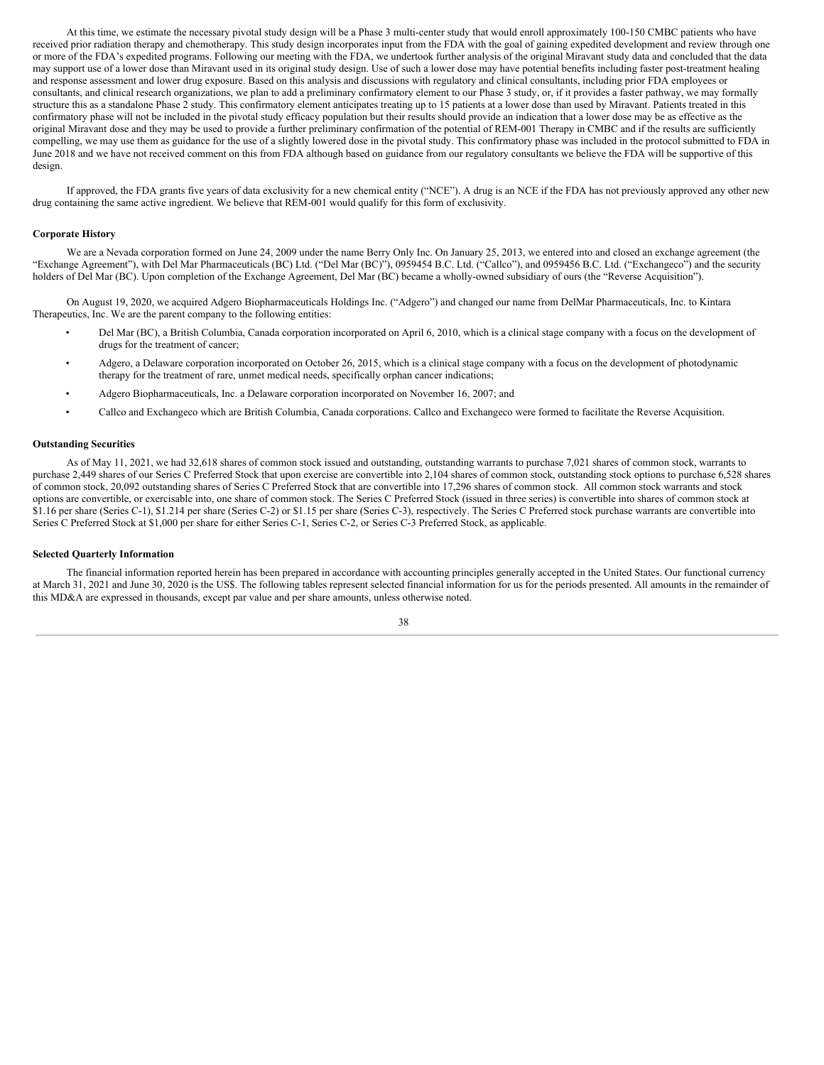At this time, we estimate the necessary pivotal study design will be a Phase 3 multi-center study that would enroll approximately 100-150 CMBC patients who have received prior radiation therapy and chemotherapy. This study design incorporates input from the FDA with the goal of gaining expedited development and review through one or more of the FDA's expedited programs. Following our meeting with the FDA, we undertook further analysis of the original Miravant study data and concluded that the data may support use of a lower dose than Miravant used in its original study design. Use of such a lower dose may have potential benefits including faster post-treatment healing and response assessment and lower drug exposure. Based on this analysis and discussions with regulatory and clinical consultants, including prior FDA employees or consultants, and clinical research organizations, we plan to add a preliminary confirmatory element to our Phase 3 study, or, if it provides a faster pathway, we may formally structure this as a standalone Phase 2 study. This confirmatory element anticipates treating up to 15 patients at a lower dose than used by Miravant. Patients treated in this confirmatory phase will not be included in the pivotal study efficacy population but their results should provide an indication that a lower dose may be as effective as the original Miravant dose and they may be used to provide a further preliminary confirmation of the potential of REM-001 Therapy in CMBC and if the results are sufficiently compelling, we may use them as guidance for the use of a slightly lowered dose in the pivotal study. This confirmatory phase was included in the protocol submitted to FDA in June 2018 and we have not received comment on this from FDA although based on guidance from our regulatory consultants we believe the FDA will be supportive of this design.

If approved, the FDA grants five years of data exclusivity for a new chemical entity ("NCE"). A drug is an NCE if the FDA has not previously approved any other new drug containing the same active ingredient. We believe that REM-001 would qualify for this form of exclusivity.

**Corporate History**

We are a Nevada corporation formed on June 24, 2009 under the name Berry Only Inc. On January 25, 2013, we entered into and closed an exchange agreement (the "Exchange Agreement"), with Del Mar Pharmaceuticals (BC) Ltd. ("Del Mar (BC)"), 0959454 B.C. Ltd. ("Callco"), and 0959456 B.C. Ltd. ("Exchangeco") and the security holders of Del Mar (BC). Upon completion of the Exchange Agreement, Del Mar (BC) became a wholly-owned subsidiary of ours (the "Reverse Acquisition").

On August 19, 2020, we acquired Adgero Biopharmaceuticals Holdings Inc. ("Adgero") and changed our name from DelMar Pharmaceuticals, Inc. to Kintara Therapeutics, Inc. We are the parent company to the following entities:

- Del Mar (BC), a British Columbia, Canada corporation incorporated on April 6, 2010, which is a clinical stage company with a focus on the development of drugs for the treatment of cancer;
- Adgero, a Delaware corporation incorporated on October 26, 2015, which is a clinical stage company with a focus on the development of photodynamic therapy for the treatment of rare, unmet medical needs, specifically orphan cancer indications;
- Adgero Biopharmaceuticals, Inc. a Delaware corporation incorporated on November 16, 2007; and
- Callco and Exchangeco which are British Columbia, Canada corporations. Callco and Exchangeco were formed to facilitate the Reverse Acquisition.

**Outstanding Securities**

As of May 11, 2021, we had 32,618 shares of common stock issued and outstanding, outstanding warrants to purchase 7,021 shares of common stock, warrants to purchase 2,449 shares of our Series C Preferred Stock that upon exercise are convertible into 2,104 shares of common stock, outstanding stock options to purchase 6,528 shares of common stock, 20,092 outstanding shares of Series C Preferred Stock that are convertible into 17,296 shares of common stock. All common stock warrants and stock options are convertible, or exercisable into, one share of common stock. The Series C Preferred Stock (issued in three series) is convertible into shares of common stock at $1.16 per share (Series C-1), $1.214 per share (Series C-2) or $1.15 per share (Series C-3), respectively. The Series C Preferred stock purchase warrants are convertible into Series C Preferred Stock at $1,000 per share for either Series C-1, Series C-2, or Series C-3 Preferred Stock, as applicable.

**Selected Quarterly Information**

The financial information reported herein has been prepared in accordance with accounting principles generally accepted in the United States. Our functional currency at March 31, 2021 and June 30, 2020 is the US$. The following tables represent selected financial information for us for the periods presented. All amounts in the remainder of this MD&A are expressed in thousands, except par value and per share amounts, unless otherwise noted.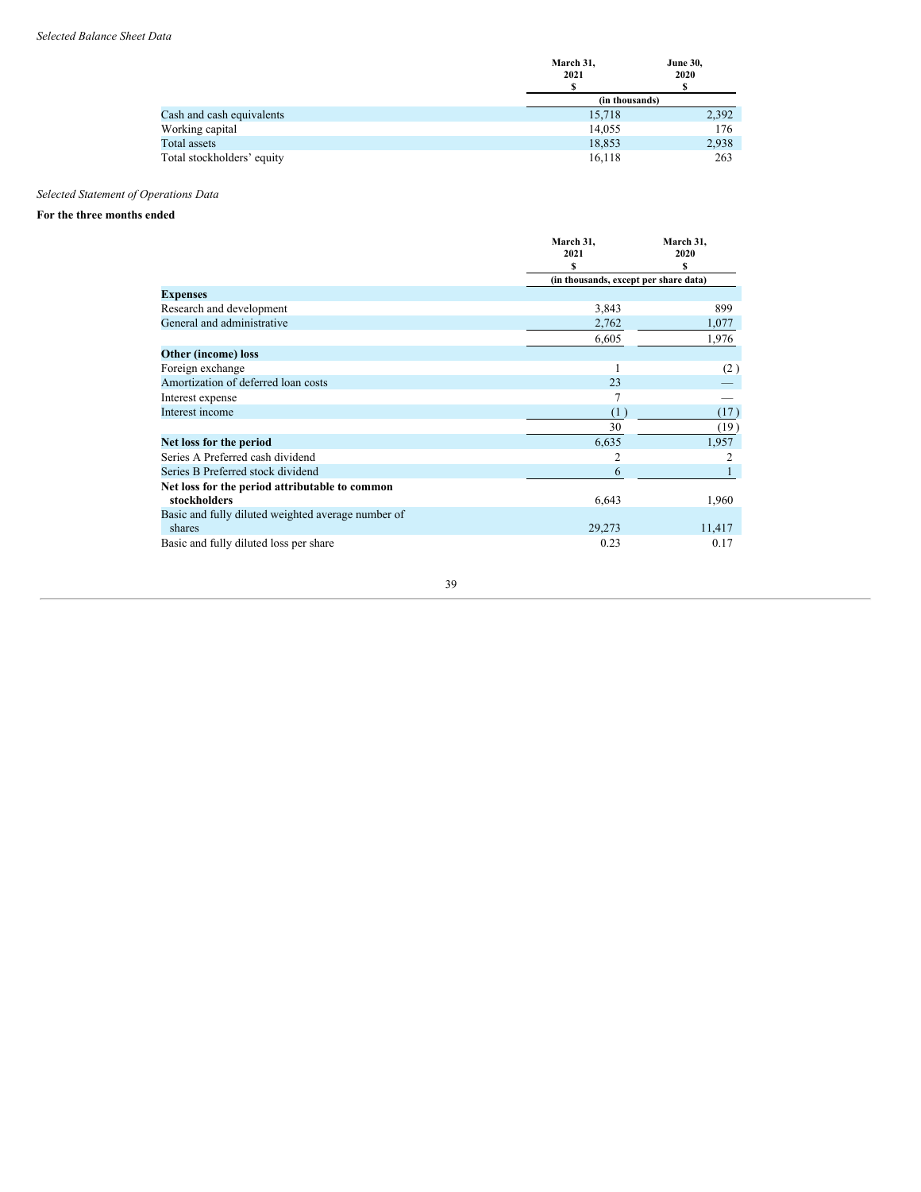*Selected Balance Sheet Data*

| | March 31, 2021 $ | June 30, 2020 $ |
|---|---|---|
| | (in thousands) | |
| Cash and cash equivalents | 15,718 | 2,392 |
| Working capital | 14,055 | 176 |
| Total assets | 18,853 | 2,938 |
| Total stockholders' equity | 16,118 | 263 |

*Selected Statement of Operations Data*

**For the three months ended**

| | March 31, 2021 $ | March 31, 2020 $ |
|---|---|---|
| | (in thousands, except per share data) | |
| **Expenses** | | |
| Research and development | 3,843 | 899 |
| General and administrative | 2,762 | 1,077 |
| | 6,605 | 1,976 |
| **Other (income) loss** | | |
| Foreign exchange | 1 | (2) |
| Amortization of deferred loan costs | 23 | — |
| Interest expense | 7 | — |
| Interest income | (1) | (17) |
| | 30 | (19) |
| **Net loss for the period** | 6,635 | 1,957 |
| Series A Preferred cash dividend | 2 | 2 |
| Series B Preferred stock dividend | 6 | 1 |
| **Net loss for the period attributable to common stockholders** | 6,643 | 1,960 |
| Basic and fully diluted weighted average number of shares | 29,273 | 11,417 |
| Basic and fully diluted loss per share | 0.23 | 0.17 |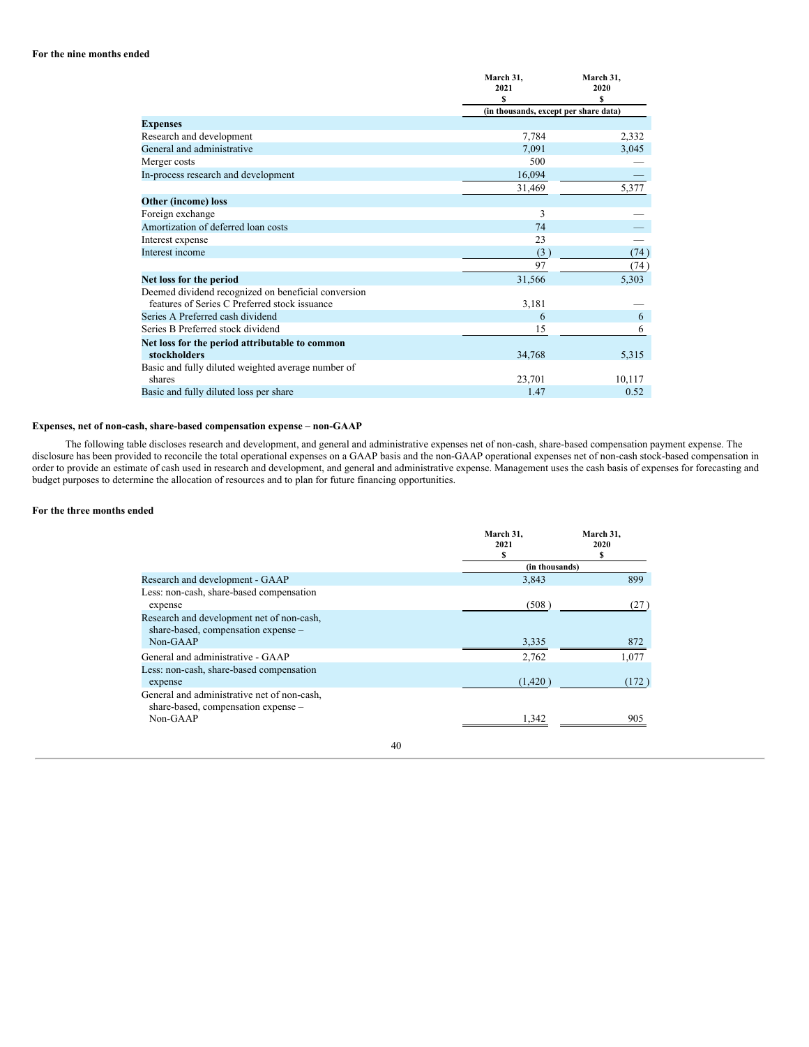**For the nine months ended**

| | March 31, 2021 $ | March 31, 2020 $ |
|---|---|---|
| | (in thousands, except per share data) | |
| **Expenses** | | |
| Research and development | 7,784 | 2,332 |
| General and administrative | 7,091 | 3,045 |
| Merger costs | 500 | — |
| In-process research and development | 16,094 | — |
| | 31,469 | 5,377 |
| **Other (income) loss** | | |
| Foreign exchange | 3 | — |
| Amortization of deferred loan costs | 74 | — |
| Interest expense | 23 | — |
| Interest income | (3 ) | (74 ) |
| | 97 | (74 ) |
| **Net loss for the period** | 31,566 | 5,303 |
| Deemed dividend recognized on beneficial conversion features of Series C Preferred stock issuance | 3,181 | — |
| Series A Preferred cash dividend | 6 | 6 |
| Series B Preferred stock dividend | 15 | 6 |
| **Net loss for the period attributable to common stockholders** | 34,768 | 5,315 |
| Basic and fully diluted weighted average number of shares | 23,701 | 10,117 |
| Basic and fully diluted loss per share | 1.47 | 0.52 |

**Expenses, net of non-cash, share-based compensation expense – non-GAAP**

The following table discloses research and development, and general and administrative expenses net of non-cash, share-based compensation payment expense. The disclosure has been provided to reconcile the total operational expenses on a GAAP basis and the non-GAAP operational expenses net of non-cash stock-based compensation in order to provide an estimate of cash used in research and development, and general and administrative expense. Management uses the cash basis of expenses for forecasting and budget purposes to determine the allocation of resources and to plan for future financing opportunities.

**For the three months ended**

| | March 31, 2021 $ | March 31, 2020 $ |
|---|---|---|
| | (in thousands) | |
| Research and development - GAAP | 3,843 | 899 |
| Less: non-cash, share-based compensation expense | (508 ) | (27 ) |
| Research and development net of non-cash, share-based, compensation expense – Non-GAAP | 3,335 | 872 |
| General and administrative - GAAP | 2,762 | 1,077 |
| Less: non-cash, share-based compensation expense | (1,420 ) | (172 ) |
| General and administrative net of non-cash, share-based, compensation expense – Non-GAAP | 1,342 | 905 |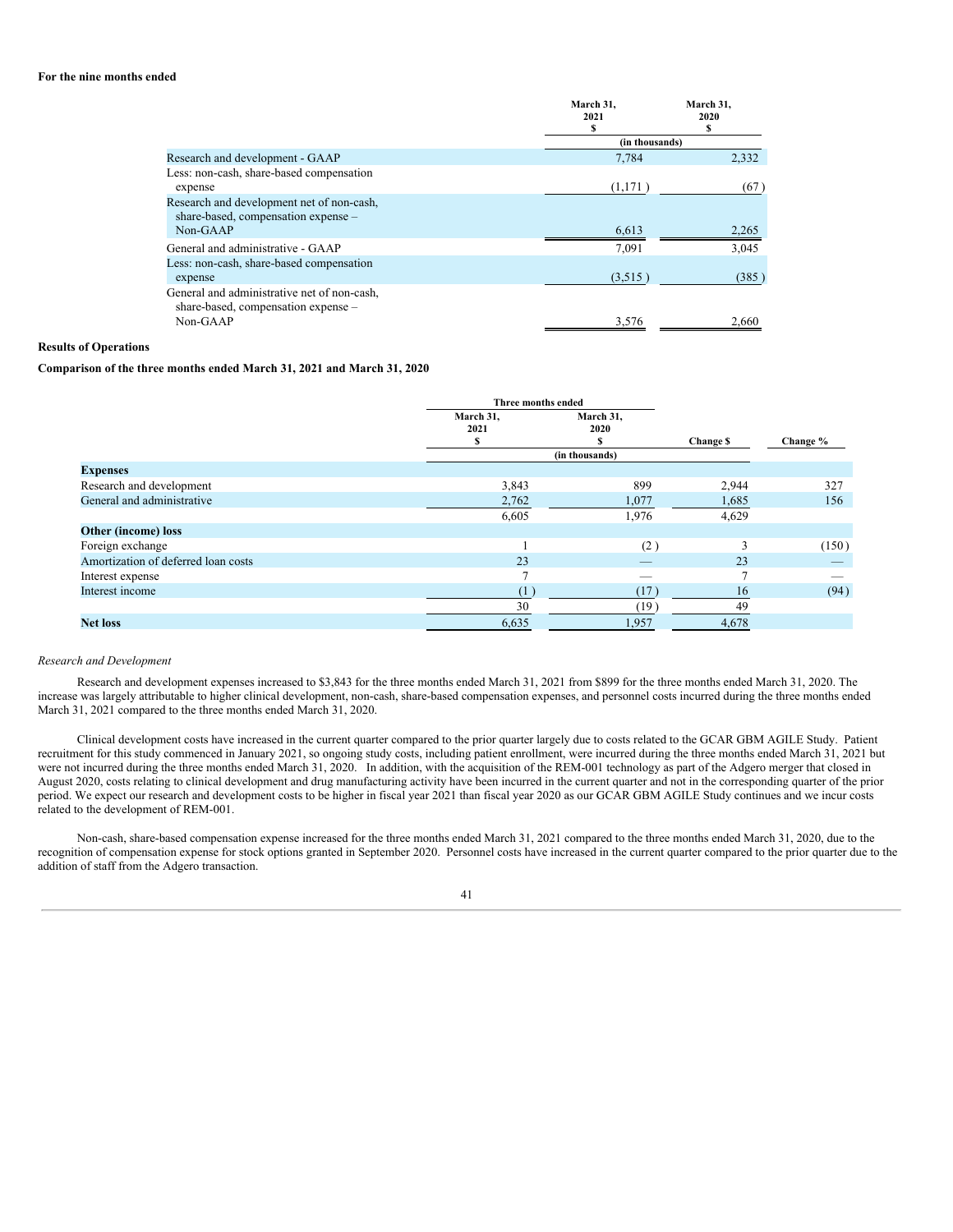**For the nine months ended**

| | March 31, 2021 $ | March 31, 2020 $ |
|---|---|---|
| | (in thousands) | |
| Research and development - GAAP | 7,784 | 2,332 |
| Less: non-cash, share-based compensation expense | (1,171 ) | (67 ) |
| Research and development net of non-cash, share-based, compensation expense – Non-GAAP | 6,613 | 2,265 |
| General and administrative - GAAP | 7,091 | 3,045 |
| Less: non-cash, share-based compensation expense | (3,515 ) | (385 ) |
| General and administrative net of non-cash, share-based, compensation expense – Non-GAAP | 3,576 | 2,660 |

**Results of Operations**

**Comparison of the three months ended March 31, 2021 and March 31, 2020**

| | Three months ended | | | |
|---|---|---|---|---|
| | March 31, 2021 $ | March 31, 2020 $ | Change $ | Change % |
| | (in thousands) | | | |
| **Expenses** | | | | |
| Research and development | 3,843 | 899 | 2,944 | 327 |
| General and administrative | 2,762 | 1,077 | 1,685 | 156 |
| | 6,605 | 1,976 | 4,629 | |
| **Other (income) loss** | | | | |
| Foreign exchange | 1 | (2 ) | 3 | (150 ) |
| Amortization of deferred loan costs | 23 | — | 23 | — |
| Interest expense | 7 | — | 7 | — |
| Interest income | (1 ) | (17 ) | 16 | (94 ) |
| | 30 | (19 ) | 49 | |
| **Net loss** | 6,635 | 1,957 | 4,678 | |

*Research and Development*

Research and development expenses increased to $3,843 for the three months ended March 31, 2021 from $899 for the three months ended March 31, 2020. The increase was largely attributable to higher clinical development, non-cash, share-based compensation expenses, and personnel costs incurred during the three months ended March 31, 2021 compared to the three months ended March 31, 2020.

Clinical development costs have increased in the current quarter compared to the prior quarter largely due to costs related to the GCAR GBM AGILE Study. Patient recruitment for this study commenced in January 2021, so ongoing study costs, including patient enrollment, were incurred during the three months ended March 31, 2021 but were not incurred during the three months ended March 31, 2020. In addition, with the acquisition of the REM-001 technology as part of the Adgero merger that closed in August 2020, costs relating to clinical development and drug manufacturing activity have been incurred in the current quarter and not in the corresponding quarter of the prior period. We expect our research and development costs to be higher in fiscal year 2021 than fiscal year 2020 as our GCAR GBM AGILE Study continues and we incur costs related to the development of REM-001.

Non-cash, share-based compensation expense increased for the three months ended March 31, 2021 compared to the three months ended March 31, 2020, due to the recognition of compensation expense for stock options granted in September 2020. Personnel costs have increased in the current quarter compared to the prior quarter due to the addition of staff from the Adgero transaction.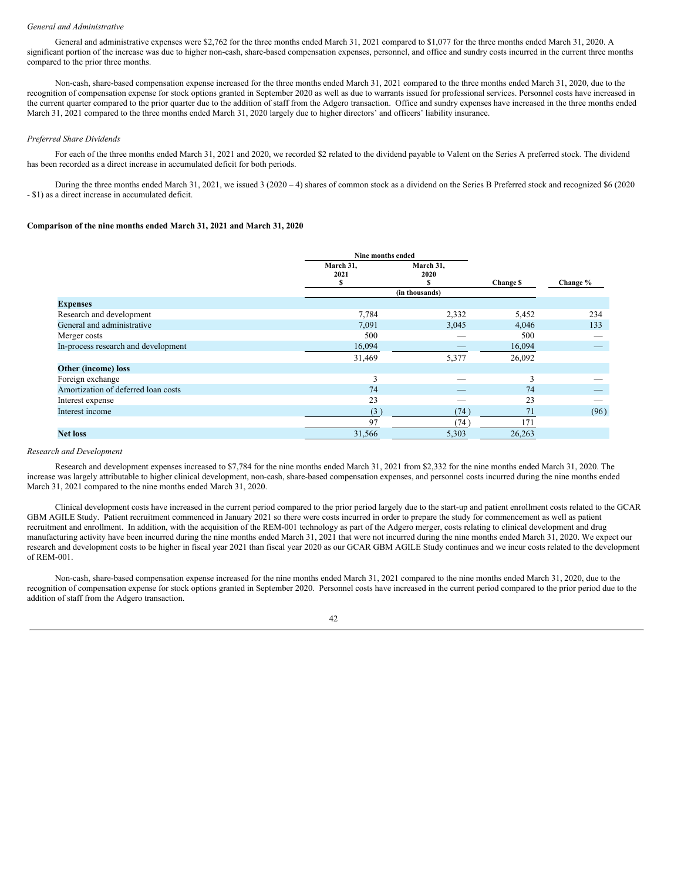*General and Administrative*

General and administrative expenses were $2,762 for the three months ended March 31, 2021 compared to $1,077 for the three months ended March 31, 2020. A significant portion of the increase was due to higher non-cash, share-based compensation expenses, personnel, and office and sundry costs incurred in the current three months compared to the prior three months.

Non-cash, share-based compensation expense increased for the three months ended March 31, 2021 compared to the three months ended March 31, 2020, due to the recognition of compensation expense for stock options granted in September 2020 as well as due to warrants issued for professional services. Personnel costs have increased in the current quarter compared to the prior quarter due to the addition of staff from the Adgero transaction. Office and sundry expenses have increased in the three months ended March 31, 2021 compared to the three months ended March 31, 2020 largely due to higher directors' and officers' liability insurance.

*Preferred Share Dividends*

For each of the three months ended March 31, 2021 and 2020, we recorded $2 related to the dividend payable to Valent on the Series A preferred stock. The dividend has been recorded as a direct increase in accumulated deficit for both periods.

During the three months ended March 31, 2021, we issued 3 (2020 – 4) shares of common stock as a dividend on the Series B Preferred stock and recognized $6 (2020 - $1) as a direct increase in accumulated deficit.

**Comparison of the nine months ended March 31, 2021 and March 31, 2020**

| | Nine months ended | | | |
|---|---|---|---|---|
| | March 31, 2021 $ | March 31, 2020 $ | Change $ | Change % |
| | | (in thousands) | | |
| **Expenses** | | | | |
| Research and development | 7,784 | 2,332 | 5,452 | 234 |
| General and administrative | 7,091 | 3,045 | 4,046 | 133 |
| Merger costs | 500 | — | 500 | — |
| In-process research and development | 16,094 | — | 16,094 | — |
| | 31,469 | 5,377 | 26,092 | |
| **Other (income) loss** | | | | |
| Foreign exchange | 3 | — | 3 | — |
| Amortization of deferred loan costs | 74 | — | 74 | — |
| Interest expense | 23 | — | 23 | — |
| Interest income | (3) | (74) | 71 | (96) |
| | 97 | (74) | 171 | |
| **Net loss** | 31,566 | 5,303 | 26,263 | |

*Research and Development*

Research and development expenses increased to $7,784 for the nine months ended March 31, 2021 from $2,332 for the nine months ended March 31, 2020. The increase was largely attributable to higher clinical development, non-cash, share-based compensation expenses, and personnel costs incurred during the nine months ended March 31, 2021 compared to the nine months ended March 31, 2020.

Clinical development costs have increased in the current period compared to the prior period largely due to the start-up and patient enrollment costs related to the GCAR GBM AGILE Study. Patient recruitment commenced in January 2021 so there were costs incurred in order to prepare the study for commencement as well as patient recruitment and enrollment. In addition, with the acquisition of the REM-001 technology as part of the Adgero merger, costs relating to clinical development and drug manufacturing activity have been incurred during the nine months ended March 31, 2021 that were not incurred during the nine months ended March 31, 2020. We expect our research and development costs to be higher in fiscal year 2021 than fiscal year 2020 as our GCAR GBM AGILE Study continues and we incur costs related to the development of REM-001.

Non-cash, share-based compensation expense increased for the nine months ended March 31, 2021 compared to the nine months ended March 31, 2020, due to the recognition of compensation expense for stock options granted in September 2020. Personnel costs have increased in the current period compared to the prior period due to the addition of staff from the Adgero transaction.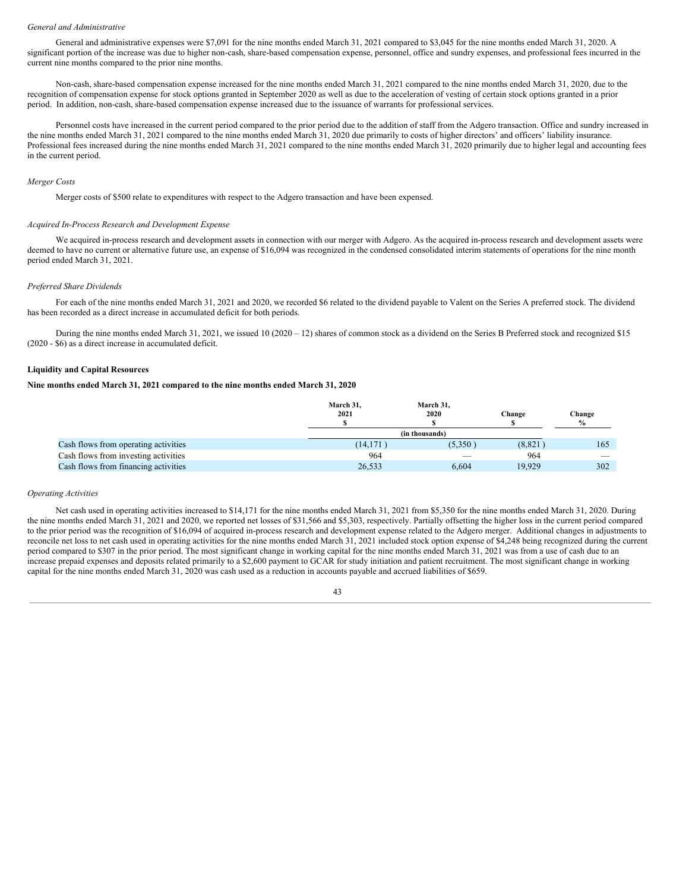*General and Administrative*

General and administrative expenses were $7,091 for the nine months ended March 31, 2021 compared to $3,045 for the nine months ended March 31, 2020. A significant portion of the increase was due to higher non-cash, share-based compensation expense, personnel, office and sundry expenses, and professional fees incurred in the current nine months compared to the prior nine months.

Non-cash, share-based compensation expense increased for the nine months ended March 31, 2021 compared to the nine months ended March 31, 2020, due to the recognition of compensation expense for stock options granted in September 2020 as well as due to the acceleration of vesting of certain stock options granted in a prior period. In addition, non-cash, share-based compensation expense increased due to the issuance of warrants for professional services.

Personnel costs have increased in the current period compared to the prior period due to the addition of staff from the Adgero transaction. Office and sundry increased in the nine months ended March 31, 2021 compared to the nine months ended March 31, 2020 due primarily to costs of higher directors' and officers' liability insurance. Professional fees increased during the nine months ended March 31, 2021 compared to the nine months ended March 31, 2020 primarily due to higher legal and accounting fees in the current period.

*Merger Costs*

Merger costs of $500 relate to expenditures with respect to the Adgero transaction and have been expensed.

*Acquired In-Process Research and Development Expense*

We acquired in-process research and development assets in connection with our merger with Adgero. As the acquired in-process research and development assets were deemed to have no current or alternative future use, an expense of $16,094 was recognized in the condensed consolidated interim statements of operations for the nine month period ended March 31, 2021.

*Preferred Share Dividends*

For each of the nine months ended March 31, 2021 and 2020, we recorded $6 related to the dividend payable to Valent on the Series A preferred stock. The dividend has been recorded as a direct increase in accumulated deficit for both periods.

During the nine months ended March 31, 2021, we issued 10 (2020 – 12) shares of common stock as a dividend on the Series B Preferred stock and recognized $15 (2020 - $6) as a direct increase in accumulated deficit.

**Liquidity and Capital Resources**

**Nine months ended March 31, 2021 compared to the nine months ended March 31, 2020**

| | March 31, 2021 $ | March 31, 2020 $ | Change $ | Change % |
|---|---|---|---|---|
| | (in thousands) | | | |
| Cash flows from operating activities | (14,171 ) | (5,350 ) | (8,821 ) | 165 |
| Cash flows from investing activities | 964 | — | 964 | — |
| Cash flows from financing activities | 26,533 | 6,604 | 19,929 | 302 |

*Operating Activities*

Net cash used in operating activities increased to $14,171 for the nine months ended March 31, 2021 from $5,350 for the nine months ended March 31, 2020. During the nine months ended March 31, 2021 and 2020, we reported net losses of $31,566 and $5,303, respectively. Partially offsetting the higher loss in the current period compared to the prior period was the recognition of $16,094 of acquired in-process research and development expense related to the Adgero merger. Additional changes in adjustments to reconcile net loss to net cash used in operating activities for the nine months ended March 31, 2021 included stock option expense of $4,248 being recognized during the current period compared to $307 in the prior period. The most significant change in working capital for the nine months ended March 31, 2021 was from a use of cash due to an increase prepaid expenses and deposits related primarily to a $2,600 payment to GCAR for study initiation and patient recruitment. The most significant change in working capital for the nine months ended March 31, 2020 was cash used as a reduction in accounts payable and accrued liabilities of $659.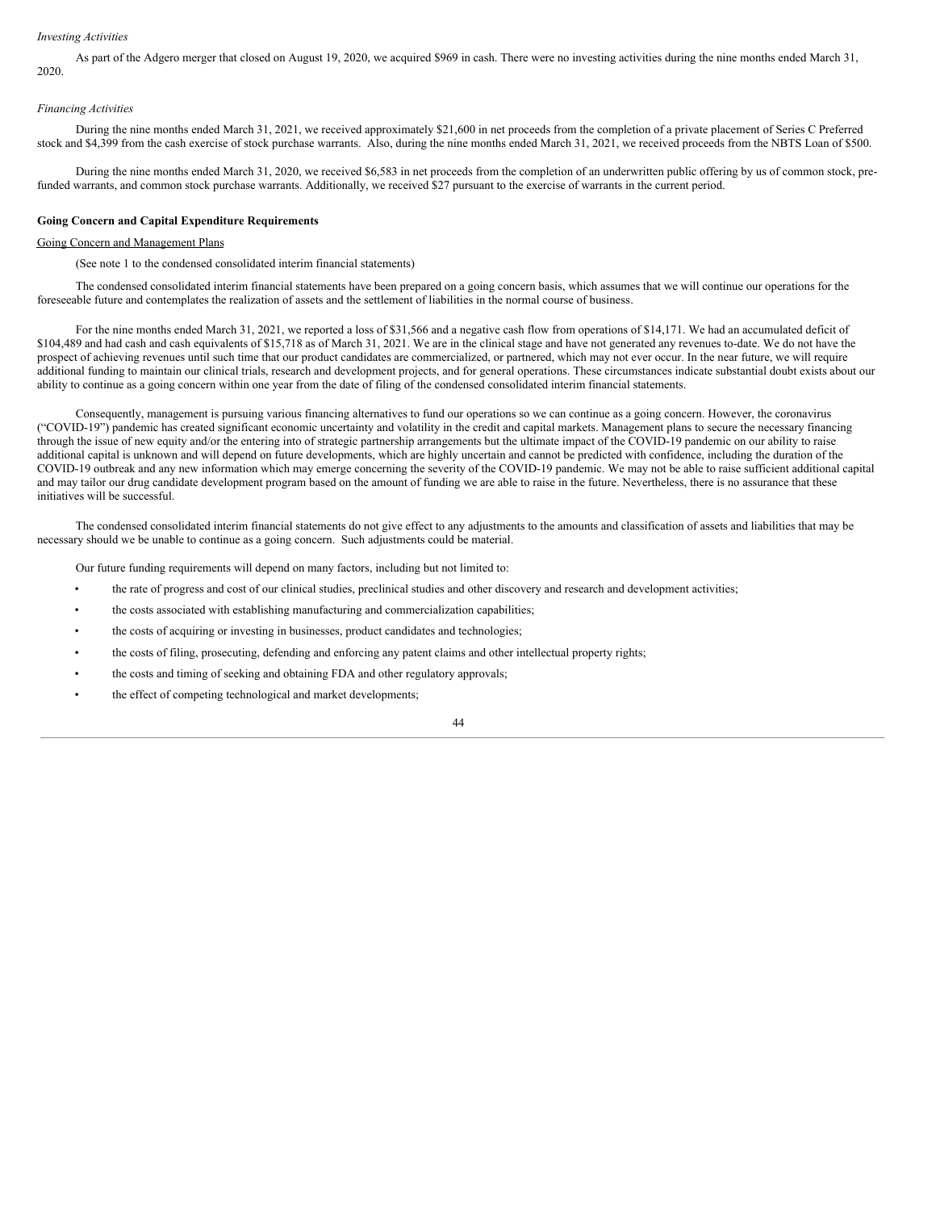*Investing Activities*

As part of the Adgero merger that closed on August 19, 2020, we acquired $969 in cash. There were no investing activities during the nine months ended March 31, 2020.

*Financing Activities*

During the nine months ended March 31, 2021, we received approximately $21,600 in net proceeds from the completion of a private placement of Series C Preferred stock and $4,399 from the cash exercise of stock purchase warrants. Also, during the nine months ended March 31, 2021, we received proceeds from the NBTS Loan of $500.

During the nine months ended March 31, 2020, we received $6,583 in net proceeds from the completion of an underwritten public offering by us of common stock, pre-funded warrants, and common stock purchase warrants. Additionally, we received $27 pursuant to the exercise of warrants in the current period.

**Going Concern and Capital Expenditure Requirements**

Going Concern and Management Plans

(See note 1 to the condensed consolidated interim financial statements)

The condensed consolidated interim financial statements have been prepared on a going concern basis, which assumes that we will continue our operations for the foreseeable future and contemplates the realization of assets and the settlement of liabilities in the normal course of business.

For the nine months ended March 31, 2021, we reported a loss of $31,566 and a negative cash flow from operations of $14,171. We had an accumulated deficit of $104,489 and had cash and cash equivalents of $15,718 as of March 31, 2021. We are in the clinical stage and have not generated any revenues to-date. We do not have the prospect of achieving revenues until such time that our product candidates are commercialized, or partnered, which may not ever occur. In the near future, we will require additional funding to maintain our clinical trials, research and development projects, and for general operations. These circumstances indicate substantial doubt exists about our ability to continue as a going concern within one year from the date of filing of the condensed consolidated interim financial statements.

Consequently, management is pursuing various financing alternatives to fund our operations so we can continue as a going concern. However, the coronavirus ("COVID-19") pandemic has created significant economic uncertainty and volatility in the credit and capital markets. Management plans to secure the necessary financing through the issue of new equity and/or the entering into of strategic partnership arrangements but the ultimate impact of the COVID-19 pandemic on our ability to raise additional capital is unknown and will depend on future developments, which are highly uncertain and cannot be predicted with confidence, including the duration of the COVID-19 outbreak and any new information which may emerge concerning the severity of the COVID-19 pandemic. We may not be able to raise sufficient additional capital and may tailor our drug candidate development program based on the amount of funding we are able to raise in the future. Nevertheless, there is no assurance that these initiatives will be successful.

The condensed consolidated interim financial statements do not give effect to any adjustments to the amounts and classification of assets and liabilities that may be necessary should we be unable to continue as a going concern. Such adjustments could be material.

Our future funding requirements will depend on many factors, including but not limited to:

- the rate of progress and cost of our clinical studies, preclinical studies and other discovery and research and development activities;
- the costs associated with establishing manufacturing and commercialization capabilities;
- the costs of acquiring or investing in businesses, product candidates and technologies;
- the costs of filing, prosecuting, defending and enforcing any patent claims and other intellectual property rights;
- the costs and timing of seeking and obtaining FDA and other regulatory approvals;
- the effect of competing technological and market developments;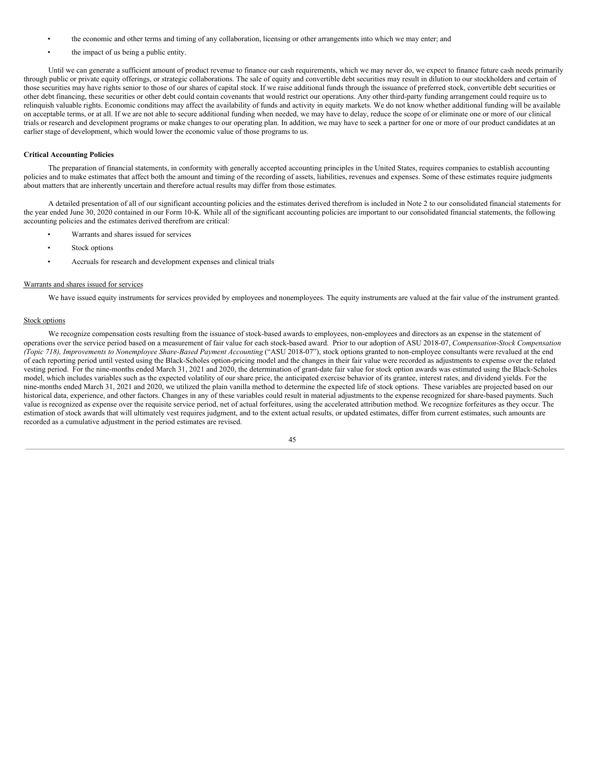- the economic and other terms and timing of any collaboration, licensing or other arrangements into which we may enter; and
- the impact of us being a public entity.

Until we can generate a sufficient amount of product revenue to finance our cash requirements, which we may never do, we expect to finance future cash needs primarily through public or private equity offerings, or strategic collaborations. The sale of equity and convertible debt securities may result in dilution to our stockholders and certain of those securities may have rights senior to those of our shares of capital stock. If we raise additional funds through the issuance of preferred stock, convertible debt securities or other debt financing, these securities or other debt could contain covenants that would restrict our operations. Any other third-party funding arrangement could require us to relinquish valuable rights. Economic conditions may affect the availability of funds and activity in equity markets. We do not know whether additional funding will be available on acceptable terms, or at all. If we are not able to secure additional funding when needed, we may have to delay, reduce the scope of or eliminate one or more of our clinical trials or research and development programs or make changes to our operating plan. In addition, we may have to seek a partner for one or more of our product candidates at an earlier stage of development, which would lower the economic value of those programs to us.

**Critical Accounting Policies**

The preparation of financial statements, in conformity with generally accepted accounting principles in the United States, requires companies to establish accounting policies and to make estimates that affect both the amount and timing of the recording of assets, liabilities, revenues and expenses. Some of these estimates require judgments about matters that are inherently uncertain and therefore actual results may differ from those estimates.

A detailed presentation of all of our significant accounting policies and the estimates derived therefrom is included in Note 2 to our consolidated financial statements for the year ended June 30, 2020 contained in our Form 10-K. While all of the significant accounting policies are important to our consolidated financial statements, the following accounting policies and the estimates derived therefrom are critical:

- Warrants and shares issued for services
- Stock options
- Accruals for research and development expenses and clinical trials

Warrants and shares issued for services

We have issued equity instruments for services provided by employees and nonemployees. The equity instruments are valued at the fair value of the instrument granted.

Stock options

We recognize compensation costs resulting from the issuance of stock-based awards to employees, non-employees and directors as an expense in the statement of operations over the service period based on a measurement of fair value for each stock-based award. Prior to our adoption of ASU 2018-07, *Compensation-Stock Compensation (Topic 718), Improvements to Nonemployee Share-Based Payment Accounting* ("ASU 2018-07"), stock options granted to non-employee consultants were revalued at the end of each reporting period until vested using the Black-Scholes option-pricing model and the changes in their fair value were recorded as adjustments to expense over the related vesting period. For the nine-months ended March 31, 2021 and 2020, the determination of grant-date fair value for stock option awards was estimated using the Black-Scholes model, which includes variables such as the expected volatility of our share price, the anticipated exercise behavior of its grantee, interest rates, and dividend yields. For the nine-months ended March 31, 2021 and 2020, we utilized the plain vanilla method to determine the expected life of stock options. These variables are projected based on our historical data, experience, and other factors. Changes in any of these variables could result in material adjustments to the expense recognized for share-based payments. Such value is recognized as expense over the requisite service period, net of actual forfeitures, using the accelerated attribution method. We recognize forfeitures as they occur. The estimation of stock awards that will ultimately vest requires judgment, and to the extent actual results, or updated estimates, differ from current estimates, such amounts are recorded as a cumulative adjustment in the period estimates are revised.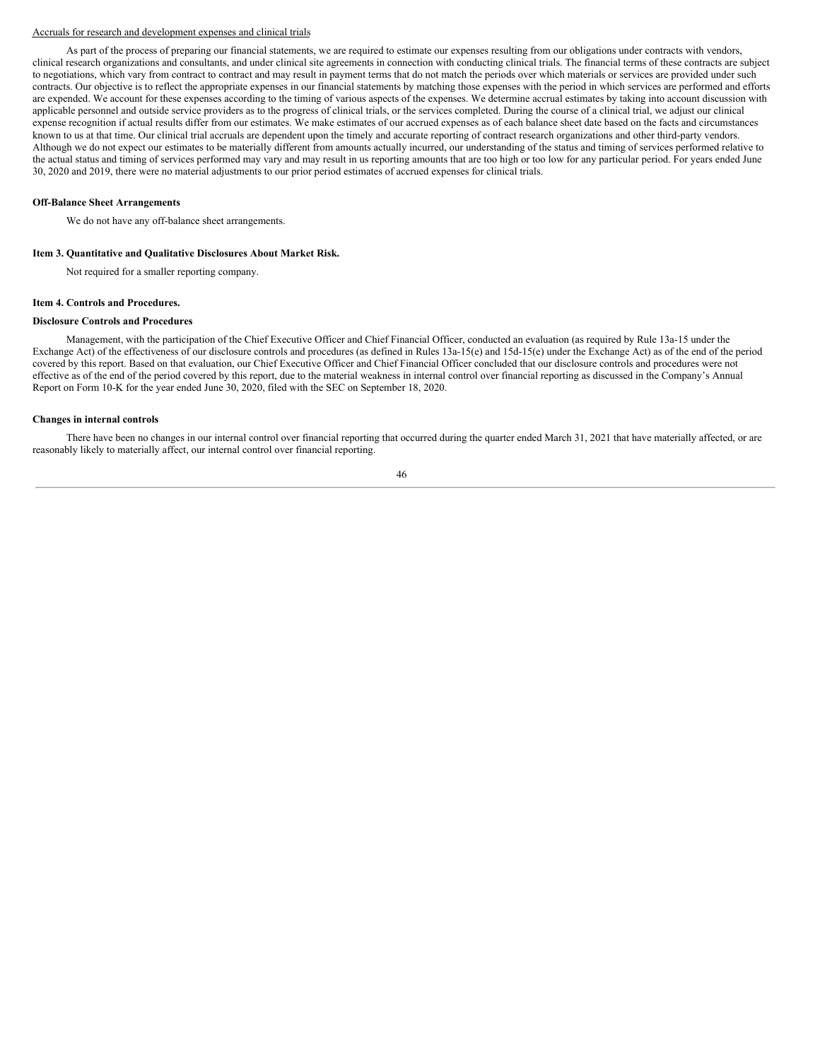Accruals for research and development expenses and clinical trials

As part of the process of preparing our financial statements, we are required to estimate our expenses resulting from our obligations under contracts with vendors, clinical research organizations and consultants, and under clinical site agreements in connection with conducting clinical trials. The financial terms of these contracts are subject to negotiations, which vary from contract to contract and may result in payment terms that do not match the periods over which materials or services are provided under such contracts. Our objective is to reflect the appropriate expenses in our financial statements by matching those expenses with the period in which services are performed and efforts are expended. We account for these expenses according to the timing of various aspects of the expenses. We determine accrual estimates by taking into account discussion with applicable personnel and outside service providers as to the progress of clinical trials, or the services completed. During the course of a clinical trial, we adjust our clinical expense recognition if actual results differ from our estimates. We make estimates of our accrued expenses as of each balance sheet date based on the facts and circumstances known to us at that time. Our clinical trial accruals are dependent upon the timely and accurate reporting of contract research organizations and other third-party vendors. Although we do not expect our estimates to be materially different from amounts actually incurred, our understanding of the status and timing of services performed relative to the actual status and timing of services performed may vary and may result in us reporting amounts that are too high or too low for any particular period. For years ended June 30, 2020 and 2019, there were no material adjustments to our prior period estimates of accrued expenses for clinical trials.

**Off-Balance Sheet Arrangements**

We do not have any off-balance sheet arrangements.

**Item 3. Quantitative and Qualitative Disclosures About Market Risk.**

Not required for a smaller reporting company.

**Item 4. Controls and Procedures.**

**Disclosure Controls and Procedures**

Management, with the participation of the Chief Executive Officer and Chief Financial Officer, conducted an evaluation (as required by Rule 13a-15 under the Exchange Act) of the effectiveness of our disclosure controls and procedures (as defined in Rules 13a-15(e) and 15d-15(e) under the Exchange Act) as of the end of the period covered by this report. Based on that evaluation, our Chief Executive Officer and Chief Financial Officer concluded that our disclosure controls and procedures were not effective as of the end of the period covered by this report, due to the material weakness in internal control over financial reporting as discussed in the Company's Annual Report on Form 10-K for the year ended June 30, 2020, filed with the SEC on September 18, 2020.

**Changes in internal controls**

There have been no changes in our internal control over financial reporting that occurred during the quarter ended March 31, 2021 that have materially affected, or are reasonably likely to materially affect, our internal control over financial reporting.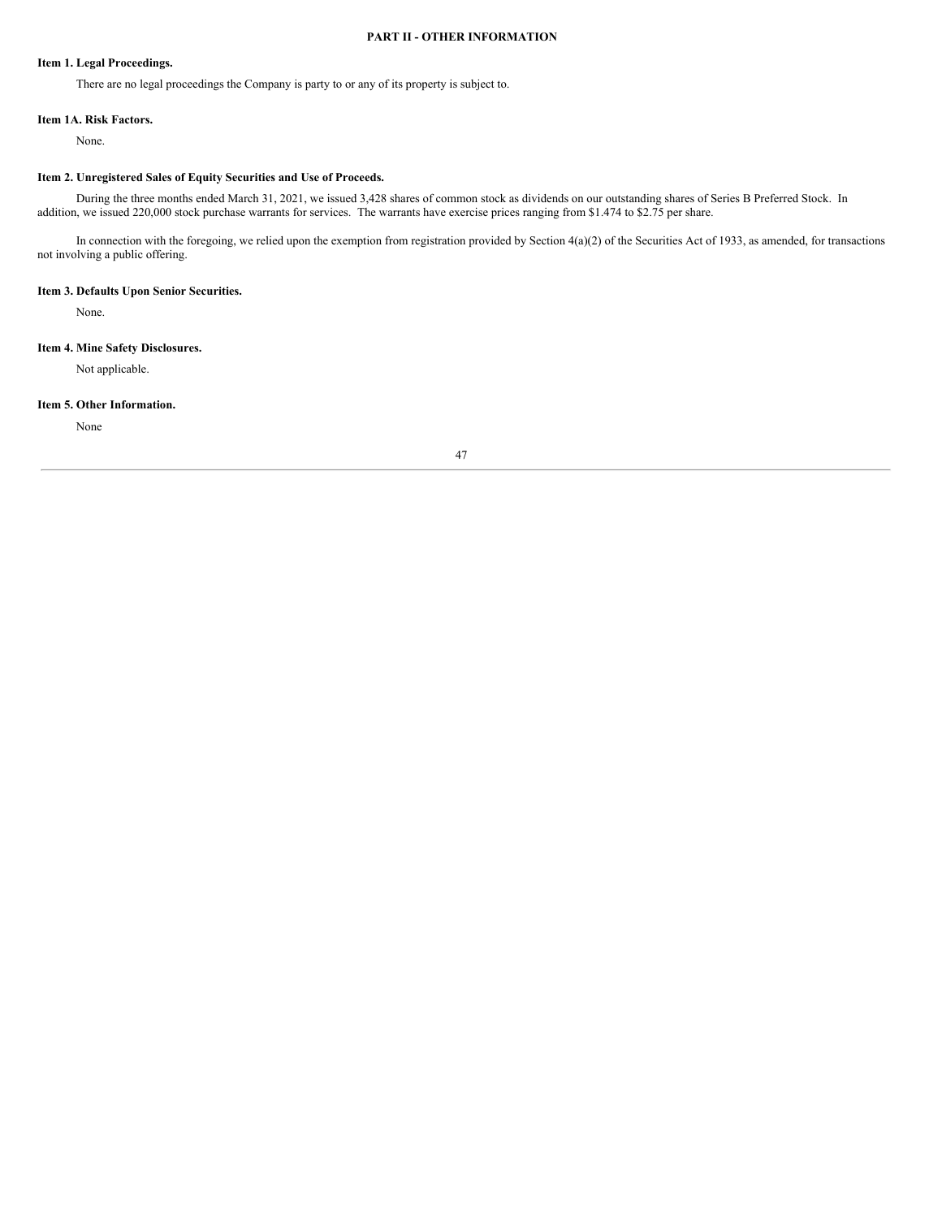## PART II - OTHER INFORMATION

### Item 1. Legal Proceedings.

There are no legal proceedings the Company is party to or any of its property is subject to.

### Item 1A. Risk Factors.

None.

### Item 2. Unregistered Sales of Equity Securities and Use of Proceeds.

During the three months ended March 31, 2021, we issued 3,428 shares of common stock as dividends on our outstanding shares of Series B Preferred Stock. In addition, we issued 220,000 stock purchase warrants for services. The warrants have exercise prices ranging from $1.474 to $2.75 per share.

In connection with the foregoing, we relied upon the exemption from registration provided by Section 4(a)(2) of the Securities Act of 1933, as amended, for transactions not involving a public offering.

### Item 3. Defaults Upon Senior Securities.

None.

### Item 4. Mine Safety Disclosures.

Not applicable.

### Item 5. Other Information.

None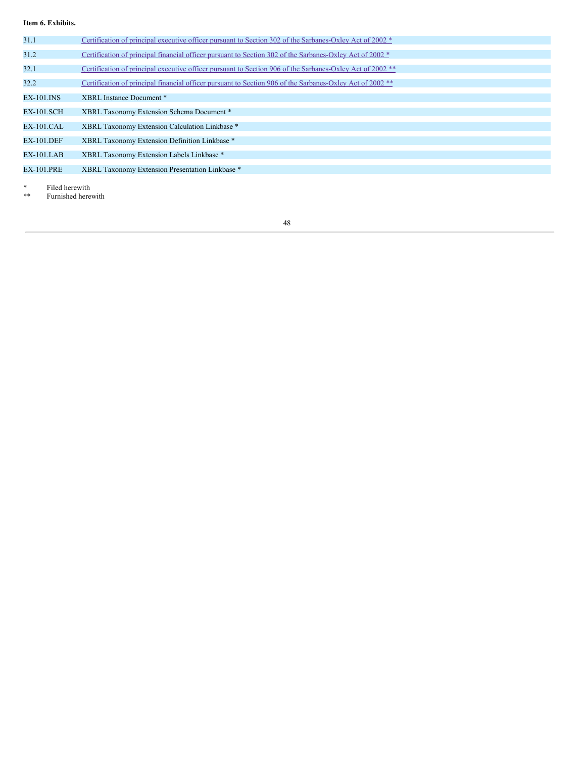**Item 6. Exhibits.**

| | |
|---|---|
| 31.1 | Certification of principal executive officer pursuant to Section 302 of the Sarbanes-Oxley Act of 2002 * |
| 31.2 | Certification of principal financial officer pursuant to Section 302 of the Sarbanes-Oxley Act of 2002 * |
| 32.1 | Certification of principal executive officer pursuant to Section 906 of the Sarbanes-Oxley Act of 2002 ** |
| 32.2 | Certification of principal financial officer pursuant to Section 906 of the Sarbanes-Oxley Act of 2002 ** |
| EX-101.INS | XBRL Instance Document * |
| EX-101.SCH | XBRL Taxonomy Extension Schema Document * |
| EX-101.CAL | XBRL Taxonomy Extension Calculation Linkbase * |
| EX-101.DEF | XBRL Taxonomy Extension Definition Linkbase * |
| EX-101.LAB | XBRL Taxonomy Extension Labels Linkbase * |
| EX-101.PRE | XBRL Taxonomy Extension Presentation Linkbase * |

\* Filed herewith

\*\* Furnished herewith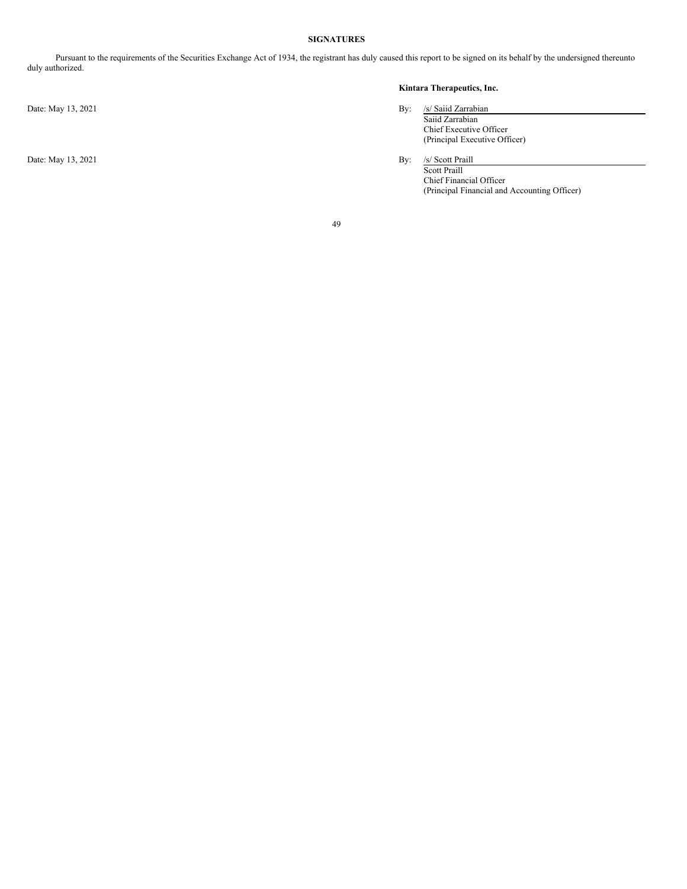## SIGNATURES

Pursuant to the requirements of the Securities Exchange Act of 1934, the registrant has duly caused this report to be signed on its behalf by the undersigned thereunto duly authorized.

**Kintara Therapeutics, Inc.**

Date: May 13, 2021

By: /s/ Saiid Zarrabian
Saiid Zarrabian
Chief Executive Officer
(Principal Executive Officer)

Date: May 13, 2021

By: /s/ Scott Praill
Scott Praill
Chief Financial Officer
(Principal Financial and Accounting Officer)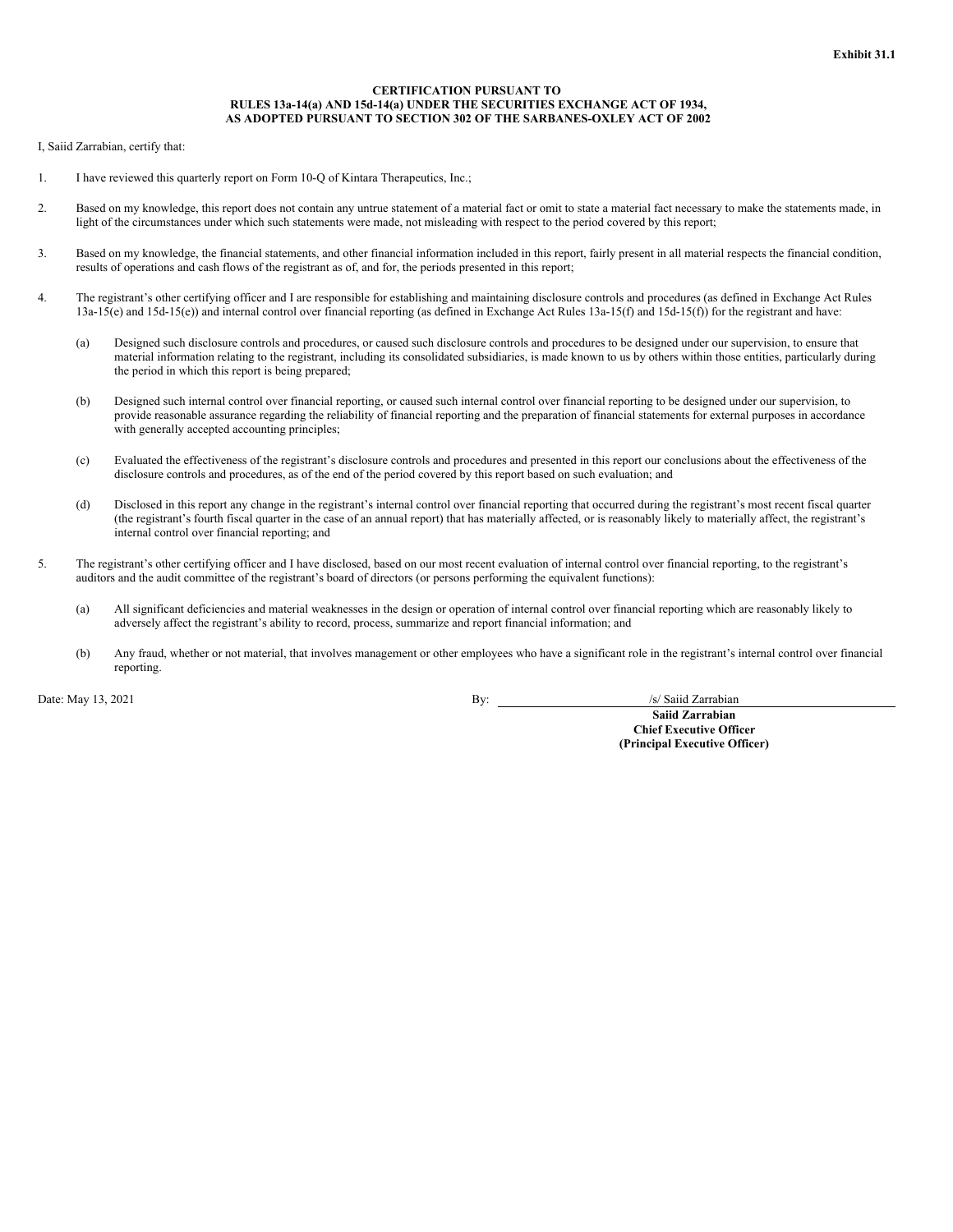**Exhibit 31.1**

**CERTIFICATION PURSUANT TO**
**RULES 13a-14(a) AND 15d-14(a) UNDER THE SECURITIES EXCHANGE ACT OF 1934,**
**AS ADOPTED PURSUANT TO SECTION 302 OF THE SARBANES-OXLEY ACT OF 2002**

I, Saiid Zarrabian, certify that:

1. I have reviewed this quarterly report on Form 10-Q of Kintara Therapeutics, Inc.;

2. Based on my knowledge, this report does not contain any untrue statement of a material fact or omit to state a material fact necessary to make the statements made, in light of the circumstances under which such statements were made, not misleading with respect to the period covered by this report;

3. Based on my knowledge, the financial statements, and other financial information included in this report, fairly present in all material respects the financial condition, results of operations and cash flows of the registrant as of, and for, the periods presented in this report;

4. The registrant's other certifying officer and I are responsible for establishing and maintaining disclosure controls and procedures (as defined in Exchange Act Rules 13a-15(e) and 15d-15(e)) and internal control over financial reporting (as defined in Exchange Act Rules 13a-15(f) and 15d-15(f)) for the registrant and have:

   (a) Designed such disclosure controls and procedures, or caused such disclosure controls and procedures to be designed under our supervision, to ensure that material information relating to the registrant, including its consolidated subsidiaries, is made known to us by others within those entities, particularly during the period in which this report is being prepared;

   (b) Designed such internal control over financial reporting, or caused such internal control over financial reporting to be designed under our supervision, to provide reasonable assurance regarding the reliability of financial reporting and the preparation of financial statements for external purposes in accordance with generally accepted accounting principles;

   (c) Evaluated the effectiveness of the registrant's disclosure controls and procedures and presented in this report our conclusions about the effectiveness of the disclosure controls and procedures, as of the end of the period covered by this report based on such evaluation; and

   (d) Disclosed in this report any change in the registrant's internal control over financial reporting that occurred during the registrant's most recent fiscal quarter (the registrant's fourth fiscal quarter in the case of an annual report) that has materially affected, or is reasonably likely to materially affect, the registrant's internal control over financial reporting; and

5. The registrant's other certifying officer and I have disclosed, based on our most recent evaluation of internal control over financial reporting, to the registrant's auditors and the audit committee of the registrant's board of directors (or persons performing the equivalent functions):

   (a) All significant deficiencies and material weaknesses in the design or operation of internal control over financial reporting which are reasonably likely to adversely affect the registrant's ability to record, process, summarize and report financial information; and

   (b) Any fraud, whether or not material, that involves management or other employees who have a significant role in the registrant's internal control over financial reporting.

Date: May 13, 2021

By: /s/ Saiid Zarrabian
**Saiid Zarrabian**
**Chief Executive Officer**
**(Principal Executive Officer)**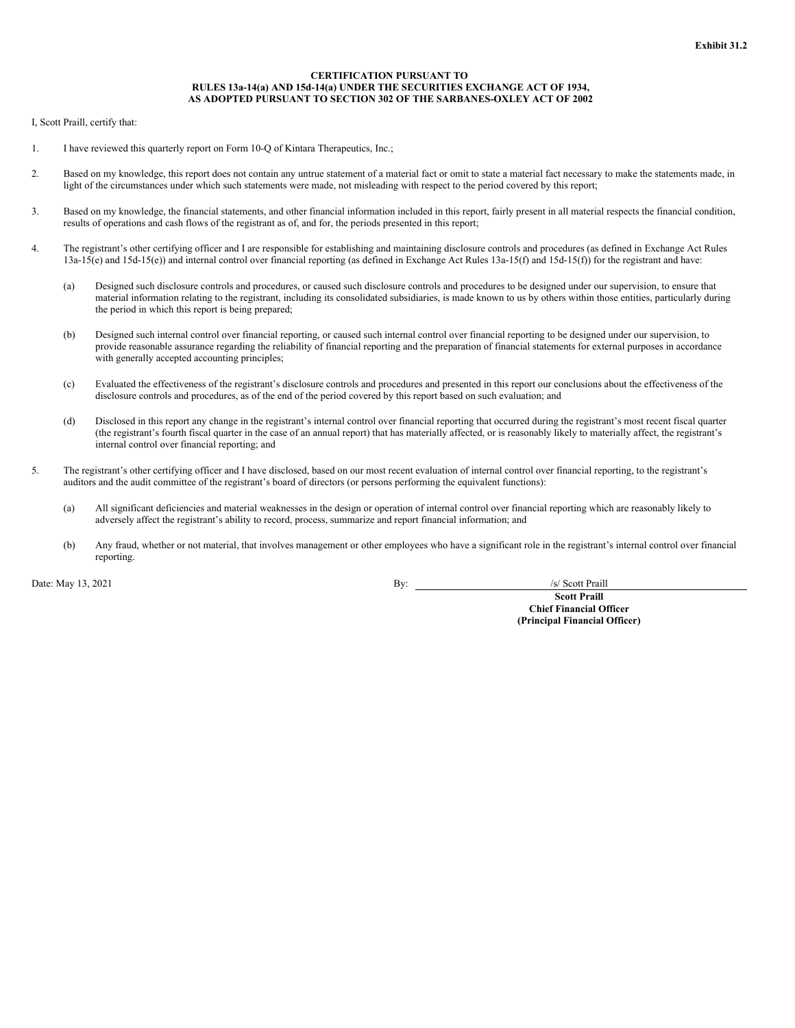**Exhibit 31.2**

**CERTIFICATION PURSUANT TO**
**RULES 13a-14(a) AND 15d-14(a) UNDER THE SECURITIES EXCHANGE ACT OF 1934,**
**AS ADOPTED PURSUANT TO SECTION 302 OF THE SARBANES-OXLEY ACT OF 2002**

I, Scott Praill, certify that:

1. I have reviewed this quarterly report on Form 10-Q of Kintara Therapeutics, Inc.;

2. Based on my knowledge, this report does not contain any untrue statement of a material fact or omit to state a material fact necessary to make the statements made, in light of the circumstances under which such statements were made, not misleading with respect to the period covered by this report;

3. Based on my knowledge, the financial statements, and other financial information included in this report, fairly present in all material respects the financial condition, results of operations and cash flows of the registrant as of, and for, the periods presented in this report;

4. The registrant's other certifying officer and I are responsible for establishing and maintaining disclosure controls and procedures (as defined in Exchange Act Rules 13a-15(e) and 15d-15(e)) and internal control over financial reporting (as defined in Exchange Act Rules 13a-15(f) and 15d-15(f)) for the registrant and have:

   (a) Designed such disclosure controls and procedures, or caused such disclosure controls and procedures to be designed under our supervision, to ensure that material information relating to the registrant, including its consolidated subsidiaries, is made known to us by others within those entities, particularly during the period in which this report is being prepared;

   (b) Designed such internal control over financial reporting, or caused such internal control over financial reporting to be designed under our supervision, to provide reasonable assurance regarding the reliability of financial reporting and the preparation of financial statements for external purposes in accordance with generally accepted accounting principles;

   (c) Evaluated the effectiveness of the registrant's disclosure controls and procedures and presented in this report our conclusions about the effectiveness of the disclosure controls and procedures, as of the end of the period covered by this report based on such evaluation; and

   (d) Disclosed in this report any change in the registrant's internal control over financial reporting that occurred during the registrant's most recent fiscal quarter (the registrant's fourth fiscal quarter in the case of an annual report) that has materially affected, or is reasonably likely to materially affect, the registrant's internal control over financial reporting; and

5. The registrant's other certifying officer and I have disclosed, based on our most recent evaluation of internal control over financial reporting, to the registrant's auditors and the audit committee of the registrant's board of directors (or persons performing the equivalent functions):

   (a) All significant deficiencies and material weaknesses in the design or operation of internal control over financial reporting which are reasonably likely to adversely affect the registrant's ability to record, process, summarize and report financial information; and

   (b) Any fraud, whether or not material, that involves management or other employees who have a significant role in the registrant's internal control over financial reporting.

Date: May 13, 2021

By: /s/ Scott Praill

**Scott Praill**
**Chief Financial Officer**
**(Principal Financial Officer)**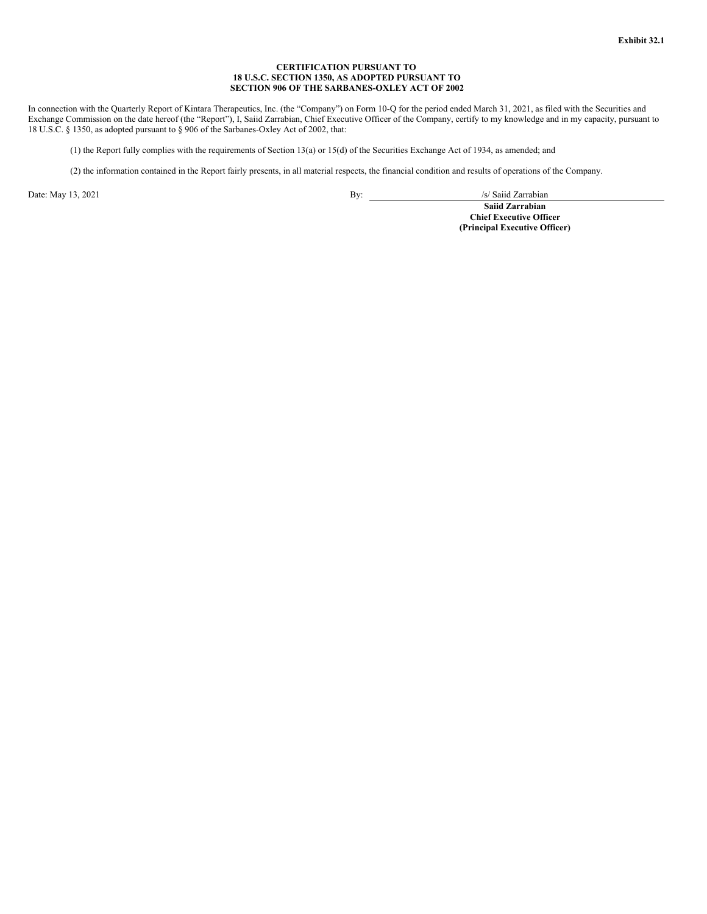**Exhibit 32.1**

**CERTIFICATION PURSUANT TO**
**18 U.S.C. SECTION 1350, AS ADOPTED PURSUANT TO**
**SECTION 906 OF THE SARBANES-OXLEY ACT OF 2002**

In connection with the Quarterly Report of Kintara Therapeutics, Inc. (the "Company") on Form 10-Q for the period ended March 31, 2021, as filed with the Securities and Exchange Commission on the date hereof (the "Report"), I, Saiid Zarrabian, Chief Executive Officer of the Company, certify to my knowledge and in my capacity, pursuant to 18 U.S.C. § 1350, as adopted pursuant to § 906 of the Sarbanes-Oxley Act of 2002, that:

(1) the Report fully complies with the requirements of Section 13(a) or 15(d) of the Securities Exchange Act of 1934, as amended; and

(2) the information contained in the Report fairly presents, in all material respects, the financial condition and results of operations of the Company.

Date: May 13, 2021

By: /s/ Saiid Zarrabian

**Saiid Zarrabian**
**Chief Executive Officer**
**(Principal Executive Officer)**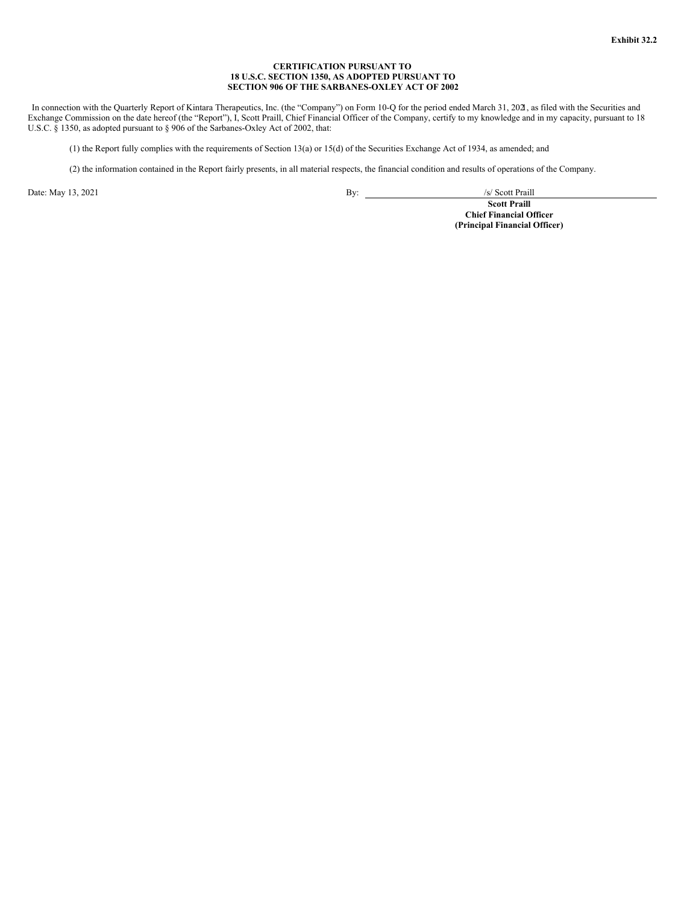**Exhibit 32.2**

**CERTIFICATION PURSUANT TO**
**18 U.S.C. SECTION 1350, AS ADOPTED PURSUANT TO**
**SECTION 906 OF THE SARBANES-OXLEY ACT OF 2002**

In connection with the Quarterly Report of Kintara Therapeutics, Inc. (the "Company") on Form 10-Q for the period ended March 31, 2021, as filed with the Securities and Exchange Commission on the date hereof (the "Report"), I, Scott Praill, Chief Financial Officer of the Company, certify to my knowledge and in my capacity, pursuant to 18 U.S.C. § 1350, as adopted pursuant to § 906 of the Sarbanes-Oxley Act of 2002, that:

(1) the Report fully complies with the requirements of Section 13(a) or 15(d) of the Securities Exchange Act of 1934, as amended; and

(2) the information contained in the Report fairly presents, in all material respects, the financial condition and results of operations of the Company.

Date: May 13, 2021

By: /s/ Scott Praill
**Scott Praill**
**Chief Financial Officer**
**(Principal Financial Officer)**